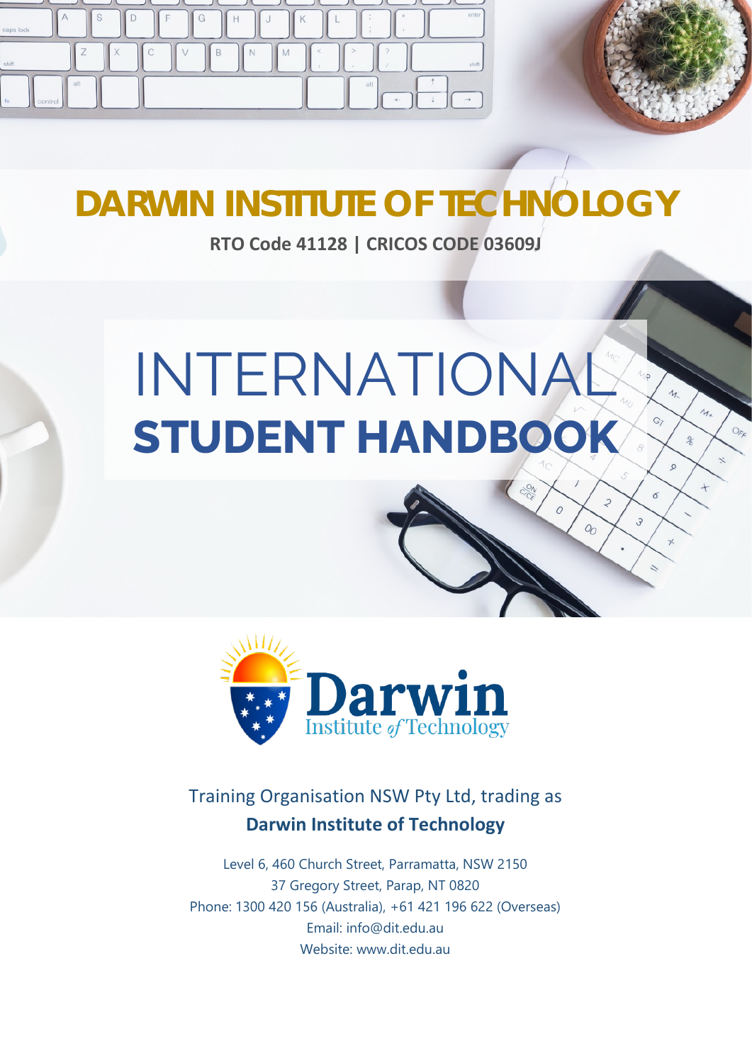# DARWIN INSTITUTE OF TECHNOLOGY

**RTO Code 41128 | CRICOS CODE 03609J**

# INTERNATIONAL STUDENT HANDBOOK

Darwin Institute of Technology

Training Organisation NSW Pty Ltd, trading as

**Darwin Institute of Technology**

Level 6, 460 Church Street, Parramatta, NSW 2150
37 Gregory Street, Parap, NT 0820
Phone: 1300 420 156 (Australia), +61 421 196 622 (Overseas)
Email: info@dit.edu.au
Website: www.dit.edu.au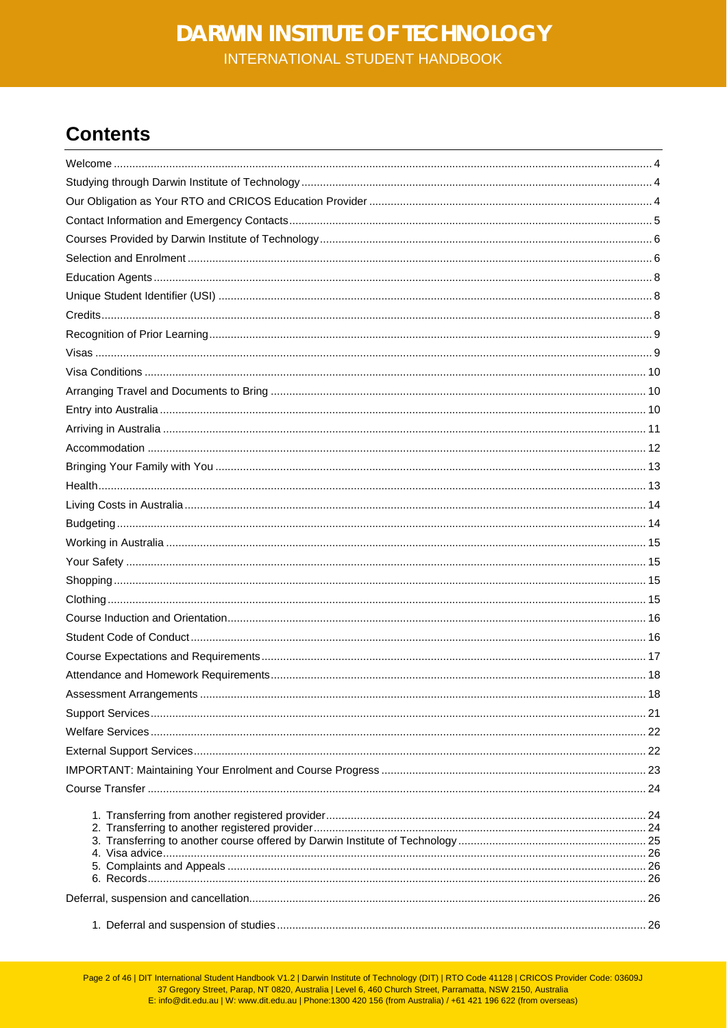## Contents

Welcome ..... 4
Studying through Darwin Institute of Technology ..... 4
Our Obligation as Your RTO and CRICOS Education Provider ..... 4
Contact Information and Emergency Contacts ..... 5
Courses Provided by Darwin Institute of Technology ..... 6
Selection and Enrolment ..... 6
Education Agents ..... 8
Unique Student Identifier (USI) ..... 8
Credits ..... 8
Recognition of Prior Learning ..... 9
Visas ..... 9
Visa Conditions ..... 10
Arranging Travel and Documents to Bring ..... 10
Entry into Australia ..... 10
Arriving in Australia ..... 11
Accommodation ..... 12
Bringing Your Family with You ..... 13
Health ..... 13
Living Costs in Australia ..... 14
Budgeting ..... 14
Working in Australia ..... 15
Your Safety ..... 15
Shopping ..... 15
Clothing ..... 15
Course Induction and Orientation ..... 16
Student Code of Conduct ..... 16
Course Expectations and Requirements ..... 17
Attendance and Homework Requirements ..... 18
Assessment Arrangements ..... 18
Support Services ..... 21
Welfare Services ..... 22
External Support Services ..... 22
IMPORTANT: Maintaining Your Enrolment and Course Progress ..... 23
Course Transfer ..... 24

1. Transferring from another registered provider ..... 24
2. Transferring to another registered provider ..... 24
3. Transferring to another course offered by Darwin Institute of Technology ..... 25
4. Visa advice ..... 26
5. Complaints and Appeals ..... 26
6. Records ..... 26

Deferral, suspension and cancellation ..... 26

1. Deferral and suspension of studies ..... 26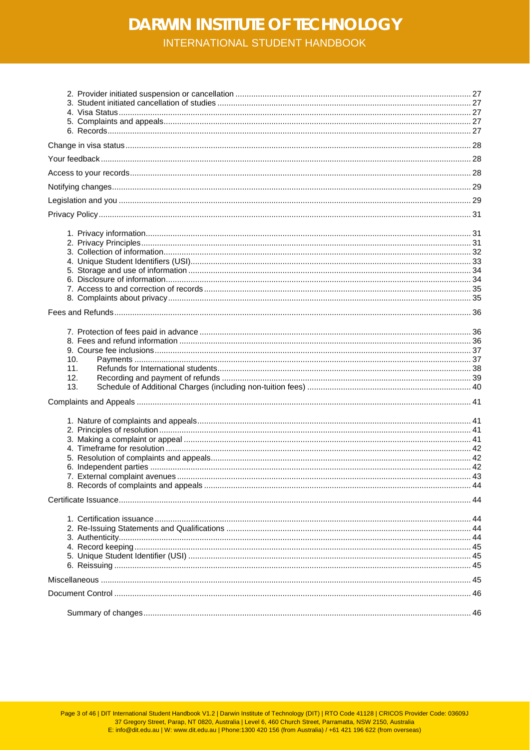2. Provider initiated suspension or cancellation ..... 27
3. Student initiated cancellation of studies ..... 27
4. Visa Status ..... 27
5. Complaints and appeals ..... 27
6. Records ..... 27

Change in visa status ..... 28

Your feedback ..... 28

Access to your records ..... 28

Notifying changes ..... 29

Legislation and you ..... 29

Privacy Policy ..... 31

1. Privacy information ..... 31
2. Privacy Principles ..... 31
3. Collection of information ..... 32
4. Unique Student Identifiers (USI) ..... 33
5. Storage and use of information ..... 34
6. Disclosure of information ..... 34
7. Access to and correction of records ..... 35
8. Complaints about privacy ..... 35

Fees and Refunds ..... 36

7. Protection of fees paid in advance ..... 36
8. Fees and refund information ..... 36
9. Course fee inclusions ..... 37
10. Payments ..... 37
11. Refunds for International students ..... 38
12. Recording and payment of refunds ..... 39
13. Schedule of Additional Charges (including non-tuition fees) ..... 40

Complaints and Appeals ..... 41

1. Nature of complaints and appeals ..... 41
2. Principles of resolution ..... 41
3. Making a complaint or appeal ..... 41
4. Timeframe for resolution ..... 42
5. Resolution of complaints and appeals ..... 42
6. Independent parties ..... 42
7. External complaint avenues ..... 43
8. Records of complaints and appeals ..... 44

Certificate Issuance ..... 44

1. Certification issuance ..... 44
2. Re-Issuing Statements and Qualifications ..... 44
3. Authenticity ..... 44
4. Record keeping ..... 45
5. Unique Student Identifier (USI) ..... 45
6. Reissuing ..... 45

Miscellaneous ..... 45

Document Control ..... 46

Summary of changes ..... 46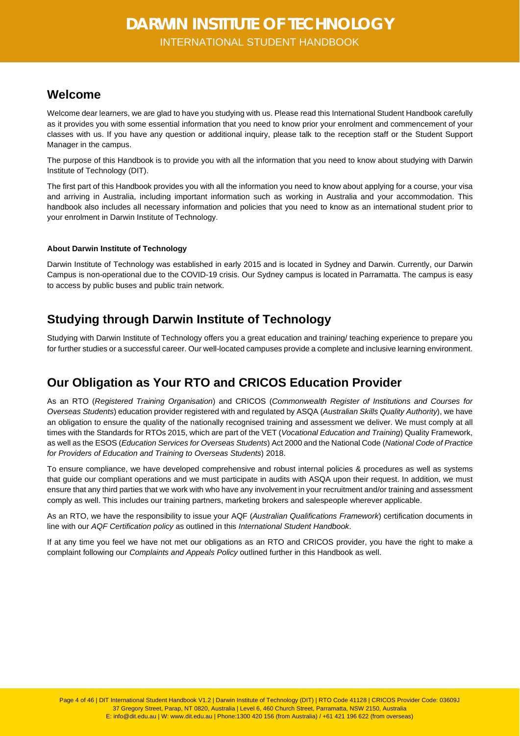## Welcome

Welcome dear learners, we are glad to have you studying with us. Please read this International Student Handbook carefully as it provides you with some essential information that you need to know prior your enrolment and commencement of your classes with us. If you have any question or additional inquiry, please talk to the reception staff or the Student Support Manager in the campus.

The purpose of this Handbook is to provide you with all the information that you need to know about studying with Darwin Institute of Technology (DIT).

The first part of this Handbook provides you with all the information you need to know about applying for a course, your visa and arriving in Australia, including important information such as working in Australia and your accommodation. This handbook also includes all necessary information and policies that you need to know as an international student prior to your enrolment in Darwin Institute of Technology.

**About Darwin Institute of Technology**

Darwin Institute of Technology was established in early 2015 and is located in Sydney and Darwin. Currently, our Darwin Campus is non-operational due to the COVID-19 crisis. Our Sydney campus is located in Parramatta. The campus is easy to access by public buses and public train network.

## Studying through Darwin Institute of Technology

Studying with Darwin Institute of Technology offers you a great education and training/ teaching experience to prepare you for further studies or a successful career. Our well-located campuses provide a complete and inclusive learning environment.

## Our Obligation as Your RTO and CRICOS Education Provider

As an RTO (*Registered Training Organisation*) and CRICOS (*Commonwealth Register of Institutions and Courses for Overseas Students*) education provider registered with and regulated by ASQA (*Australian Skills Quality Authority*), we have an obligation to ensure the quality of the nationally recognised training and assessment we deliver. We must comply at all times with the Standards for RTOs 2015, which are part of the VET (*Vocational Education and Training*) Quality Framework, as well as the ESOS (*Education Services for Overseas Students*) Act 2000 and the National Code (*National Code of Practice for Providers of Education and Training to Overseas Students*) 2018.

To ensure compliance, we have developed comprehensive and robust internal policies & procedures as well as systems that guide our compliant operations and we must participate in audits with ASQA upon their request. In addition, we must ensure that any third parties that we work with who have any involvement in your recruitment and/or training and assessment comply as well. This includes our training partners, marketing brokers and salespeople wherever applicable.

As an RTO, we have the responsibility to issue your AQF (*Australian Qualifications Framework*) certification documents in line with our *AQF Certification policy* as outlined in this *International Student Handbook*.

If at any time you feel we have not met our obligations as an RTO and CRICOS provider, you have the right to make a complaint following our *Complaints and Appeals Policy* outlined further in this Handbook as well.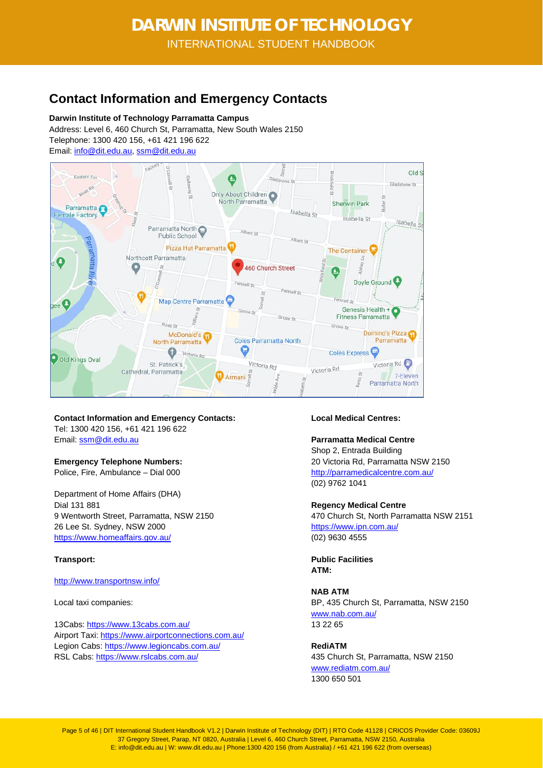## Contact Information and Emergency Contacts

**Darwin Institute of Technology Parramatta Campus**
Address: Level 6, 460 Church St, Parramatta, New South Wales 2150
Telephone: 1300 420 156, +61 421 196 622
Email: info@dit.edu.au, ssm@dit.edu.au

**Contact Information and Emergency Contacts:**
Tel: 1300 420 156, +61 421 196 622
Email: ssm@dit.edu.au

**Emergency Telephone Numbers:**
Police, Fire, Ambulance – Dial 000

Department of Home Affairs (DHA)
Dial 131 881
9 Wentworth Street, Parramatta, NSW 2150
26 Lee St. Sydney, NSW 2000
https://www.homeaffairs.gov.au/

**Transport:**

http://www.transportnsw.info/

Local taxi companies:

13Cabs: https://www.13cabs.com.au/
Airport Taxi: https://www.airportconnections.com.au/
Legion Cabs: https://www.legioncabs.com.au/
RSL Cabs: https://www.rslcabs.com.au/

**Local Medical Centres:**

**Parramatta Medical Centre**
Shop 2, Entrada Building
20 Victoria Rd, Parramatta NSW 2150
http://parramedicalcentre.com.au/
(02) 9762 1041

**Regency Medical Centre**
470 Church St, North Parramatta NSW 2151
https://www.ipn.com.au/
(02) 9630 4555

**Public Facilities**
**ATM:**

**NAB ATM**
BP, 435 Church St, Parramatta, NSW 2150
www.nab.com.au/
13 22 65

**RediATM**
435 Church St, Parramatta, NSW 2150
www.rediatm.com.au/
1300 650 501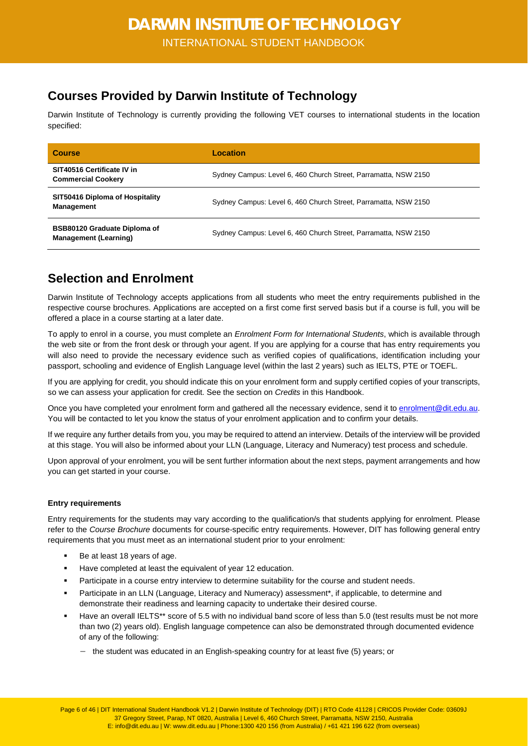## Courses Provided by Darwin Institute of Technology

Darwin Institute of Technology is currently providing the following VET courses to international students in the location specified:

| Course | Location |
| --- | --- |
| **SIT40516 Certificate IV in Commercial Cookery** | Sydney Campus: Level 6, 460 Church Street, Parramatta, NSW 2150 |
| **SIT50416 Diploma of Hospitality Management** | Sydney Campus: Level 6, 460 Church Street, Parramatta, NSW 2150 |
| **BSB80120 Graduate Diploma of Management (Learning)** | Sydney Campus: Level 6, 460 Church Street, Parramatta, NSW 2150 |

## Selection and Enrolment

Darwin Institute of Technology accepts applications from all students who meet the entry requirements published in the respective course brochures. Applications are accepted on a first come first served basis but if a course is full, you will be offered a place in a course starting at a later date.

To apply to enrol in a course, you must complete an *Enrolment Form for International Students*, which is available through the web site or from the front desk or through your agent. If you are applying for a course that has entry requirements you will also need to provide the necessary evidence such as verified copies of qualifications, identification including your passport, schooling and evidence of English Language level (within the last 2 years) such as IELTS, PTE or TOEFL.

If you are applying for credit, you should indicate this on your enrolment form and supply certified copies of your transcripts, so we can assess your application for credit. See the section on *Credits* in this Handbook.

Once you have completed your enrolment form and gathered all the necessary evidence, send it to enrolment@dit.edu.au. You will be contacted to let you know the status of your enrolment application and to confirm your details.

If we require any further details from you, you may be required to attend an interview. Details of the interview will be provided at this stage. You will also be informed about your LLN (Language, Literacy and Numeracy) test process and schedule.

Upon approval of your enrolment, you will be sent further information about the next steps, payment arrangements and how you can get started in your course.

**Entry requirements**

Entry requirements for the students may vary according to the qualification/s that students applying for enrolment. Please refer to the *Course Brochure* documents for course-specific entry requirements. However, DIT has following general entry requirements that you must meet as an international student prior to your enrolment:

- Be at least 18 years of age.
- Have completed at least the equivalent of year 12 education.
- Participate in a course entry interview to determine suitability for the course and student needs.
- Participate in an LLN (Language, Literacy and Numeracy) assessment*, if applicable, to determine and demonstrate their readiness and learning capacity to undertake their desired course.
- Have an overall IELTS** score of 5.5 with no individual band score of less than 5.0 (test results must be not more than two (2) years old). English language competence can also be demonstrated through documented evidence of any of the following:
  - the student was educated in an English-speaking country for at least five (5) years; or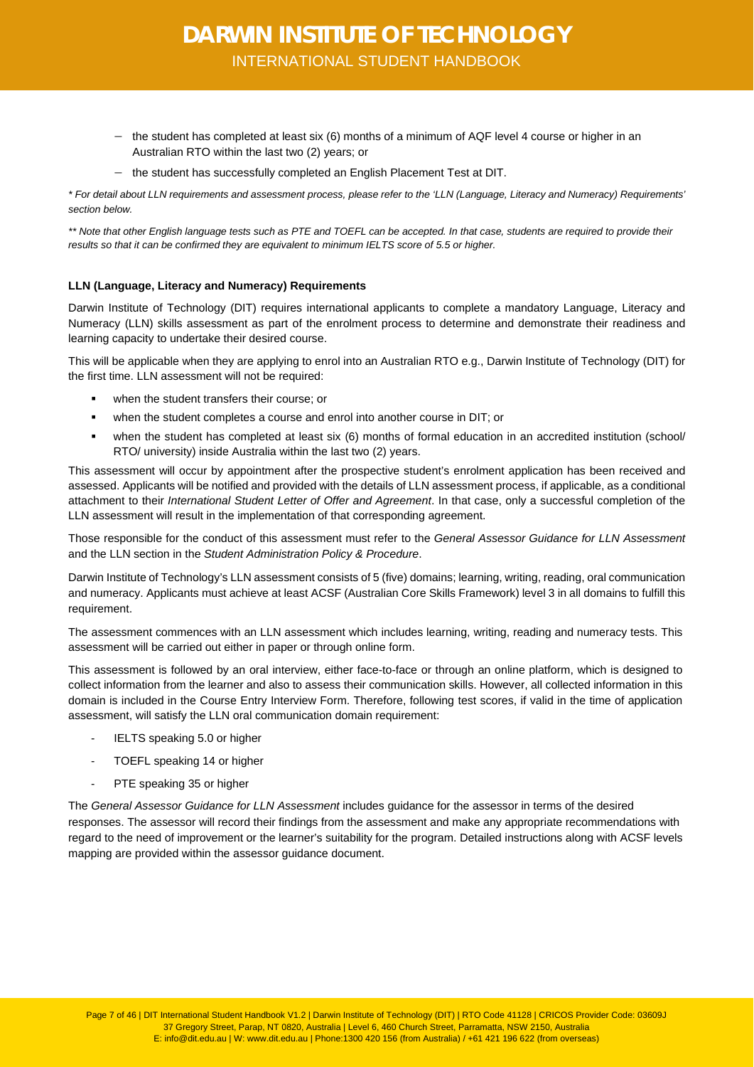- the student has completed at least six (6) months of a minimum of AQF level 4 course or higher in an Australian RTO within the last two (2) years; or
- the student has successfully completed an English Placement Test at DIT.

*\* For detail about LLN requirements and assessment process, please refer to the 'LLN (Language, Literacy and Numeracy) Requirements' section below.*

*\*\* Note that other English language tests such as PTE and TOEFL can be accepted. In that case, students are required to provide their results so that it can be confirmed they are equivalent to minimum IELTS score of 5.5 or higher.*

**LLN (Language, Literacy and Numeracy) Requirements**

Darwin Institute of Technology (DIT) requires international applicants to complete a mandatory Language, Literacy and Numeracy (LLN) skills assessment as part of the enrolment process to determine and demonstrate their readiness and learning capacity to undertake their desired course.

This will be applicable when they are applying to enrol into an Australian RTO e.g., Darwin Institute of Technology (DIT) for the first time. LLN assessment will not be required:

- when the student transfers their course; or
- when the student completes a course and enrol into another course in DIT; or
- when the student has completed at least six (6) months of formal education in an accredited institution (school/ RTO/ university) inside Australia within the last two (2) years.

This assessment will occur by appointment after the prospective student's enrolment application has been received and assessed. Applicants will be notified and provided with the details of LLN assessment process, if applicable, as a conditional attachment to their *International Student Letter of Offer and Agreement*. In that case, only a successful completion of the LLN assessment will result in the implementation of that corresponding agreement.

Those responsible for the conduct of this assessment must refer to the *General Assessor Guidance for LLN Assessment* and the LLN section in the *Student Administration Policy & Procedure*.

Darwin Institute of Technology's LLN assessment consists of 5 (five) domains; learning, writing, reading, oral communication and numeracy. Applicants must achieve at least ACSF (Australian Core Skills Framework) level 3 in all domains to fulfill this requirement.

The assessment commences with an LLN assessment which includes learning, writing, reading and numeracy tests. This assessment will be carried out either in paper or through online form.

This assessment is followed by an oral interview, either face-to-face or through an online platform, which is designed to collect information from the learner and also to assess their communication skills. However, all collected information in this domain is included in the Course Entry Interview Form. Therefore, following test scores, if valid in the time of application assessment, will satisfy the LLN oral communication domain requirement:

- IELTS speaking 5.0 or higher
- TOEFL speaking 14 or higher
- PTE speaking 35 or higher

The *General Assessor Guidance for LLN Assessment* includes guidance for the assessor in terms of the desired responses. The assessor will record their findings from the assessment and make any appropriate recommendations with regard to the need of improvement or the learner's suitability for the program. Detailed instructions along with ACSF levels mapping are provided within the assessor guidance document.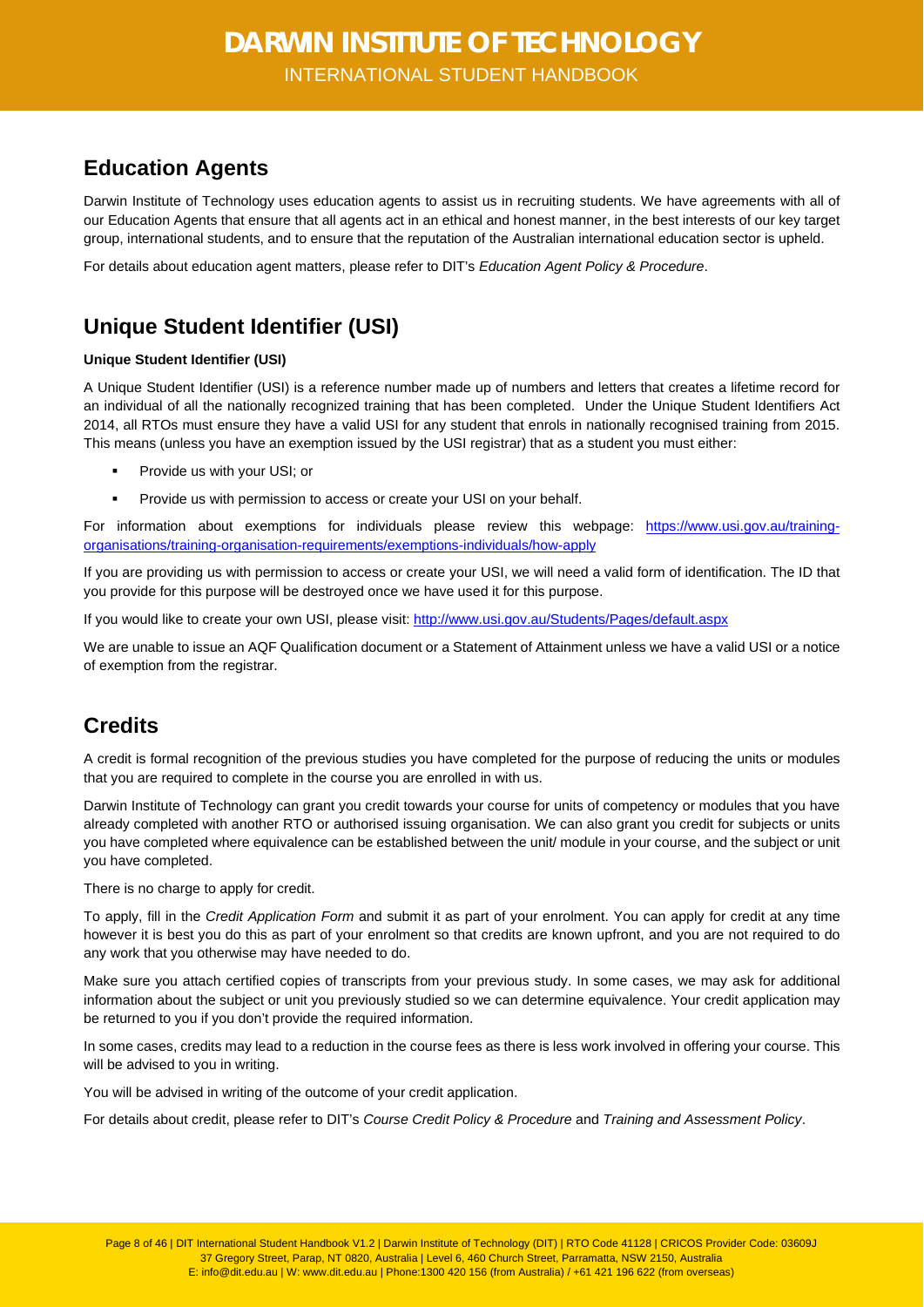## Education Agents

Darwin Institute of Technology uses education agents to assist us in recruiting students. We have agreements with all of our Education Agents that ensure that all agents act in an ethical and honest manner, in the best interests of our key target group, international students, and to ensure that the reputation of the Australian international education sector is upheld.

For details about education agent matters, please refer to DIT's *Education Agent Policy & Procedure*.

## Unique Student Identifier (USI)

**Unique Student Identifier (USI)**

A Unique Student Identifier (USI) is a reference number made up of numbers and letters that creates a lifetime record for an individual of all the nationally recognized training that has been completed. Under the Unique Student Identifiers Act 2014, all RTOs must ensure they have a valid USI for any student that enrols in nationally recognised training from 2015. This means (unless you have an exemption issued by the USI registrar) that as a student you must either:

- Provide us with your USI; or
- Provide us with permission to access or create your USI on your behalf.

For information about exemptions for individuals please review this webpage: [https://www.usi.gov.au/training-organisations/training-organisation-requirements/exemptions-individuals/how-apply](https://www.usi.gov.au/training-organisations/training-organisation-requirements/exemptions-individuals/how-apply)

If you are providing us with permission to access or create your USI, we will need a valid form of identification. The ID that you provide for this purpose will be destroyed once we have used it for this purpose.

If you would like to create your own USI, please visit: [http://www.usi.gov.au/Students/Pages/default.aspx](http://www.usi.gov.au/Students/Pages/default.aspx)

We are unable to issue an AQF Qualification document or a Statement of Attainment unless we have a valid USI or a notice of exemption from the registrar.

## Credits

A credit is formal recognition of the previous studies you have completed for the purpose of reducing the units or modules that you are required to complete in the course you are enrolled in with us.

Darwin Institute of Technology can grant you credit towards your course for units of competency or modules that you have already completed with another RTO or authorised issuing organisation. We can also grant you credit for subjects or units you have completed where equivalence can be established between the unit/ module in your course, and the subject or unit you have completed.

There is no charge to apply for credit.

To apply, fill in the *Credit Application Form* and submit it as part of your enrolment. You can apply for credit at any time however it is best you do this as part of your enrolment so that credits are known upfront, and you are not required to do any work that you otherwise may have needed to do.

Make sure you attach certified copies of transcripts from your previous study. In some cases, we may ask for additional information about the subject or unit you previously studied so we can determine equivalence. Your credit application may be returned to you if you don't provide the required information.

In some cases, credits may lead to a reduction in the course fees as there is less work involved in offering your course. This will be advised to you in writing.

You will be advised in writing of the outcome of your credit application.

For details about credit, please refer to DIT's *Course Credit Policy & Procedure* and *Training and Assessment Policy*.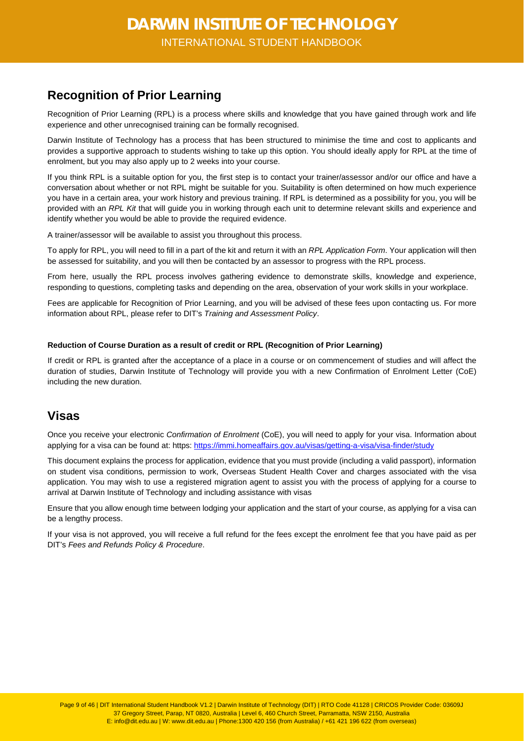## Recognition of Prior Learning

Recognition of Prior Learning (RPL) is a process where skills and knowledge that you have gained through work and life experience and other unrecognised training can be formally recognised.

Darwin Institute of Technology has a process that has been structured to minimise the time and cost to applicants and provides a supportive approach to students wishing to take up this option. You should ideally apply for RPL at the time of enrolment, but you may also apply up to 2 weeks into your course.

If you think RPL is a suitable option for you, the first step is to contact your trainer/assessor and/or our office and have a conversation about whether or not RPL might be suitable for you. Suitability is often determined on how much experience you have in a certain area, your work history and previous training. If RPL is determined as a possibility for you, you will be provided with an *RPL Kit* that will guide you in working through each unit to determine relevant skills and experience and identify whether you would be able to provide the required evidence.

A trainer/assessor will be available to assist you throughout this process.

To apply for RPL, you will need to fill in a part of the kit and return it with an *RPL Application Form*. Your application will then be assessed for suitability, and you will then be contacted by an assessor to progress with the RPL process.

From here, usually the RPL process involves gathering evidence to demonstrate skills, knowledge and experience, responding to questions, completing tasks and depending on the area, observation of your work skills in your workplace.

Fees are applicable for Recognition of Prior Learning, and you will be advised of these fees upon contacting us. For more information about RPL, please refer to DIT's *Training and Assessment Policy*.

#### Reduction of Course Duration as a result of credit or RPL (Recognition of Prior Learning)

If credit or RPL is granted after the acceptance of a place in a course or on commencement of studies and will affect the duration of studies, Darwin Institute of Technology will provide you with a new Confirmation of Enrolment Letter (CoE) including the new duration.

## Visas

Once you receive your electronic *Confirmation of Enrolment* (CoE), you will need to apply for your visa. Information about applying for a visa can be found at: https: https://immi.homeaffairs.gov.au/visas/getting-a-visa/visa-finder/study

This document explains the process for application, evidence that you must provide (including a valid passport), information on student visa conditions, permission to work, Overseas Student Health Cover and charges associated with the visa application. You may wish to use a registered migration agent to assist you with the process of applying for a course to arrival at Darwin Institute of Technology and including assistance with visas

Ensure that you allow enough time between lodging your application and the start of your course, as applying for a visa can be a lengthy process.

If your visa is not approved, you will receive a full refund for the fees except the enrolment fee that you have paid as per DIT's *Fees and Refunds Policy & Procedure*.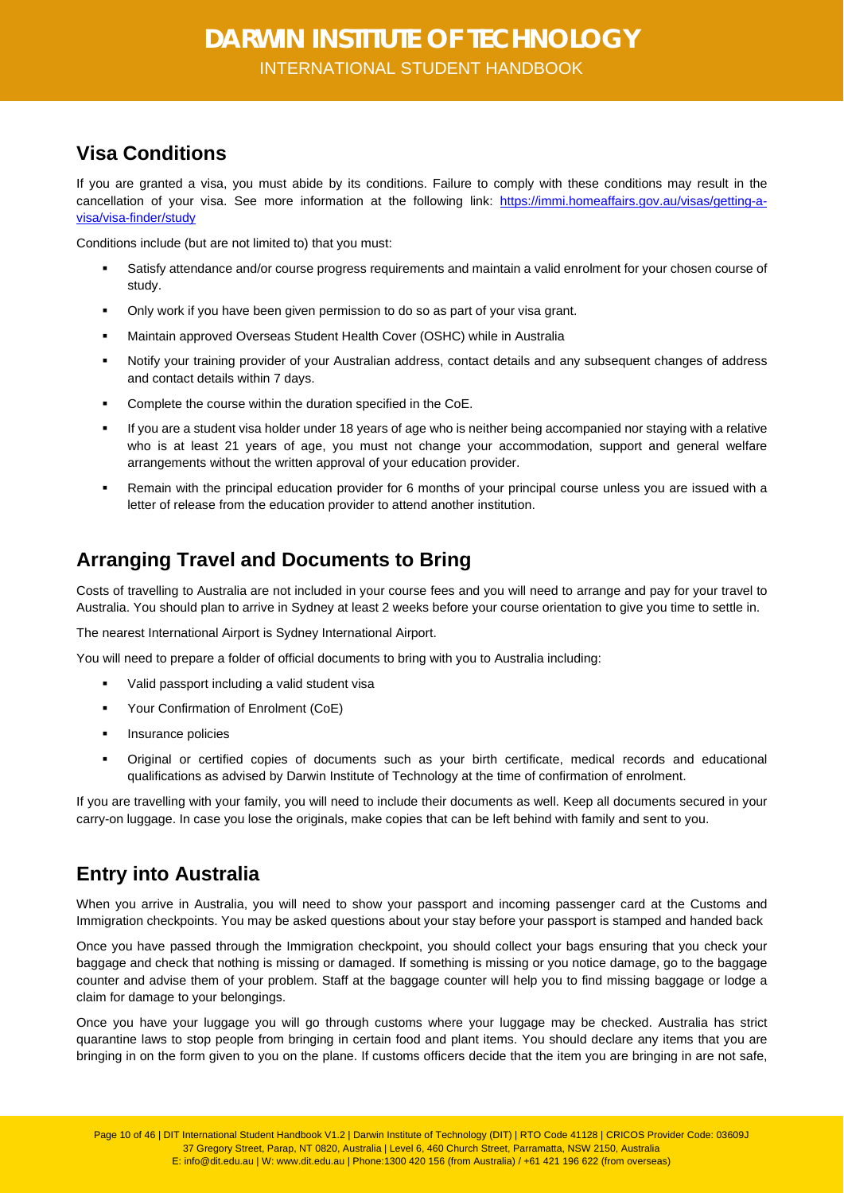## Visa Conditions

If you are granted a visa, you must abide by its conditions. Failure to comply with these conditions may result in the cancellation of your visa. See more information at the following link: [https://immi.homeaffairs.gov.au/visas/getting-a-visa/visa-finder/study](https://immi.homeaffairs.gov.au/visas/getting-a-visa/visa-finder/study)

Conditions include (but are not limited to) that you must:

- Satisfy attendance and/or course progress requirements and maintain a valid enrolment for your chosen course of study.
- Only work if you have been given permission to do so as part of your visa grant.
- Maintain approved Overseas Student Health Cover (OSHC) while in Australia
- Notify your training provider of your Australian address, contact details and any subsequent changes of address and contact details within 7 days.
- Complete the course within the duration specified in the CoE.
- If you are a student visa holder under 18 years of age who is neither being accompanied nor staying with a relative who is at least 21 years of age, you must not change your accommodation, support and general welfare arrangements without the written approval of your education provider.
- Remain with the principal education provider for 6 months of your principal course unless you are issued with a letter of release from the education provider to attend another institution.

## Arranging Travel and Documents to Bring

Costs of travelling to Australia are not included in your course fees and you will need to arrange and pay for your travel to Australia. You should plan to arrive in Sydney at least 2 weeks before your course orientation to give you time to settle in.

The nearest International Airport is Sydney International Airport.

You will need to prepare a folder of official documents to bring with you to Australia including:

- Valid passport including a valid student visa
- Your Confirmation of Enrolment (CoE)
- Insurance policies
- Original or certified copies of documents such as your birth certificate, medical records and educational qualifications as advised by Darwin Institute of Technology at the time of confirmation of enrolment.

If you are travelling with your family, you will need to include their documents as well. Keep all documents secured in your carry-on luggage. In case you lose the originals, make copies that can be left behind with family and sent to you.

## Entry into Australia

When you arrive in Australia, you will need to show your passport and incoming passenger card at the Customs and Immigration checkpoints. You may be asked questions about your stay before your passport is stamped and handed back

Once you have passed through the Immigration checkpoint, you should collect your bags ensuring that you check your baggage and check that nothing is missing or damaged. If something is missing or you notice damage, go to the baggage counter and advise them of your problem. Staff at the baggage counter will help you to find missing baggage or lodge a claim for damage to your belongings.

Once you have your luggage you will go through customs where your luggage may be checked. Australia has strict quarantine laws to stop people from bringing in certain food and plant items. You should declare any items that you are bringing in on the form given to you on the plane. If customs officers decide that the item you are bringing in are not safe,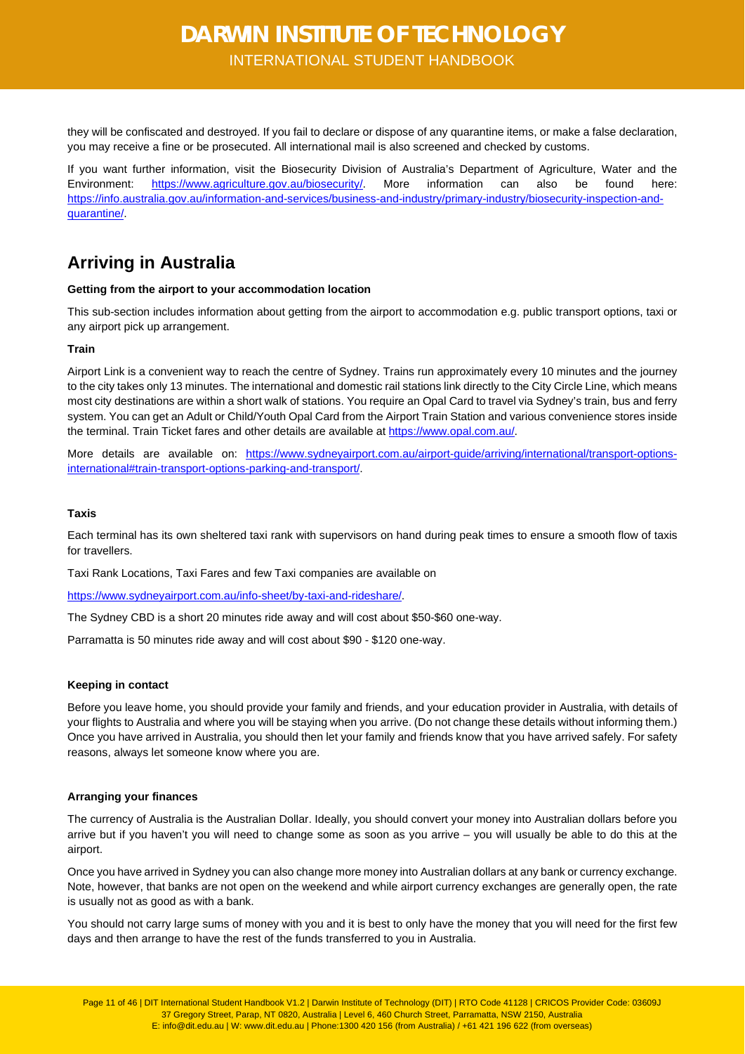they will be confiscated and destroyed. If you fail to declare or dispose of any quarantine items, or make a false declaration, you may receive a fine or be prosecuted. All international mail is also screened and checked by customs.

If you want further information, visit the Biosecurity Division of Australia's Department of Agriculture, Water and the Environment: https://www.agriculture.gov.au/biosecurity/. More information can also be found here: https://info.australia.gov.au/information-and-services/business-and-industry/primary-industry/biosecurity-inspection-and-quarantine/.

## Arriving in Australia

**Getting from the airport to your accommodation location**

This sub-section includes information about getting from the airport to accommodation e.g. public transport options, taxi or any airport pick up arrangement.

**Train**

Airport Link is a convenient way to reach the centre of Sydney. Trains run approximately every 10 minutes and the journey to the city takes only 13 minutes. The international and domestic rail stations link directly to the City Circle Line, which means most city destinations are within a short walk of stations. You require an Opal Card to travel via Sydney's train, bus and ferry system. You can get an Adult or Child/Youth Opal Card from the Airport Train Station and various convenience stores inside the terminal. Train Ticket fares and other details are available at https://www.opal.com.au/.

More details are available on: https://www.sydneyairport.com.au/airport-guide/arriving/international/transport-options-international#train-transport-options-parking-and-transport/.

**Taxis**

Each terminal has its own sheltered taxi rank with supervisors on hand during peak times to ensure a smooth flow of taxis for travellers.

Taxi Rank Locations, Taxi Fares and few Taxi companies are available on

https://www.sydneyairport.com.au/info-sheet/by-taxi-and-rideshare/.

The Sydney CBD is a short 20 minutes ride away and will cost about $50-$60 one-way.

Parramatta is 50 minutes ride away and will cost about $90 - $120 one-way.

**Keeping in contact**

Before you leave home, you should provide your family and friends, and your education provider in Australia, with details of your flights to Australia and where you will be staying when you arrive. (Do not change these details without informing them.) Once you have arrived in Australia, you should then let your family and friends know that you have arrived safely. For safety reasons, always let someone know where you are.

**Arranging your finances**

The currency of Australia is the Australian Dollar. Ideally, you should convert your money into Australian dollars before you arrive but if you haven't you will need to change some as soon as you arrive – you will usually be able to do this at the airport.

Once you have arrived in Sydney you can also change more money into Australian dollars at any bank or currency exchange. Note, however, that banks are not open on the weekend and while airport currency exchanges are generally open, the rate is usually not as good as with a bank.

You should not carry large sums of money with you and it is best to only have the money that you will need for the first few days and then arrange to have the rest of the funds transferred to you in Australia.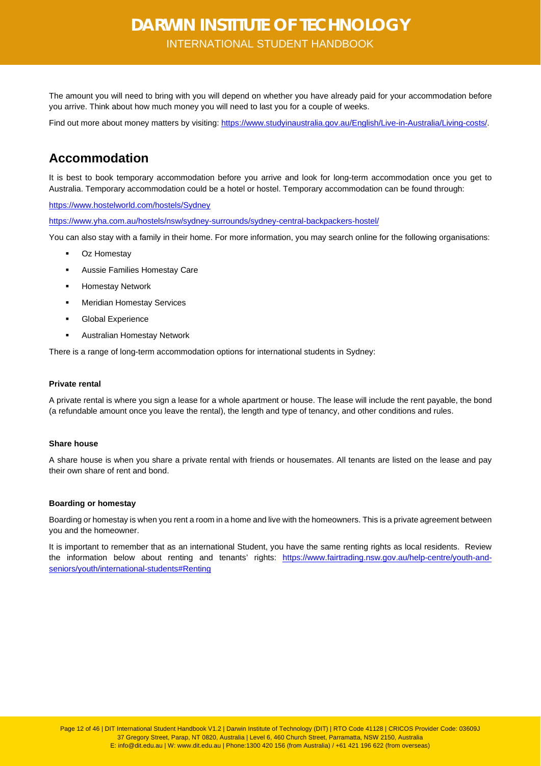The amount you will need to bring with you will depend on whether you have already paid for your accommodation before you arrive. Think about how much money you will need to last you for a couple of weeks.

Find out more about money matters by visiting: [https://www.studyinaustralia.gov.au/English/Live-in-Australia/Living-costs/](https://www.studyinaustralia.gov.au/English/Live-in-Australia/Living-costs/).

## Accommodation

It is best to book temporary accommodation before you arrive and look for long-term accommodation once you get to Australia. Temporary accommodation could be a hotel or hostel. Temporary accommodation can be found through:

[https://www.hostelworld.com/hostels/Sydney](https://www.hostelworld.com/hostels/Sydney)

[https://www.yha.com.au/hostels/nsw/sydney-surrounds/sydney-central-backpackers-hostel/](https://www.yha.com.au/hostels/nsw/sydney-surrounds/sydney-central-backpackers-hostel/)

You can also stay with a family in their home. For more information, you may search online for the following organisations:

- Oz Homestay
- Aussie Families Homestay Care
- Homestay Network
- Meridian Homestay Services
- Global Experience
- Australian Homestay Network

There is a range of long-term accommodation options for international students in Sydney:

**Private rental**

A private rental is where you sign a lease for a whole apartment or house. The lease will include the rent payable, the bond (a refundable amount once you leave the rental), the length and type of tenancy, and other conditions and rules.

**Share house**

A share house is when you share a private rental with friends or housemates. All tenants are listed on the lease and pay their own share of rent and bond.

**Boarding or homestay**

Boarding or homestay is when you rent a room in a home and live with the homeowners. This is a private agreement between you and the homeowner.

It is important to remember that as an international Student, you have the same renting rights as local residents. Review the information below about renting and tenants' rights: [https://www.fairtrading.nsw.gov.au/help-centre/youth-and-seniors/youth/international-students#Renting](https://www.fairtrading.nsw.gov.au/help-centre/youth-and-seniors/youth/international-students#Renting)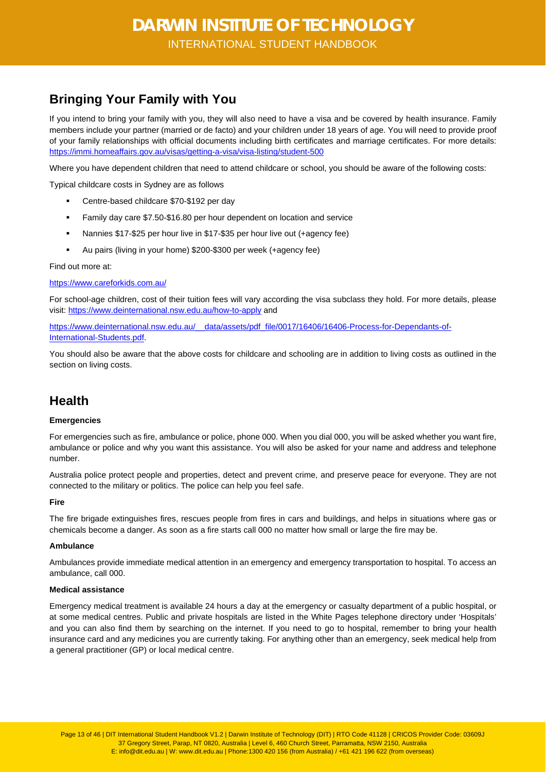## Bringing Your Family with You

If you intend to bring your family with you, they will also need to have a visa and be covered by health insurance. Family members include your partner (married or de facto) and your children under 18 years of age. You will need to provide proof of your family relationships with official documents including birth certificates and marriage certificates. For more details: https://immi.homeaffairs.gov.au/visas/getting-a-visa/visa-listing/student-500

Where you have dependent children that need to attend childcare or school, you should be aware of the following costs:

Typical childcare costs in Sydney are as follows

- Centre-based childcare $70-$192 per day
- Family day care $7.50-$16.80 per hour dependent on location and service
- Nannies $17-$25 per hour live in $17-$35 per hour live out (+agency fee)
- Au pairs (living in your home) $200-$300 per week (+agency fee)

Find out more at:

https://www.careforkids.com.au/

For school-age children, cost of their tuition fees will vary according the visa subclass they hold. For more details, please visit: https://www.deinternational.nsw.edu.au/how-to-apply and

https://www.deinternational.nsw.edu.au/__data/assets/pdf_file/0017/16406/16406-Process-for-Dependants-of-International-Students.pdf.

You should also be aware that the above costs for childcare and schooling are in addition to living costs as outlined in the section on living costs.

## Health

**Emergencies**

For emergencies such as fire, ambulance or police, phone 000. When you dial 000, you will be asked whether you want fire, ambulance or police and why you want this assistance. You will also be asked for your name and address and telephone number.

Australia police protect people and properties, detect and prevent crime, and preserve peace for everyone. They are not connected to the military or politics. The police can help you feel safe.

**Fire**

The fire brigade extinguishes fires, rescues people from fires in cars and buildings, and helps in situations where gas or chemicals become a danger. As soon as a fire starts call 000 no matter how small or large the fire may be.

**Ambulance**

Ambulances provide immediate medical attention in an emergency and emergency transportation to hospital. To access an ambulance, call 000.

**Medical assistance**

Emergency medical treatment is available 24 hours a day at the emergency or casualty department of a public hospital, or at some medical centres. Public and private hospitals are listed in the White Pages telephone directory under 'Hospitals' and you can also find them by searching on the internet. If you need to go to hospital, remember to bring your health insurance card and any medicines you are currently taking. For anything other than an emergency, seek medical help from a general practitioner (GP) or local medical centre.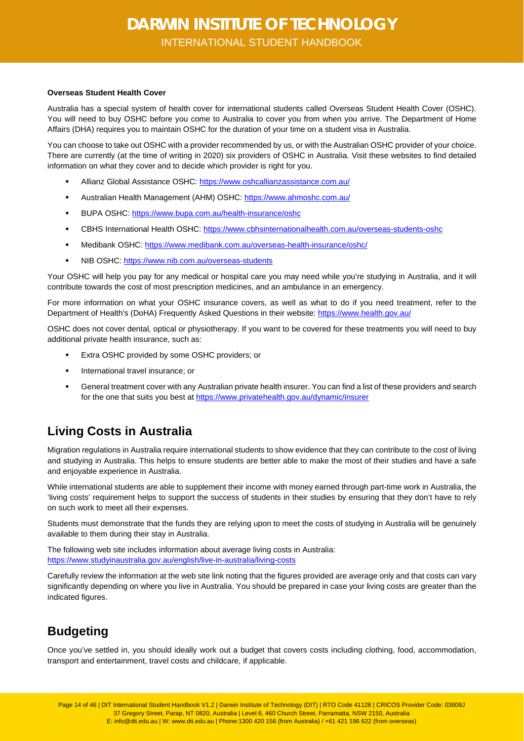**Overseas Student Health Cover**

Australia has a special system of health cover for international students called Overseas Student Health Cover (OSHC). You will need to buy OSHC before you come to Australia to cover you from when you arrive. The Department of Home Affairs (DHA) requires you to maintain OSHC for the duration of your time on a student visa in Australia.

You can choose to take out OSHC with a provider recommended by us, or with the Australian OSHC provider of your choice. There are currently (at the time of writing in 2020) six providers of OSHC in Australia. Visit these websites to find detailed information on what they cover and to decide which provider is right for you.

- Allianz Global Assistance OSHC: https://www.oshcallianzassistance.com.au/
- Australian Health Management (AHM) OSHC: https://www.ahmoshc.com.au/
- BUPA OSHC: https://www.bupa.com.au/health-insurance/oshc
- CBHS International Health OSHC: https://www.cbhsinternationalhealth.com.au/overseas-students-oshc
- Medibank OSHC: https://www.medibank.com.au/overseas-health-insurance/oshc/
- NIB OSHC: https://www.nib.com.au/overseas-students

Your OSHC will help you pay for any medical or hospital care you may need while you're studying in Australia, and it will contribute towards the cost of most prescription medicines, and an ambulance in an emergency.

For more information on what your OSHC insurance covers, as well as what to do if you need treatment, refer to the Department of Health's (DoHA) Frequently Asked Questions in their website: https://www.health.gov.au/

OSHC does not cover dental, optical or physiotherapy. If you want to be covered for these treatments you will need to buy additional private health insurance, such as:

- Extra OSHC provided by some OSHC providers; or
- International travel insurance; or
- General treatment cover with any Australian private health insurer. You can find a list of these providers and search for the one that suits you best at https://www.privatehealth.gov.au/dynamic/insurer

## Living Costs in Australia

Migration regulations in Australia require international students to show evidence that they can contribute to the cost of living and studying in Australia. This helps to ensure students are better able to make the most of their studies and have a safe and enjoyable experience in Australia.

While international students are able to supplement their income with money earned through part-time work in Australia, the 'living costs' requirement helps to support the success of students in their studies by ensuring that they don't have to rely on such work to meet all their expenses.

Students must demonstrate that the funds they are relying upon to meet the costs of studying in Australia will be genuinely available to them during their stay in Australia.

The following web site includes information about average living costs in Australia:
https://www.studyinaustralia.gov.au/english/live-in-australia/living-costs

Carefully review the information at the web site link noting that the figures provided are average only and that costs can vary significantly depending on where you live in Australia. You should be prepared in case your living costs are greater than the indicated figures.

## Budgeting

Once you've settled in, you should ideally work out a budget that covers costs including clothing, food, accommodation, transport and entertainment, travel costs and childcare, if applicable.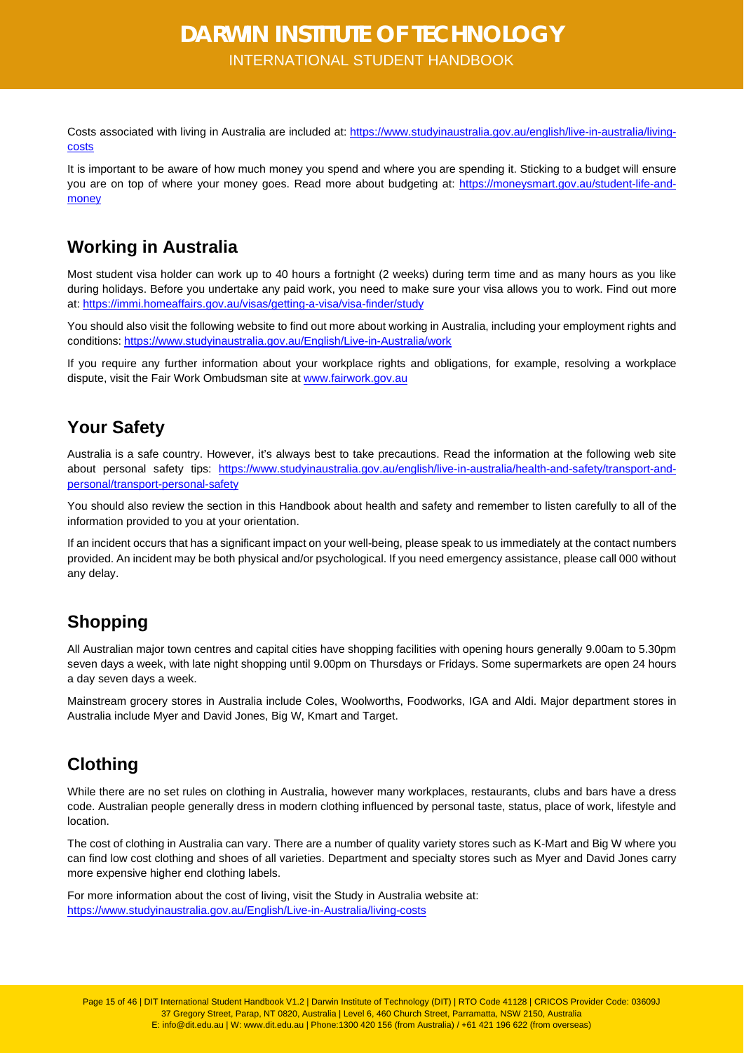Costs associated with living in Australia are included at: https://www.studyinaustralia.gov.au/english/live-in-australia/living-costs

It is important to be aware of how much money you spend and where you are spending it. Sticking to a budget will ensure you are on top of where your money goes. Read more about budgeting at: https://moneysmart.gov.au/student-life-and-money

## Working in Australia

Most student visa holder can work up to 40 hours a fortnight (2 weeks) during term time and as many hours as you like during holidays. Before you undertake any paid work, you need to make sure your visa allows you to work. Find out more at: https://immi.homeaffairs.gov.au/visas/getting-a-visa/visa-finder/study

You should also visit the following website to find out more about working in Australia, including your employment rights and conditions: https://www.studyinaustralia.gov.au/English/Live-in-Australia/work

If you require any further information about your workplace rights and obligations, for example, resolving a workplace dispute, visit the Fair Work Ombudsman site at www.fairwork.gov.au

## Your Safety

Australia is a safe country. However, it's always best to take precautions. Read the information at the following web site about personal safety tips: https://www.studyinaustralia.gov.au/english/live-in-australia/health-and-safety/transport-and-personal/transport-personal-safety

You should also review the section in this Handbook about health and safety and remember to listen carefully to all of the information provided to you at your orientation.

If an incident occurs that has a significant impact on your well-being, please speak to us immediately at the contact numbers provided. An incident may be both physical and/or psychological. If you need emergency assistance, please call 000 without any delay.

## Shopping

All Australian major town centres and capital cities have shopping facilities with opening hours generally 9.00am to 5.30pm seven days a week, with late night shopping until 9.00pm on Thursdays or Fridays. Some supermarkets are open 24 hours a day seven days a week.

Mainstream grocery stores in Australia include Coles, Woolworths, Foodworks, IGA and Aldi. Major department stores in Australia include Myer and David Jones, Big W, Kmart and Target.

## Clothing

While there are no set rules on clothing in Australia, however many workplaces, restaurants, clubs and bars have a dress code. Australian people generally dress in modern clothing influenced by personal taste, status, place of work, lifestyle and location.

The cost of clothing in Australia can vary. There are a number of quality variety stores such as K-Mart and Big W where you can find low cost clothing and shoes of all varieties. Department and specialty stores such as Myer and David Jones carry more expensive higher end clothing labels.

For more information about the cost of living, visit the Study in Australia website at:
https://www.studyinaustralia.gov.au/English/Live-in-Australia/living-costs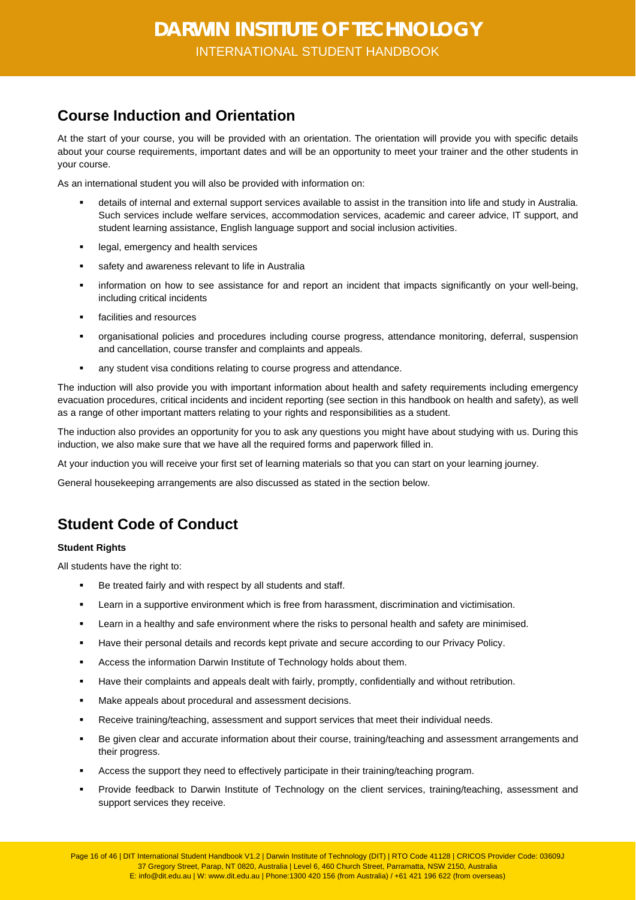## Course Induction and Orientation

At the start of your course, you will be provided with an orientation. The orientation will provide you with specific details about your course requirements, important dates and will be an opportunity to meet your trainer and the other students in your course.

As an international student you will also be provided with information on:

- details of internal and external support services available to assist in the transition into life and study in Australia. Such services include welfare services, accommodation services, academic and career advice, IT support, and student learning assistance, English language support and social inclusion activities.
- legal, emergency and health services
- safety and awareness relevant to life in Australia
- information on how to see assistance for and report an incident that impacts significantly on your well-being, including critical incidents
- facilities and resources
- organisational policies and procedures including course progress, attendance monitoring, deferral, suspension and cancellation, course transfer and complaints and appeals.
- any student visa conditions relating to course progress and attendance.

The induction will also provide you with important information about health and safety requirements including emergency evacuation procedures, critical incidents and incident reporting (see section in this handbook on health and safety), as well as a range of other important matters relating to your rights and responsibilities as a student.

The induction also provides an opportunity for you to ask any questions you might have about studying with us. During this induction, we also make sure that we have all the required forms and paperwork filled in.

At your induction you will receive your first set of learning materials so that you can start on your learning journey.

General housekeeping arrangements are also discussed as stated in the section below.

## Student Code of Conduct

**Student Rights**

All students have the right to:

- Be treated fairly and with respect by all students and staff.
- Learn in a supportive environment which is free from harassment, discrimination and victimisation.
- Learn in a healthy and safe environment where the risks to personal health and safety are minimised.
- Have their personal details and records kept private and secure according to our Privacy Policy.
- Access the information Darwin Institute of Technology holds about them.
- Have their complaints and appeals dealt with fairly, promptly, confidentially and without retribution.
- Make appeals about procedural and assessment decisions.
- Receive training/teaching, assessment and support services that meet their individual needs.
- Be given clear and accurate information about their course, training/teaching and assessment arrangements and their progress.
- Access the support they need to effectively participate in their training/teaching program.
- Provide feedback to Darwin Institute of Technology on the client services, training/teaching, assessment and support services they receive.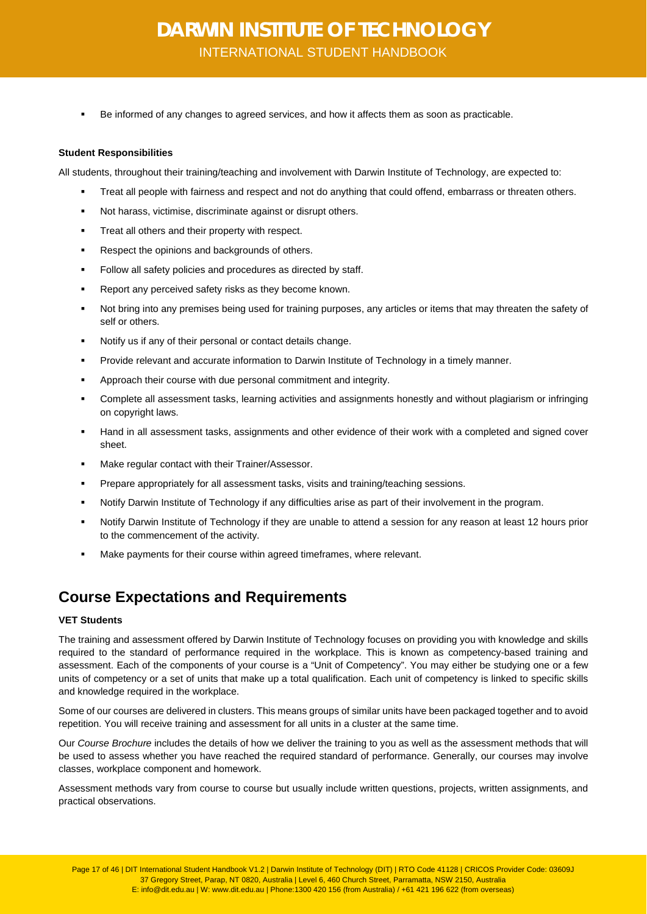- Be informed of any changes to agreed services, and how it affects them as soon as practicable.

**Student Responsibilities**

All students, throughout their training/teaching and involvement with Darwin Institute of Technology, are expected to:

- Treat all people with fairness and respect and not do anything that could offend, embarrass or threaten others.
- Not harass, victimise, discriminate against or disrupt others.
- Treat all others and their property with respect.
- Respect the opinions and backgrounds of others.
- Follow all safety policies and procedures as directed by staff.
- Report any perceived safety risks as they become known.
- Not bring into any premises being used for training purposes, any articles or items that may threaten the safety of self or others.
- Notify us if any of their personal or contact details change.
- Provide relevant and accurate information to Darwin Institute of Technology in a timely manner.
- Approach their course with due personal commitment and integrity.
- Complete all assessment tasks, learning activities and assignments honestly and without plagiarism or infringing on copyright laws.
- Hand in all assessment tasks, assignments and other evidence of their work with a completed and signed cover sheet.
- Make regular contact with their Trainer/Assessor.
- Prepare appropriately for all assessment tasks, visits and training/teaching sessions.
- Notify Darwin Institute of Technology if any difficulties arise as part of their involvement in the program.
- Notify Darwin Institute of Technology if they are unable to attend a session for any reason at least 12 hours prior to the commencement of the activity.
- Make payments for their course within agreed timeframes, where relevant.

## Course Expectations and Requirements

**VET Students**

The training and assessment offered by Darwin Institute of Technology focuses on providing you with knowledge and skills required to the standard of performance required in the workplace. This is known as competency-based training and assessment. Each of the components of your course is a "Unit of Competency". You may either be studying one or a few units of competency or a set of units that make up a total qualification. Each unit of competency is linked to specific skills and knowledge required in the workplace.

Some of our courses are delivered in clusters. This means groups of similar units have been packaged together and to avoid repetition. You will receive training and assessment for all units in a cluster at the same time.

Our *Course Brochure* includes the details of how we deliver the training to you as well as the assessment methods that will be used to assess whether you have reached the required standard of performance. Generally, our courses may involve classes, workplace component and homework.

Assessment methods vary from course to course but usually include written questions, projects, written assignments, and practical observations.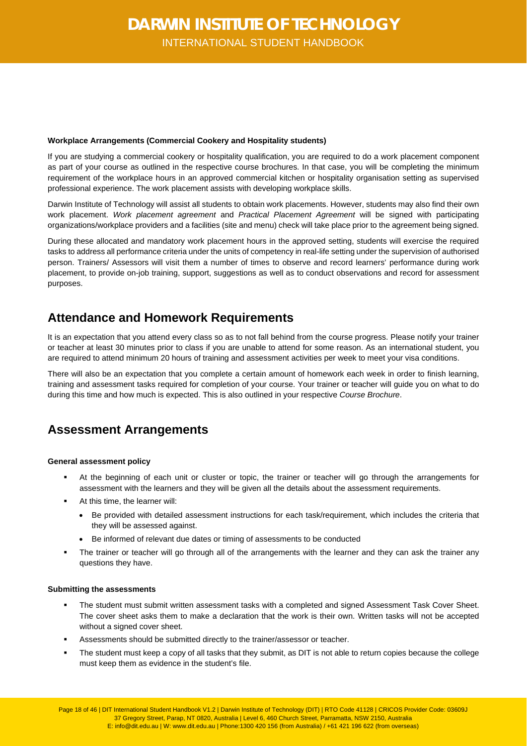**Workplace Arrangements (Commercial Cookery and Hospitality students)**

If you are studying a commercial cookery or hospitality qualification, you are required to do a work placement component as part of your course as outlined in the respective course brochures. In that case, you will be completing the minimum requirement of the workplace hours in an approved commercial kitchen or hospitality organisation setting as supervised professional experience. The work placement assists with developing workplace skills.

Darwin Institute of Technology will assist all students to obtain work placements. However, students may also find their own work placement. *Work placement agreement* and *Practical Placement Agreement* will be signed with participating organizations/workplace providers and a facilities (site and menu) check will take place prior to the agreement being signed.

During these allocated and mandatory work placement hours in the approved setting, students will exercise the required tasks to address all performance criteria under the units of competency in real-life setting under the supervision of authorised person. Trainers/ Assessors will visit them a number of times to observe and record learners' performance during work placement, to provide on-job training, support, suggestions as well as to conduct observations and record for assessment purposes.

## Attendance and Homework Requirements

It is an expectation that you attend every class so as to not fall behind from the course progress. Please notify your trainer or teacher at least 30 minutes prior to class if you are unable to attend for some reason. As an international student, you are required to attend minimum 20 hours of training and assessment activities per week to meet your visa conditions.

There will also be an expectation that you complete a certain amount of homework each week in order to finish learning, training and assessment tasks required for completion of your course. Your trainer or teacher will guide you on what to do during this time and how much is expected. This is also outlined in your respective *Course Brochure*.

## Assessment Arrangements

**General assessment policy**

- At the beginning of each unit or cluster or topic, the trainer or teacher will go through the arrangements for assessment with the learners and they will be given all the details about the assessment requirements.
- At this time, the learner will:
  - Be provided with detailed assessment instructions for each task/requirement, which includes the criteria that they will be assessed against.
  - Be informed of relevant due dates or timing of assessments to be conducted
- The trainer or teacher will go through all of the arrangements with the learner and they can ask the trainer any questions they have.

**Submitting the assessments**

- The student must submit written assessment tasks with a completed and signed Assessment Task Cover Sheet. The cover sheet asks them to make a declaration that the work is their own. Written tasks will not be accepted without a signed cover sheet.
- Assessments should be submitted directly to the trainer/assessor or teacher.
- The student must keep a copy of all tasks that they submit, as DIT is not able to return copies because the college must keep them as evidence in the student's file.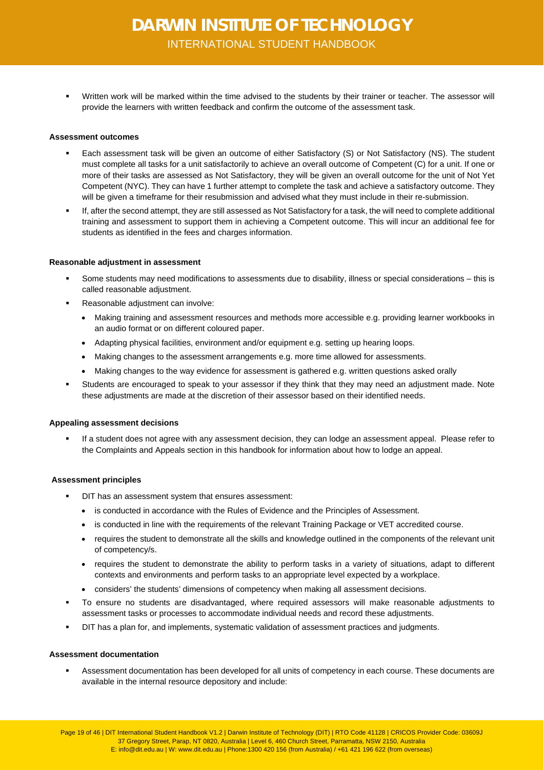- Written work will be marked within the time advised to the students by their trainer or teacher. The assessor will provide the learners with written feedback and confirm the outcome of the assessment task.

**Assessment outcomes**

- Each assessment task will be given an outcome of either Satisfactory (S) or Not Satisfactory (NS). The student must complete all tasks for a unit satisfactorily to achieve an overall outcome of Competent (C) for a unit. If one or more of their tasks are assessed as Not Satisfactory, they will be given an overall outcome for the unit of Not Yet Competent (NYC). They can have 1 further attempt to complete the task and achieve a satisfactory outcome. They will be given a timeframe for their resubmission and advised what they must include in their re-submission.
- If, after the second attempt, they are still assessed as Not Satisfactory for a task, the will need to complete additional training and assessment to support them in achieving a Competent outcome. This will incur an additional fee for students as identified in the fees and charges information.

**Reasonable adjustment in assessment**

- Some students may need modifications to assessments due to disability, illness or special considerations – this is called reasonable adjustment.
- Reasonable adjustment can involve:
  - Making training and assessment resources and methods more accessible e.g. providing learner workbooks in an audio format or on different coloured paper.
  - Adapting physical facilities, environment and/or equipment e.g. setting up hearing loops.
  - Making changes to the assessment arrangements e.g. more time allowed for assessments.
  - Making changes to the way evidence for assessment is gathered e.g. written questions asked orally
- Students are encouraged to speak to your assessor if they think that they may need an adjustment made. Note these adjustments are made at the discretion of their assessor based on their identified needs.

**Appealing assessment decisions**

- If a student does not agree with any assessment decision, they can lodge an assessment appeal. Please refer to the Complaints and Appeals section in this handbook for information about how to lodge an appeal.

**Assessment principles**

- DIT has an assessment system that ensures assessment:
  - is conducted in accordance with the Rules of Evidence and the Principles of Assessment.
  - is conducted in line with the requirements of the relevant Training Package or VET accredited course.
  - requires the student to demonstrate all the skills and knowledge outlined in the components of the relevant unit of competency/s.
  - requires the student to demonstrate the ability to perform tasks in a variety of situations, adapt to different contexts and environments and perform tasks to an appropriate level expected by a workplace.
  - considers' the students' dimensions of competency when making all assessment decisions.
- To ensure no students are disadvantaged, where required assessors will make reasonable adjustments to assessment tasks or processes to accommodate individual needs and record these adjustments.
- DIT has a plan for, and implements, systematic validation of assessment practices and judgments.

**Assessment documentation**

- Assessment documentation has been developed for all units of competency in each course. These documents are available in the internal resource depository and include: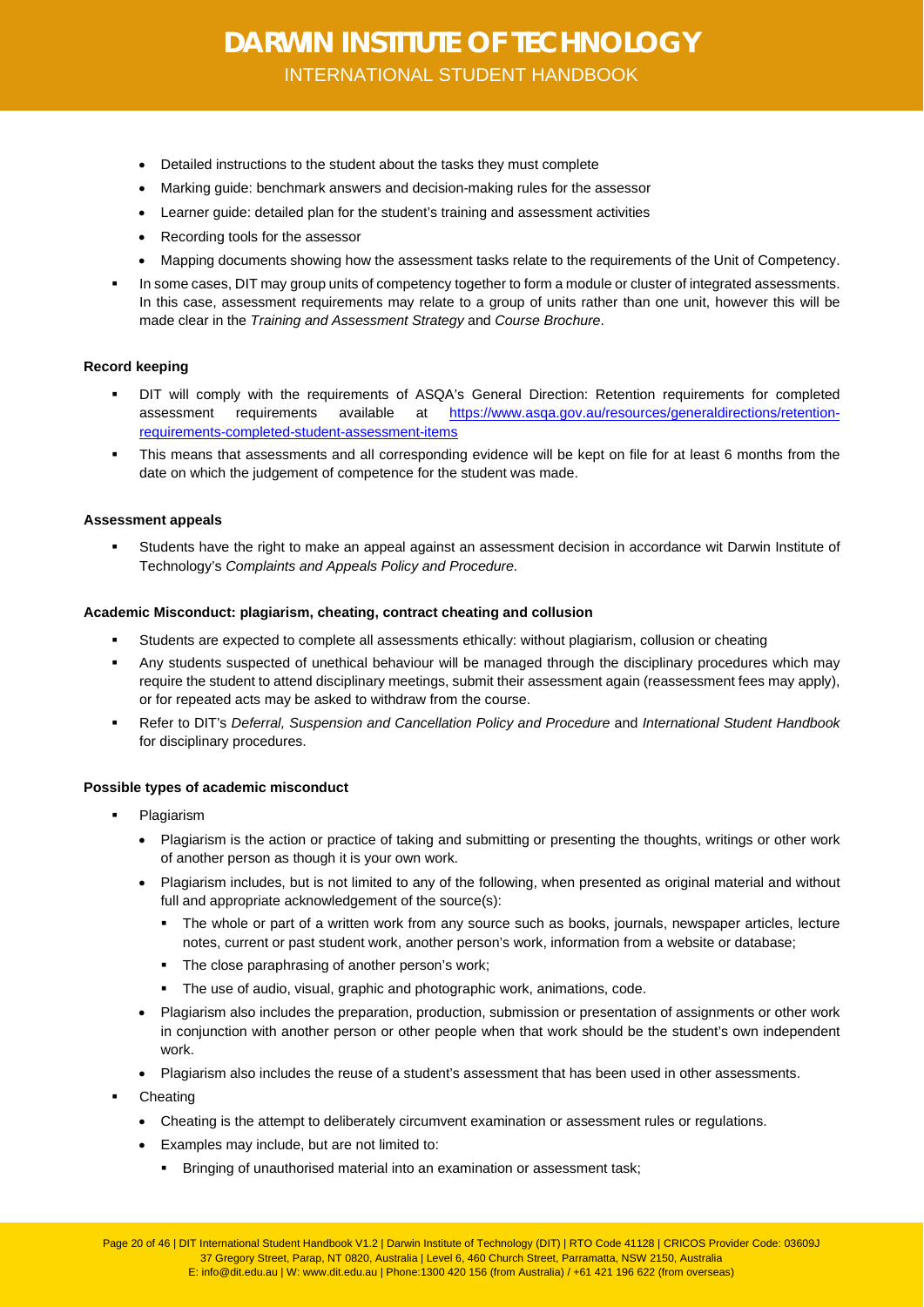- Detailed instructions to the student about the tasks they must complete
  - Marking guide: benchmark answers and decision-making rules for the assessor
  - Learner guide: detailed plan for the student's training and assessment activities
  - Recording tools for the assessor
  - Mapping documents showing how the assessment tasks relate to the requirements of the Unit of Competency.
- In some cases, DIT may group units of competency together to form a module or cluster of integrated assessments. In this case, assessment requirements may relate to a group of units rather than one unit, however this will be made clear in the *Training and Assessment Strategy* and *Course Brochure*.

**Record keeping**

- DIT will comply with the requirements of ASQA's General Direction: Retention requirements for completed assessment requirements available at [https://www.asqa.gov.au/resources/generaldirections/retention-requirements-completed-student-assessment-items](https://www.asqa.gov.au/resources/generaldirections/retention-requirements-completed-student-assessment-items)
- This means that assessments and all corresponding evidence will be kept on file for at least 6 months from the date on which the judgement of competence for the student was made.

**Assessment appeals**

- Students have the right to make an appeal against an assessment decision in accordance wit Darwin Institute of Technology's *Complaints and Appeals Policy and Procedure*.

**Academic Misconduct: plagiarism, cheating, contract cheating and collusion**

- Students are expected to complete all assessments ethically: without plagiarism, collusion or cheating
- Any students suspected of unethical behaviour will be managed through the disciplinary procedures which may require the student to attend disciplinary meetings, submit their assessment again (reassessment fees may apply), or for repeated acts may be asked to withdraw from the course.
- Refer to DIT's *Deferral, Suspension and Cancellation Policy and Procedure* and *International Student Handbook* for disciplinary procedures.

**Possible types of academic misconduct**

- Plagiarism
  - Plagiarism is the action or practice of taking and submitting or presenting the thoughts, writings or other work of another person as though it is your own work.
  - Plagiarism includes, but is not limited to any of the following, when presented as original material and without full and appropriate acknowledgement of the source(s):
    - The whole or part of a written work from any source such as books, journals, newspaper articles, lecture notes, current or past student work, another person's work, information from a website or database;
    - The close paraphrasing of another person's work;
    - The use of audio, visual, graphic and photographic work, animations, code.
  - Plagiarism also includes the preparation, production, submission or presentation of assignments or other work in conjunction with another person or other people when that work should be the student's own independent work.
  - Plagiarism also includes the reuse of a student's assessment that has been used in other assessments.
- Cheating
  - Cheating is the attempt to deliberately circumvent examination or assessment rules or regulations.
  - Examples may include, but are not limited to:
    - Bringing of unauthorised material into an examination or assessment task;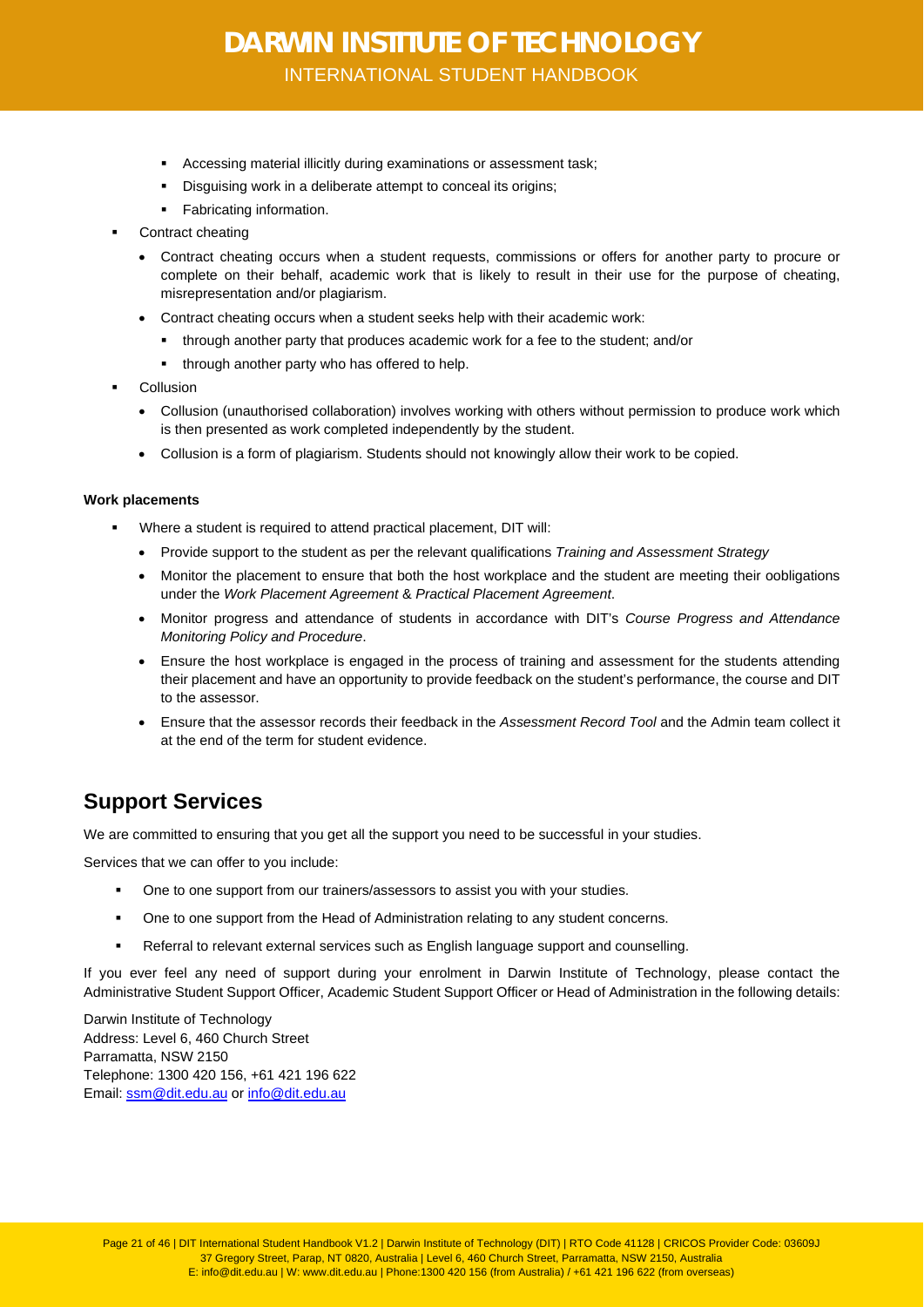- Accessing material illicitly during examinations or assessment task;
    - Disguising work in a deliberate attempt to conceal its origins;
    - Fabricating information.
- Contract cheating
  - Contract cheating occurs when a student requests, commissions or offers for another party to procure or complete on their behalf, academic work that is likely to result in their use for the purpose of cheating, misrepresentation and/or plagiarism.
  - Contract cheating occurs when a student seeks help with their academic work:
    - through another party that produces academic work for a fee to the student; and/or
    - through another party who has offered to help.
- Collusion
  - Collusion (unauthorised collaboration) involves working with others without permission to produce work which is then presented as work completed independently by the student.
  - Collusion is a form of plagiarism. Students should not knowingly allow their work to be copied.

**Work placements**

- Where a student is required to attend practical placement, DIT will:
  - Provide support to the student as per the relevant qualifications *Training and Assessment Strategy*
  - Monitor the placement to ensure that both the host workplace and the student are meeting their oobligations under the *Work Placement Agreement* & *Practical Placement Agreement*.
  - Monitor progress and attendance of students in accordance with DIT's *Course Progress and Attendance Monitoring Policy and Procedure*.
  - Ensure the host workplace is engaged in the process of training and assessment for the students attending their placement and have an opportunity to provide feedback on the student's performance, the course and DIT to the assessor.
  - Ensure that the assessor records their feedback in the *Assessment Record Tool* and the Admin team collect it at the end of the term for student evidence.

## Support Services

We are committed to ensuring that you get all the support you need to be successful in your studies.

Services that we can offer to you include:

- One to one support from our trainers/assessors to assist you with your studies.
- One to one support from the Head of Administration relating to any student concerns.
- Referral to relevant external services such as English language support and counselling.

If you ever feel any need of support during your enrolment in Darwin Institute of Technology, please contact the Administrative Student Support Officer, Academic Student Support Officer or Head of Administration in the following details:

Darwin Institute of Technology
Address: Level 6, 460 Church Street
Parramatta, NSW 2150
Telephone: 1300 420 156, +61 421 196 622
Email: ssm@dit.edu.au or info@dit.edu.au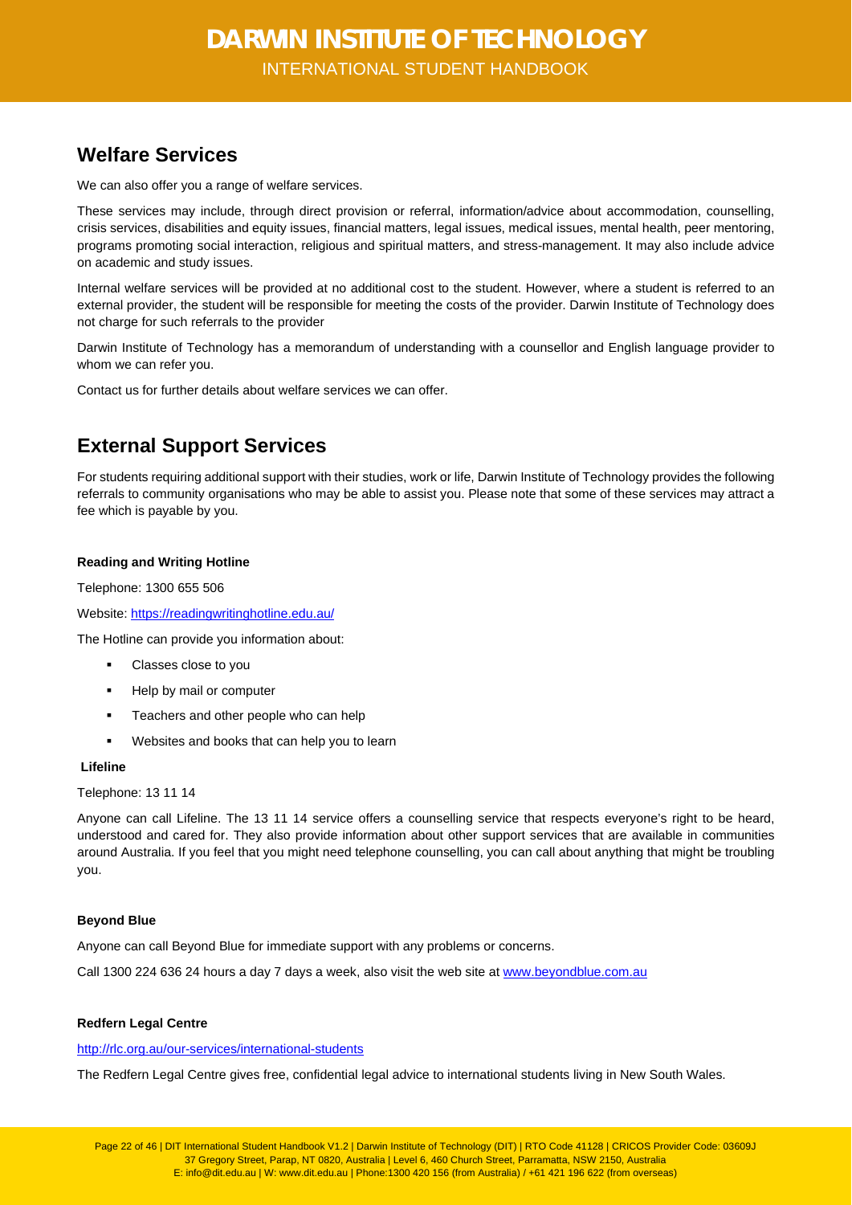## Welfare Services

We can also offer you a range of welfare services.

These services may include, through direct provision or referral, information/advice about accommodation, counselling, crisis services, disabilities and equity issues, financial matters, legal issues, medical issues, mental health, peer mentoring, programs promoting social interaction, religious and spiritual matters, and stress-management. It may also include advice on academic and study issues.

Internal welfare services will be provided at no additional cost to the student. However, where a student is referred to an external provider, the student will be responsible for meeting the costs of the provider. Darwin Institute of Technology does not charge for such referrals to the provider

Darwin Institute of Technology has a memorandum of understanding with a counsellor and English language provider to whom we can refer you.

Contact us for further details about welfare services we can offer.

## External Support Services

For students requiring additional support with their studies, work or life, Darwin Institute of Technology provides the following referrals to community organisations who may be able to assist you. Please note that some of these services may attract a fee which is payable by you.

**Reading and Writing Hotline**

Telephone: 1300 655 506

Website: https://readingwritinghotline.edu.au/

The Hotline can provide you information about:

- Classes close to you
- Help by mail or computer
- Teachers and other people who can help
- Websites and books that can help you to learn

**Lifeline**

Telephone: 13 11 14

Anyone can call Lifeline. The 13 11 14 service offers a counselling service that respects everyone's right to be heard, understood and cared for. They also provide information about other support services that are available in communities around Australia. If you feel that you might need telephone counselling, you can call about anything that might be troubling you.

**Beyond Blue**

Anyone can call Beyond Blue for immediate support with any problems or concerns.

Call 1300 224 636 24 hours a day 7 days a week, also visit the web site at www.beyondblue.com.au

**Redfern Legal Centre**

http://rlc.org.au/our-services/international-students

The Redfern Legal Centre gives free, confidential legal advice to international students living in New South Wales.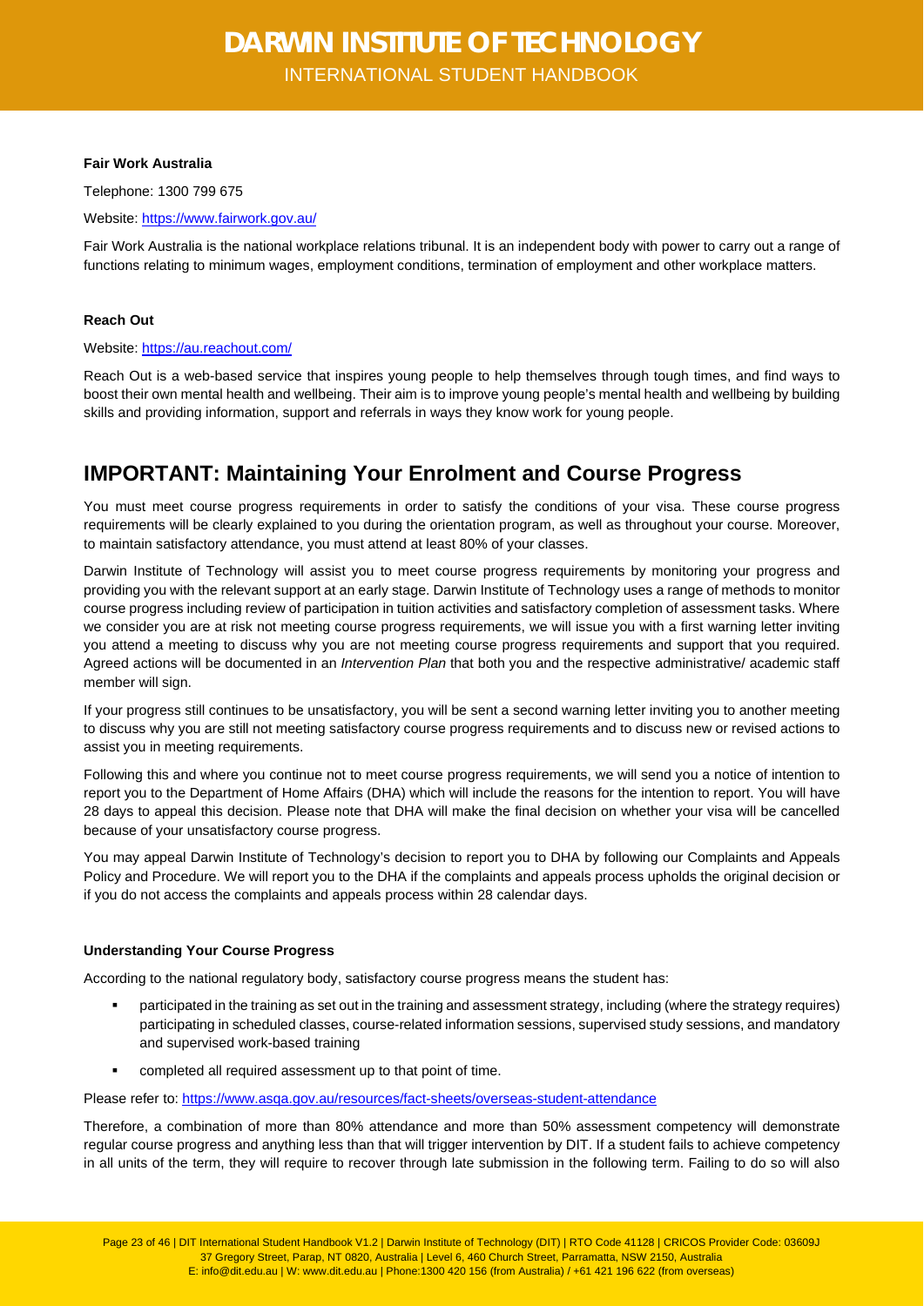**Fair Work Australia**

Telephone: 1300 799 675

Website: https://www.fairwork.gov.au/

Fair Work Australia is the national workplace relations tribunal. It is an independent body with power to carry out a range of functions relating to minimum wages, employment conditions, termination of employment and other workplace matters.

**Reach Out**

Website: https://au.reachout.com/

Reach Out is a web-based service that inspires young people to help themselves through tough times, and find ways to boost their own mental health and wellbeing. Their aim is to improve young people's mental health and wellbeing by building skills and providing information, support and referrals in ways they know work for young people.

## IMPORTANT: Maintaining Your Enrolment and Course Progress

You must meet course progress requirements in order to satisfy the conditions of your visa. These course progress requirements will be clearly explained to you during the orientation program, as well as throughout your course. Moreover, to maintain satisfactory attendance, you must attend at least 80% of your classes.

Darwin Institute of Technology will assist you to meet course progress requirements by monitoring your progress and providing you with the relevant support at an early stage. Darwin Institute of Technology uses a range of methods to monitor course progress including review of participation in tuition activities and satisfactory completion of assessment tasks. Where we consider you are at risk not meeting course progress requirements, we will issue you with a first warning letter inviting you attend a meeting to discuss why you are not meeting course progress requirements and support that you required. Agreed actions will be documented in an *Intervention Plan* that both you and the respective administrative/ academic staff member will sign.

If your progress still continues to be unsatisfactory, you will be sent a second warning letter inviting you to another meeting to discuss why you are still not meeting satisfactory course progress requirements and to discuss new or revised actions to assist you in meeting requirements.

Following this and where you continue not to meet course progress requirements, we will send you a notice of intention to report you to the Department of Home Affairs (DHA) which will include the reasons for the intention to report. You will have 28 days to appeal this decision. Please note that DHA will make the final decision on whether your visa will be cancelled because of your unsatisfactory course progress.

You may appeal Darwin Institute of Technology's decision to report you to DHA by following our Complaints and Appeals Policy and Procedure. We will report you to the DHA if the complaints and appeals process upholds the original decision or if you do not access the complaints and appeals process within 28 calendar days.

**Understanding Your Course Progress**

According to the national regulatory body, satisfactory course progress means the student has:

- participated in the training as set out in the training and assessment strategy, including (where the strategy requires) participating in scheduled classes, course-related information sessions, supervised study sessions, and mandatory and supervised work-based training
- completed all required assessment up to that point of time.

Please refer to: https://www.asqa.gov.au/resources/fact-sheets/overseas-student-attendance

Therefore, a combination of more than 80% attendance and more than 50% assessment competency will demonstrate regular course progress and anything less than that will trigger intervention by DIT. If a student fails to achieve competency in all units of the term, they will require to recover through late submission in the following term. Failing to do so will also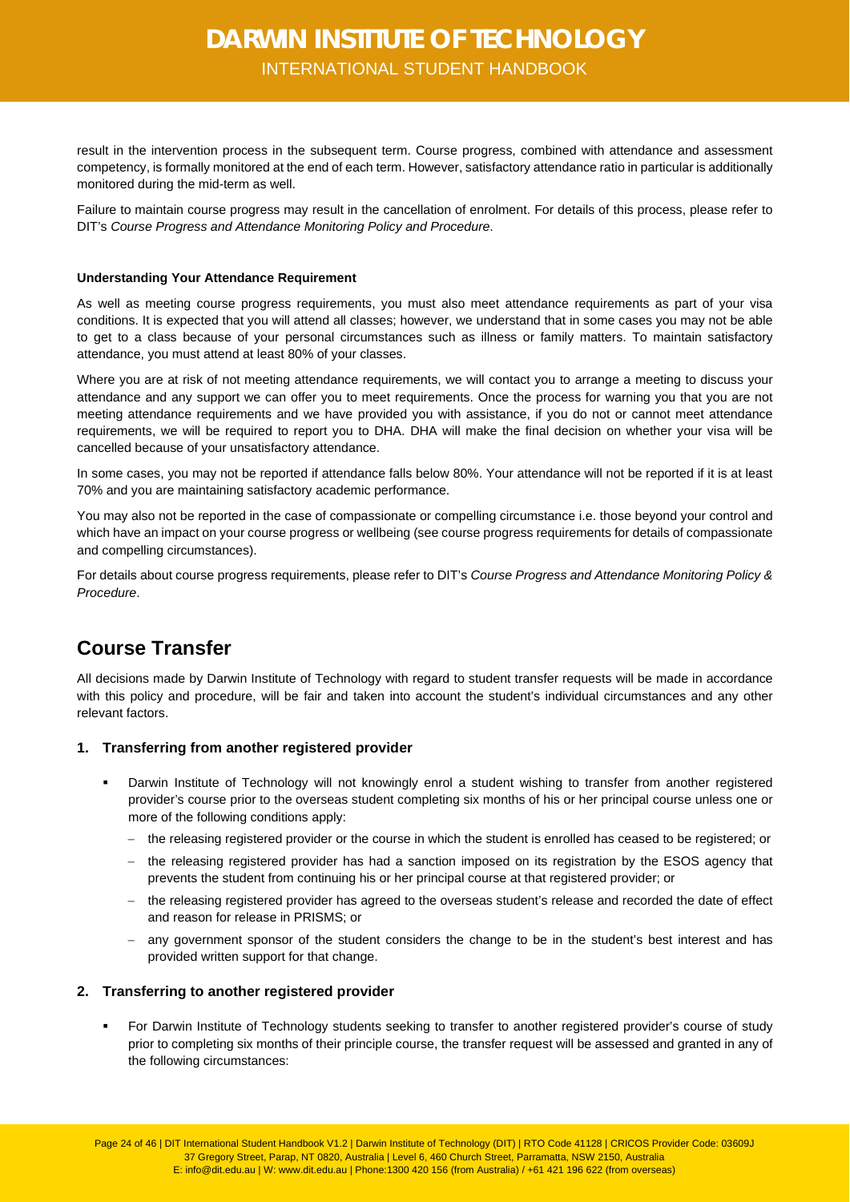result in the intervention process in the subsequent term. Course progress, combined with attendance and assessment competency, is formally monitored at the end of each term. However, satisfactory attendance ratio in particular is additionally monitored during the mid-term as well.

Failure to maintain course progress may result in the cancellation of enrolment. For details of this process, please refer to DIT's *Course Progress and Attendance Monitoring Policy and Procedure*.

**Understanding Your Attendance Requirement**

As well as meeting course progress requirements, you must also meet attendance requirements as part of your visa conditions. It is expected that you will attend all classes; however, we understand that in some cases you may not be able to get to a class because of your personal circumstances such as illness or family matters. To maintain satisfactory attendance, you must attend at least 80% of your classes.

Where you are at risk of not meeting attendance requirements, we will contact you to arrange a meeting to discuss your attendance and any support we can offer you to meet requirements. Once the process for warning you that you are not meeting attendance requirements and we have provided you with assistance, if you do not or cannot meet attendance requirements, we will be required to report you to DHA. DHA will make the final decision on whether your visa will be cancelled because of your unsatisfactory attendance.

In some cases, you may not be reported if attendance falls below 80%. Your attendance will not be reported if it is at least 70% and you are maintaining satisfactory academic performance.

You may also not be reported in the case of compassionate or compelling circumstance i.e. those beyond your control and which have an impact on your course progress or wellbeing (see course progress requirements for details of compassionate and compelling circumstances).

For details about course progress requirements, please refer to DIT's *Course Progress and Attendance Monitoring Policy & Procedure*.

## Course Transfer

All decisions made by Darwin Institute of Technology with regard to student transfer requests will be made in accordance with this policy and procedure, will be fair and taken into account the student's individual circumstances and any other relevant factors.

### 1. Transferring from another registered provider

- Darwin Institute of Technology will not knowingly enrol a student wishing to transfer from another registered provider's course prior to the overseas student completing six months of his or her principal course unless one or more of the following conditions apply:
  - the releasing registered provider or the course in which the student is enrolled has ceased to be registered; or
  - the releasing registered provider has had a sanction imposed on its registration by the ESOS agency that prevents the student from continuing his or her principal course at that registered provider; or
  - the releasing registered provider has agreed to the overseas student's release and recorded the date of effect and reason for release in PRISMS; or
  - any government sponsor of the student considers the change to be in the student's best interest and has provided written support for that change.

### 2. Transferring to another registered provider

- For Darwin Institute of Technology students seeking to transfer to another registered provider's course of study prior to completing six months of their principle course, the transfer request will be assessed and granted in any of the following circumstances: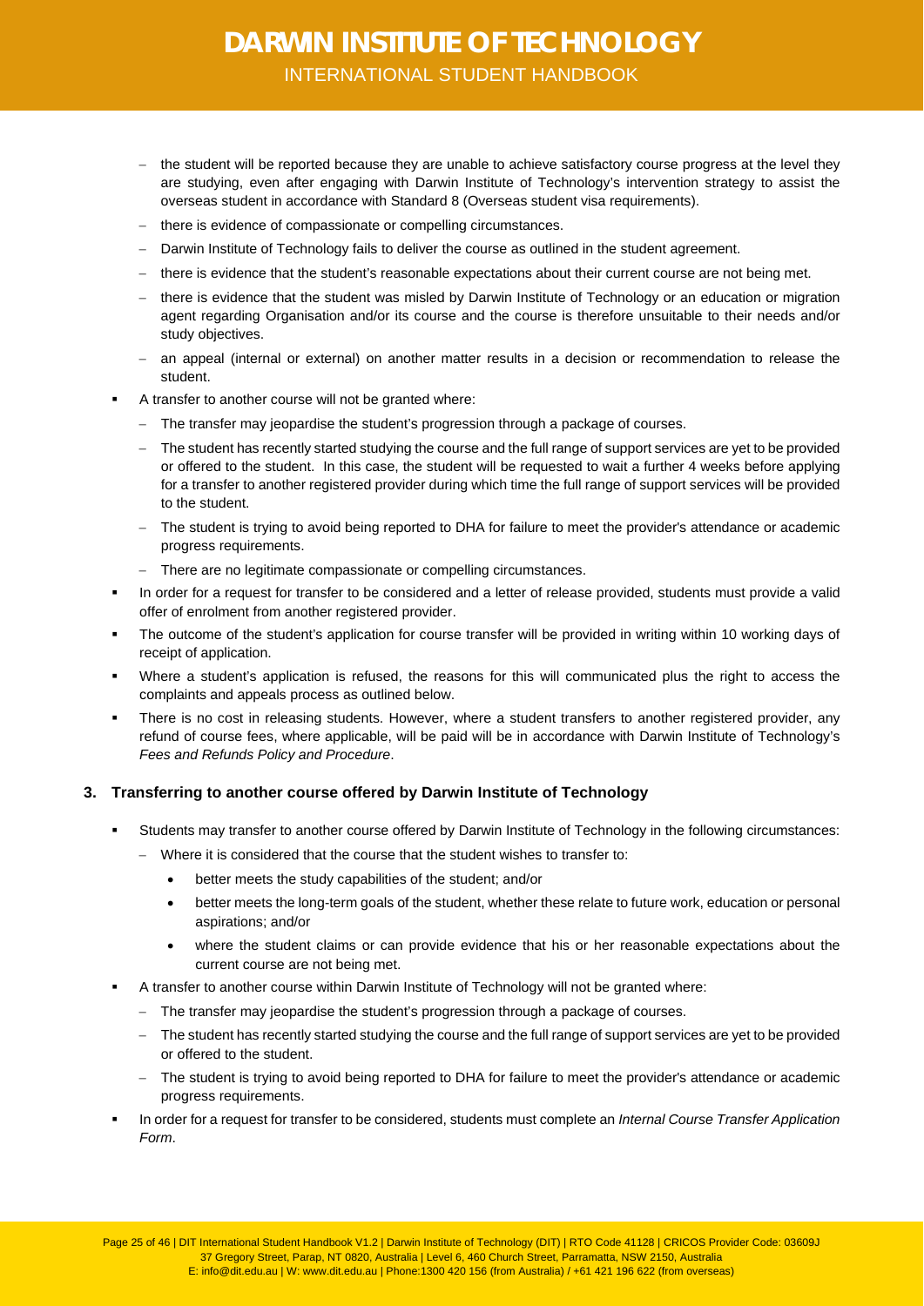- the student will be reported because they are unable to achieve satisfactory course progress at the level they are studying, even after engaging with Darwin Institute of Technology's intervention strategy to assist the overseas student in accordance with Standard 8 (Overseas student visa requirements).
  - there is evidence of compassionate or compelling circumstances.
  - Darwin Institute of Technology fails to deliver the course as outlined in the student agreement.
  - there is evidence that the student's reasonable expectations about their current course are not being met.
  - there is evidence that the student was misled by Darwin Institute of Technology or an education or migration agent regarding Organisation and/or its course and the course is therefore unsuitable to their needs and/or study objectives.
  - an appeal (internal or external) on another matter results in a decision or recommendation to release the student.
- A transfer to another course will not be granted where:
  - The transfer may jeopardise the student's progression through a package of courses.
  - The student has recently started studying the course and the full range of support services are yet to be provided or offered to the student. In this case, the student will be requested to wait a further 4 weeks before applying for a transfer to another registered provider during which time the full range of support services will be provided to the student.
  - The student is trying to avoid being reported to DHA for failure to meet the provider's attendance or academic progress requirements.
  - There are no legitimate compassionate or compelling circumstances.
- In order for a request for transfer to be considered and a letter of release provided, students must provide a valid offer of enrolment from another registered provider.
- The outcome of the student's application for course transfer will be provided in writing within 10 working days of receipt of application.
- Where a student's application is refused, the reasons for this will communicated plus the right to access the complaints and appeals process as outlined below.
- There is no cost in releasing students. However, where a student transfers to another registered provider, any refund of course fees, where applicable, will be paid will be in accordance with Darwin Institute of Technology's *Fees and Refunds Policy and Procedure*.

### 3. Transferring to another course offered by Darwin Institute of Technology

- Students may transfer to another course offered by Darwin Institute of Technology in the following circumstances:
  - Where it is considered that the course that the student wishes to transfer to:
    - better meets the study capabilities of the student; and/or
    - better meets the long-term goals of the student, whether these relate to future work, education or personal aspirations; and/or
    - where the student claims or can provide evidence that his or her reasonable expectations about the current course are not being met.
- A transfer to another course within Darwin Institute of Technology will not be granted where:
  - The transfer may jeopardise the student's progression through a package of courses.
  - The student has recently started studying the course and the full range of support services are yet to be provided or offered to the student.
  - The student is trying to avoid being reported to DHA for failure to meet the provider's attendance or academic progress requirements.
- In order for a request for transfer to be considered, students must complete an *Internal Course Transfer Application Form*.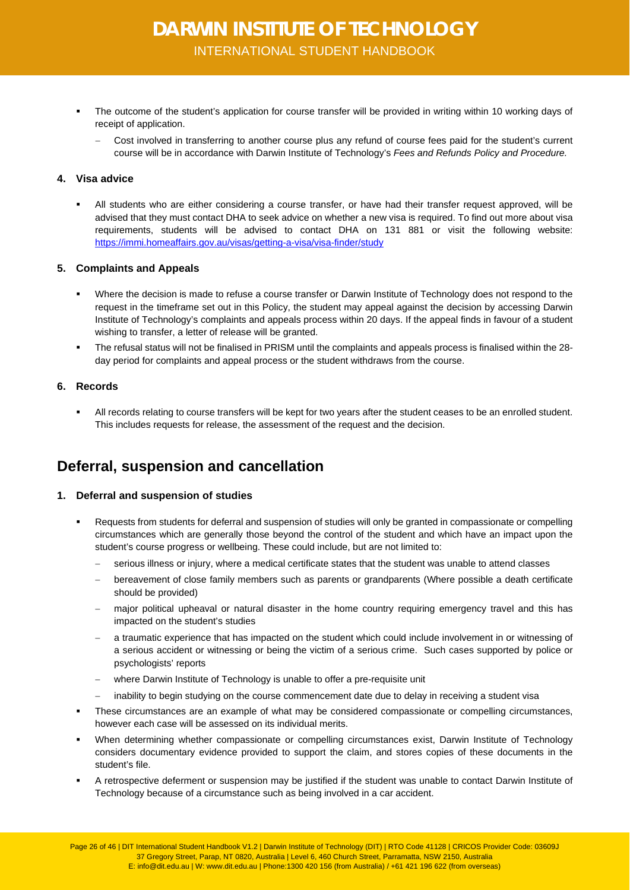- The outcome of the student's application for course transfer will be provided in writing within 10 working days of receipt of application.
  - Cost involved in transferring to another course plus any refund of course fees paid for the student's current course will be in accordance with Darwin Institute of Technology's *Fees and Refunds Policy and Procedure.*

#### 4. Visa advice

- All students who are either considering a course transfer, or have had their transfer request approved, will be advised that they must contact DHA to seek advice on whether a new visa is required. To find out more about visa requirements, students will be advised to contact DHA on 131 881 or visit the following website: https://immi.homeaffairs.gov.au/visas/getting-a-visa/visa-finder/study

#### 5. Complaints and Appeals

- Where the decision is made to refuse a course transfer or Darwin Institute of Technology does not respond to the request in the timeframe set out in this Policy, the student may appeal against the decision by accessing Darwin Institute of Technology's complaints and appeals process within 20 days. If the appeal finds in favour of a student wishing to transfer, a letter of release will be granted.
- The refusal status will not be finalised in PRISM until the complaints and appeals process is finalised within the 28-day period for complaints and appeal process or the student withdraws from the course.

#### 6. Records

- All records relating to course transfers will be kept for two years after the student ceases to be an enrolled student. This includes requests for release, the assessment of the request and the decision.

## Deferral, suspension and cancellation

#### 1. Deferral and suspension of studies

- Requests from students for deferral and suspension of studies will only be granted in compassionate or compelling circumstances which are generally those beyond the control of the student and which have an impact upon the student's course progress or wellbeing. These could include, but are not limited to:
  - serious illness or injury, where a medical certificate states that the student was unable to attend classes
  - bereavement of close family members such as parents or grandparents (Where possible a death certificate should be provided)
  - major political upheaval or natural disaster in the home country requiring emergency travel and this has impacted on the student's studies
  - a traumatic experience that has impacted on the student which could include involvement in or witnessing of a serious accident or witnessing or being the victim of a serious crime. Such cases supported by police or psychologists' reports
  - where Darwin Institute of Technology is unable to offer a pre-requisite unit
  - inability to begin studying on the course commencement date due to delay in receiving a student visa
- These circumstances are an example of what may be considered compassionate or compelling circumstances, however each case will be assessed on its individual merits.
- When determining whether compassionate or compelling circumstances exist, Darwin Institute of Technology considers documentary evidence provided to support the claim, and stores copies of these documents in the student's file.
- A retrospective deferment or suspension may be justified if the student was unable to contact Darwin Institute of Technology because of a circumstance such as being involved in a car accident.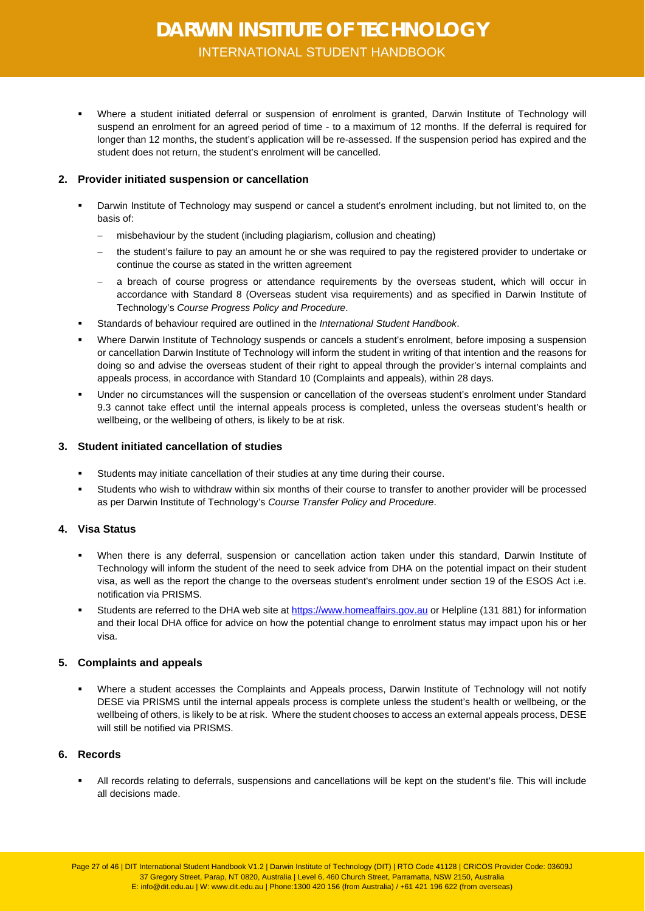- Where a student initiated deferral or suspension of enrolment is granted, Darwin Institute of Technology will suspend an enrolment for an agreed period of time - to a maximum of 12 months. If the deferral is required for longer than 12 months, the student's application will be re-assessed. If the suspension period has expired and the student does not return, the student's enrolment will be cancelled.

### 2. Provider initiated suspension or cancellation

- Darwin Institute of Technology may suspend or cancel a student's enrolment including, but not limited to, on the basis of:
  - misbehaviour by the student (including plagiarism, collusion and cheating)
  - the student's failure to pay an amount he or she was required to pay the registered provider to undertake or continue the course as stated in the written agreement
  - a breach of course progress or attendance requirements by the overseas student, which will occur in accordance with Standard 8 (Overseas student visa requirements) and as specified in Darwin Institute of Technology's *Course Progress Policy and Procedure*.
- Standards of behaviour required are outlined in the *International Student Handbook*.
- Where Darwin Institute of Technology suspends or cancels a student's enrolment, before imposing a suspension or cancellation Darwin Institute of Technology will inform the student in writing of that intention and the reasons for doing so and advise the overseas student of their right to appeal through the provider's internal complaints and appeals process, in accordance with Standard 10 (Complaints and appeals), within 28 days.
- Under no circumstances will the suspension or cancellation of the overseas student's enrolment under Standard 9.3 cannot take effect until the internal appeals process is completed, unless the overseas student's health or wellbeing, or the wellbeing of others, is likely to be at risk.

### 3. Student initiated cancellation of studies

- Students may initiate cancellation of their studies at any time during their course.
- Students who wish to withdraw within six months of their course to transfer to another provider will be processed as per Darwin Institute of Technology's *Course Transfer Policy and Procedure*.

### 4. Visa Status

- When there is any deferral, suspension or cancellation action taken under this standard, Darwin Institute of Technology will inform the student of the need to seek advice from DHA on the potential impact on their student visa, as well as the report the change to the overseas student's enrolment under section 19 of the ESOS Act i.e. notification via PRISMS.
- Students are referred to the DHA web site at [https://www.homeaffairs.gov.au](https://www.homeaffairs.gov.au) or Helpline (131 881) for information and their local DHA office for advice on how the potential change to enrolment status may impact upon his or her visa.

### 5. Complaints and appeals

- Where a student accesses the Complaints and Appeals process, Darwin Institute of Technology will not notify DESE via PRISMS until the internal appeals process is complete unless the student's health or wellbeing, or the wellbeing of others, is likely to be at risk. Where the student chooses to access an external appeals process, DESE will still be notified via PRISMS.

### 6. Records

- All records relating to deferrals, suspensions and cancellations will be kept on the student's file. This will include all decisions made.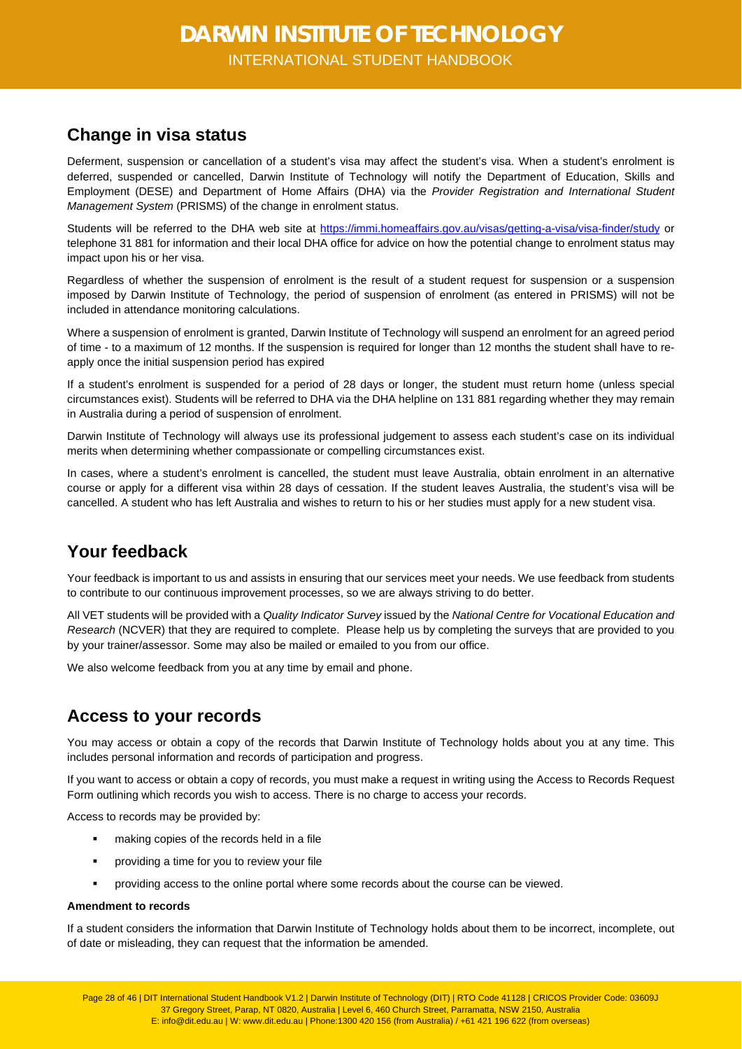## Change in visa status

Deferment, suspension or cancellation of a student's visa may affect the student's visa. When a student's enrolment is deferred, suspended or cancelled, Darwin Institute of Technology will notify the Department of Education, Skills and Employment (DESE) and Department of Home Affairs (DHA) via the *Provider Registration and International Student Management System* (PRISMS) of the change in enrolment status.

Students will be referred to the DHA web site at https://immi.homeaffairs.gov.au/visas/getting-a-visa/visa-finder/study or telephone 31 881 for information and their local DHA office for advice on how the potential change to enrolment status may impact upon his or her visa.

Regardless of whether the suspension of enrolment is the result of a student request for suspension or a suspension imposed by Darwin Institute of Technology, the period of suspension of enrolment (as entered in PRISMS) will not be included in attendance monitoring calculations.

Where a suspension of enrolment is granted, Darwin Institute of Technology will suspend an enrolment for an agreed period of time - to a maximum of 12 months. If the suspension is required for longer than 12 months the student shall have to re-apply once the initial suspension period has expired

If a student's enrolment is suspended for a period of 28 days or longer, the student must return home (unless special circumstances exist). Students will be referred to DHA via the DHA helpline on 131 881 regarding whether they may remain in Australia during a period of suspension of enrolment.

Darwin Institute of Technology will always use its professional judgement to assess each student's case on its individual merits when determining whether compassionate or compelling circumstances exist.

In cases, where a student's enrolment is cancelled, the student must leave Australia, obtain enrolment in an alternative course or apply for a different visa within 28 days of cessation. If the student leaves Australia, the student's visa will be cancelled. A student who has left Australia and wishes to return to his or her studies must apply for a new student visa.

## Your feedback

Your feedback is important to us and assists in ensuring that our services meet your needs. We use feedback from students to contribute to our continuous improvement processes, so we are always striving to do better.

All VET students will be provided with a *Quality Indicator Survey* issued by the *National Centre for Vocational Education and Research* (NCVER) that they are required to complete. Please help us by completing the surveys that are provided to you by your trainer/assessor. Some may also be mailed or emailed to you from our office.

We also welcome feedback from you at any time by email and phone.

## Access to your records

You may access or obtain a copy of the records that Darwin Institute of Technology holds about you at any time. This includes personal information and records of participation and progress.

If you want to access or obtain a copy of records, you must make a request in writing using the Access to Records Request Form outlining which records you wish to access. There is no charge to access your records.

Access to records may be provided by:

- making copies of the records held in a file
- providing a time for you to review your file
- providing access to the online portal where some records about the course can be viewed.

**Amendment to records**

If a student considers the information that Darwin Institute of Technology holds about them to be incorrect, incomplete, out of date or misleading, they can request that the information be amended.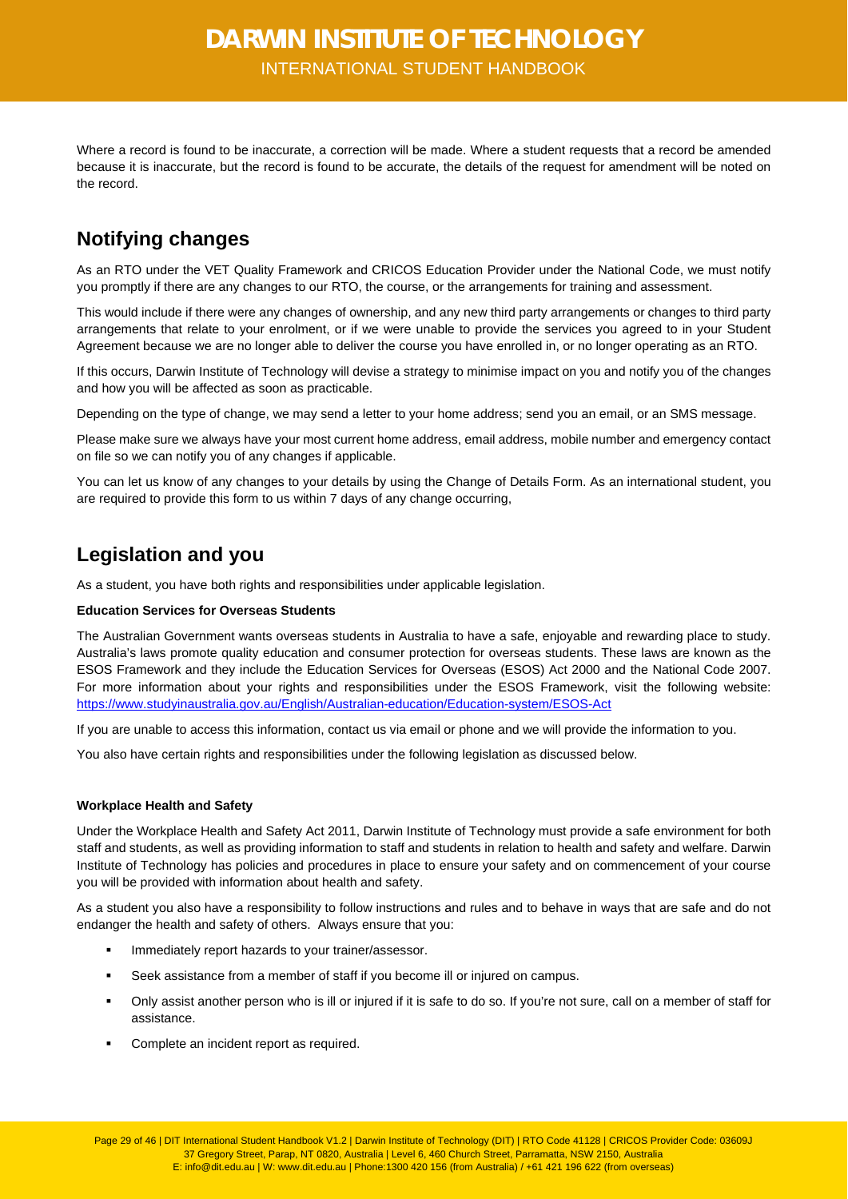Where a record is found to be inaccurate, a correction will be made. Where a student requests that a record be amended because it is inaccurate, but the record is found to be accurate, the details of the request for amendment will be noted on the record.

## Notifying changes

As an RTO under the VET Quality Framework and CRICOS Education Provider under the National Code, we must notify you promptly if there are any changes to our RTO, the course, or the arrangements for training and assessment.

This would include if there were any changes of ownership, and any new third party arrangements or changes to third party arrangements that relate to your enrolment, or if we were unable to provide the services you agreed to in your Student Agreement because we are no longer able to deliver the course you have enrolled in, or no longer operating as an RTO.

If this occurs, Darwin Institute of Technology will devise a strategy to minimise impact on you and notify you of the changes and how you will be affected as soon as practicable.

Depending on the type of change, we may send a letter to your home address; send you an email, or an SMS message.

Please make sure we always have your most current home address, email address, mobile number and emergency contact on file so we can notify you of any changes if applicable.

You can let us know of any changes to your details by using the Change of Details Form. As an international student, you are required to provide this form to us within 7 days of any change occurring,

## Legislation and you

As a student, you have both rights and responsibilities under applicable legislation.

**Education Services for Overseas Students**

The Australian Government wants overseas students in Australia to have a safe, enjoyable and rewarding place to study. Australia's laws promote quality education and consumer protection for overseas students. These laws are known as the ESOS Framework and they include the Education Services for Overseas (ESOS) Act 2000 and the National Code 2007. For more information about your rights and responsibilities under the ESOS Framework, visit the following website: https://www.studyinaustralia.gov.au/English/Australian-education/Education-system/ESOS-Act

If you are unable to access this information, contact us via email or phone and we will provide the information to you.

You also have certain rights and responsibilities under the following legislation as discussed below.

**Workplace Health and Safety**

Under the Workplace Health and Safety Act 2011, Darwin Institute of Technology must provide a safe environment for both staff and students, as well as providing information to staff and students in relation to health and safety and welfare. Darwin Institute of Technology has policies and procedures in place to ensure your safety and on commencement of your course you will be provided with information about health and safety.

As a student you also have a responsibility to follow instructions and rules and to behave in ways that are safe and do not endanger the health and safety of others. Always ensure that you:

- Immediately report hazards to your trainer/assessor.
- Seek assistance from a member of staff if you become ill or injured on campus.
- Only assist another person who is ill or injured if it is safe to do so. If you're not sure, call on a member of staff for assistance.
- Complete an incident report as required.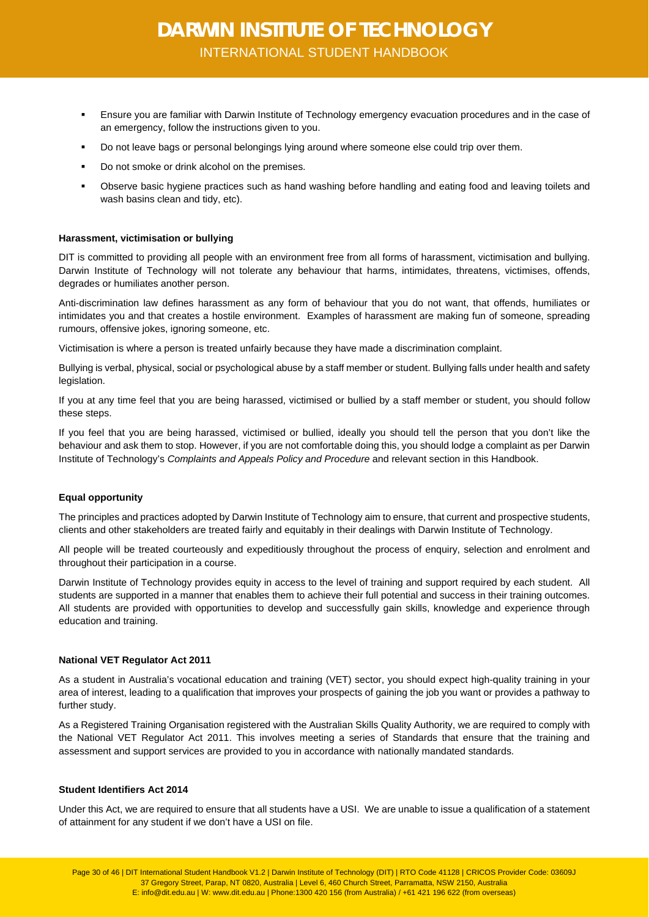- Ensure you are familiar with Darwin Institute of Technology emergency evacuation procedures and in the case of an emergency, follow the instructions given to you.
- Do not leave bags or personal belongings lying around where someone else could trip over them.
- Do not smoke or drink alcohol on the premises.
- Observe basic hygiene practices such as hand washing before handling and eating food and leaving toilets and wash basins clean and tidy, etc).

**Harassment, victimisation or bullying**

DIT is committed to providing all people with an environment free from all forms of harassment, victimisation and bullying. Darwin Institute of Technology will not tolerate any behaviour that harms, intimidates, threatens, victimises, offends, degrades or humiliates another person.

Anti-discrimination law defines harassment as any form of behaviour that you do not want, that offends, humiliates or intimidates you and that creates a hostile environment. Examples of harassment are making fun of someone, spreading rumours, offensive jokes, ignoring someone, etc.

Victimisation is where a person is treated unfairly because they have made a discrimination complaint.

Bullying is verbal, physical, social or psychological abuse by a staff member or student. Bullying falls under health and safety legislation.

If you at any time feel that you are being harassed, victimised or bullied by a staff member or student, you should follow these steps.

If you feel that you are being harassed, victimised or bullied, ideally you should tell the person that you don't like the behaviour and ask them to stop. However, if you are not comfortable doing this, you should lodge a complaint as per Darwin Institute of Technology's *Complaints and Appeals Policy and Procedure* and relevant section in this Handbook.

**Equal opportunity**

The principles and practices adopted by Darwin Institute of Technology aim to ensure, that current and prospective students, clients and other stakeholders are treated fairly and equitably in their dealings with Darwin Institute of Technology.

All people will be treated courteously and expeditiously throughout the process of enquiry, selection and enrolment and throughout their participation in a course.

Darwin Institute of Technology provides equity in access to the level of training and support required by each student. All students are supported in a manner that enables them to achieve their full potential and success in their training outcomes. All students are provided with opportunities to develop and successfully gain skills, knowledge and experience through education and training.

**National VET Regulator Act 2011**

As a student in Australia's vocational education and training (VET) sector, you should expect high-quality training in your area of interest, leading to a qualification that improves your prospects of gaining the job you want or provides a pathway to further study.

As a Registered Training Organisation registered with the Australian Skills Quality Authority, we are required to comply with the National VET Regulator Act 2011. This involves meeting a series of Standards that ensure that the training and assessment and support services are provided to you in accordance with nationally mandated standards.

**Student Identifiers Act 2014**

Under this Act, we are required to ensure that all students have a USI. We are unable to issue a qualification of a statement of attainment for any student if we don't have a USI on file.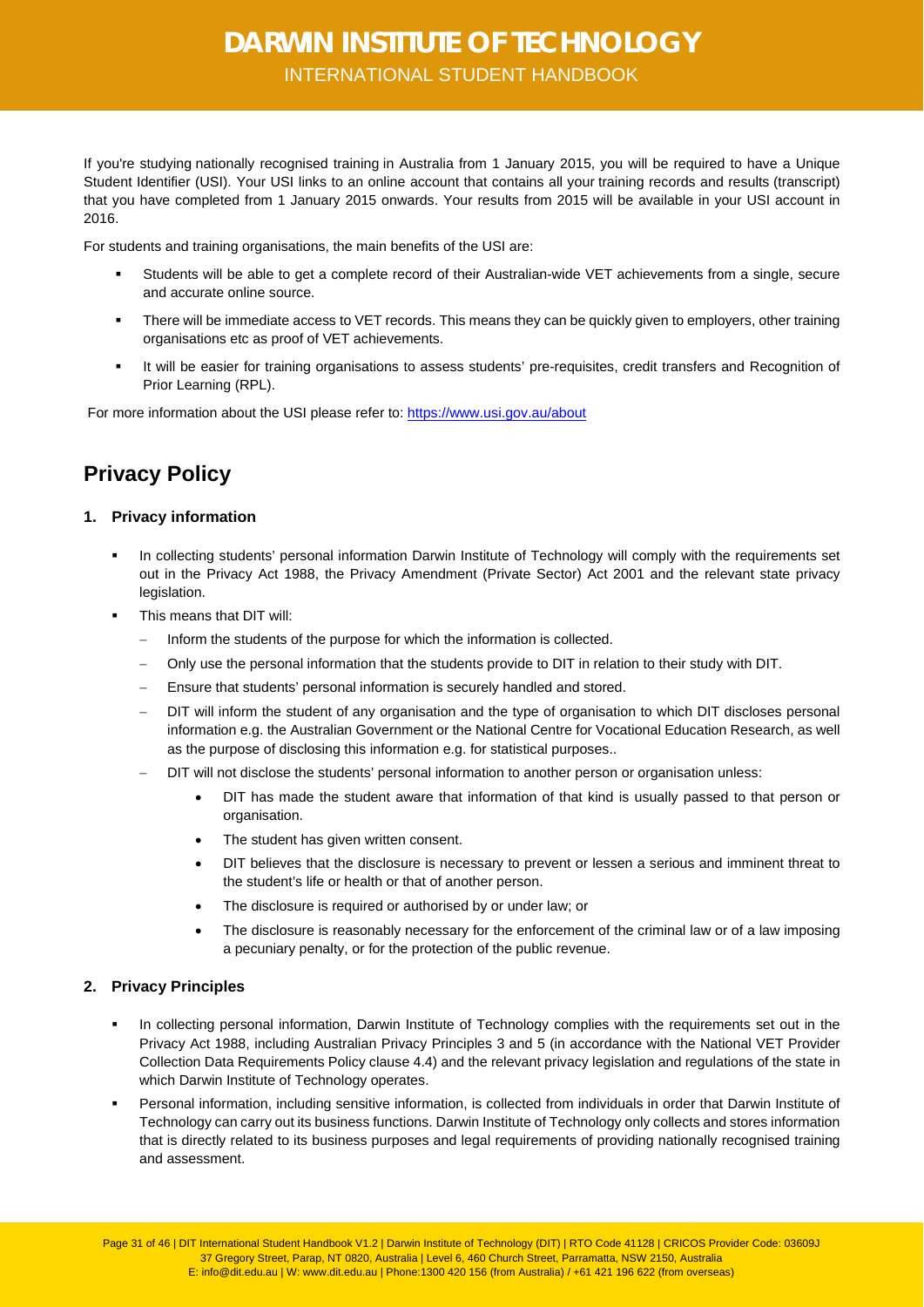If you're studying nationally recognised training in Australia from 1 January 2015, you will be required to have a Unique Student Identifier (USI). Your USI links to an online account that contains all your training records and results (transcript) that you have completed from 1 January 2015 onwards. Your results from 2015 will be available in your USI account in 2016.

For students and training organisations, the main benefits of the USI are:

- Students will be able to get a complete record of their Australian-wide VET achievements from a single, secure and accurate online source.
- There will be immediate access to VET records. This means they can be quickly given to employers, other training organisations etc as proof of VET achievements.
- It will be easier for training organisations to assess students' pre-requisites, credit transfers and Recognition of Prior Learning (RPL).

For more information about the USI please refer to: https://www.usi.gov.au/about

## Privacy Policy

### 1. Privacy information

- In collecting students' personal information Darwin Institute of Technology will comply with the requirements set out in the Privacy Act 1988, the Privacy Amendment (Private Sector) Act 2001 and the relevant state privacy legislation.
- This means that DIT will:
  - Inform the students of the purpose for which the information is collected.
  - Only use the personal information that the students provide to DIT in relation to their study with DIT.
  - Ensure that students' personal information is securely handled and stored.
  - DIT will inform the student of any organisation and the type of organisation to which DIT discloses personal information e.g. the Australian Government or the National Centre for Vocational Education Research, as well as the purpose of disclosing this information e.g. for statistical purposes..
  - DIT will not disclose the students' personal information to another person or organisation unless:
    - DIT has made the student aware that information of that kind is usually passed to that person or organisation.
    - The student has given written consent.
    - DIT believes that the disclosure is necessary to prevent or lessen a serious and imminent threat to the student's life or health or that of another person.
    - The disclosure is required or authorised by or under law; or
    - The disclosure is reasonably necessary for the enforcement of the criminal law or of a law imposing a pecuniary penalty, or for the protection of the public revenue.

### 2. Privacy Principles

- In collecting personal information, Darwin Institute of Technology complies with the requirements set out in the Privacy Act 1988, including Australian Privacy Principles 3 and 5 (in accordance with the National VET Provider Collection Data Requirements Policy clause 4.4) and the relevant privacy legislation and regulations of the state in which Darwin Institute of Technology operates.
- Personal information, including sensitive information, is collected from individuals in order that Darwin Institute of Technology can carry out its business functions. Darwin Institute of Technology only collects and stores information that is directly related to its business purposes and legal requirements of providing nationally recognised training and assessment.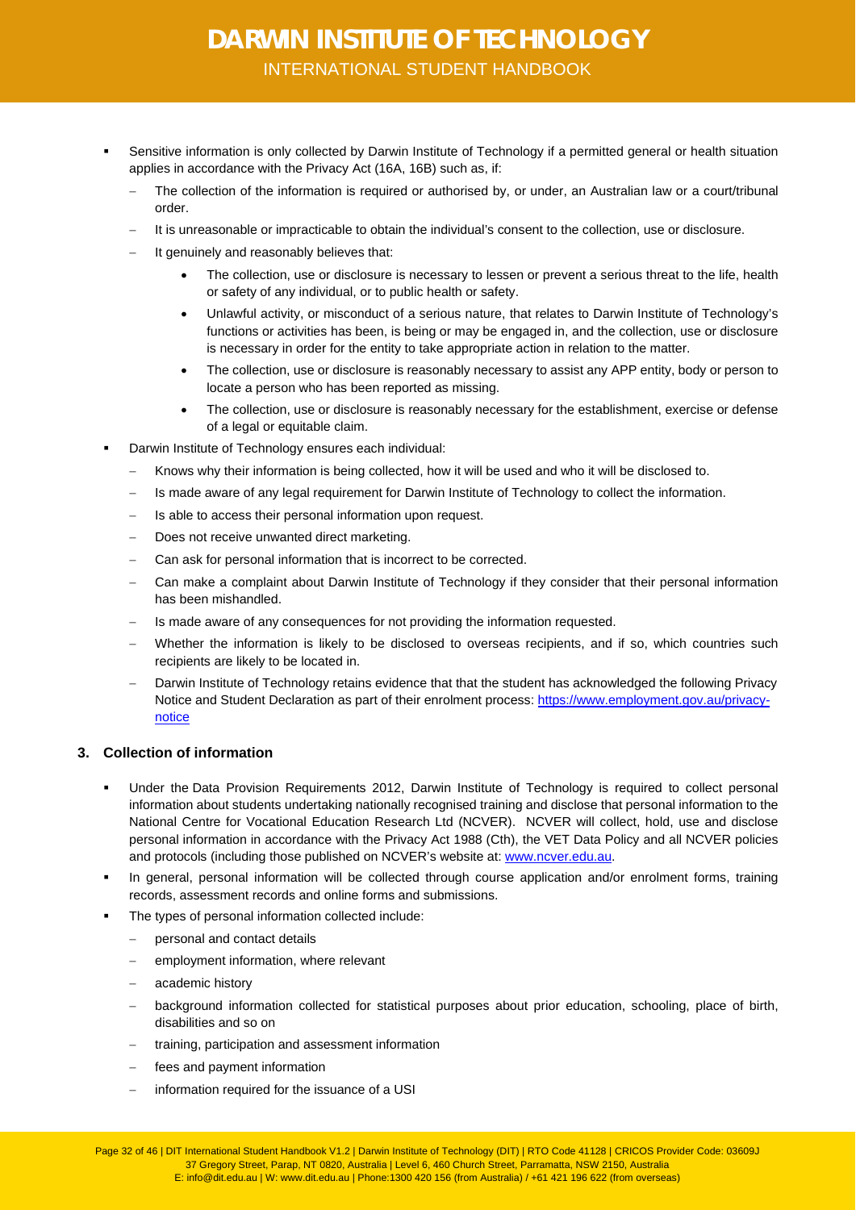- Sensitive information is only collected by Darwin Institute of Technology if a permitted general or health situation applies in accordance with the Privacy Act (16A, 16B) such as, if:
  - The collection of the information is required or authorised by, or under, an Australian law or a court/tribunal order.
  - It is unreasonable or impracticable to obtain the individual's consent to the collection, use or disclosure.
  - It genuinely and reasonably believes that:
    - The collection, use or disclosure is necessary to lessen or prevent a serious threat to the life, health or safety of any individual, or to public health or safety.
    - Unlawful activity, or misconduct of a serious nature, that relates to Darwin Institute of Technology's functions or activities has been, is being or may be engaged in, and the collection, use or disclosure is necessary in order for the entity to take appropriate action in relation to the matter.
    - The collection, use or disclosure is reasonably necessary to assist any APP entity, body or person to locate a person who has been reported as missing.
    - The collection, use or disclosure is reasonably necessary for the establishment, exercise or defense of a legal or equitable claim.
- Darwin Institute of Technology ensures each individual:
  - Knows why their information is being collected, how it will be used and who it will be disclosed to.
  - Is made aware of any legal requirement for Darwin Institute of Technology to collect the information.
  - Is able to access their personal information upon request.
  - Does not receive unwanted direct marketing.
  - Can ask for personal information that is incorrect to be corrected.
  - Can make a complaint about Darwin Institute of Technology if they consider that their personal information has been mishandled.
  - Is made aware of any consequences for not providing the information requested.
  - Whether the information is likely to be disclosed to overseas recipients, and if so, which countries such recipients are likely to be located in.
  - Darwin Institute of Technology retains evidence that that the student has acknowledged the following Privacy Notice and Student Declaration as part of their enrolment process: https://www.employment.gov.au/privacy-notice

### 3. Collection of information

- Under the Data Provision Requirements 2012, Darwin Institute of Technology is required to collect personal information about students undertaking nationally recognised training and disclose that personal information to the National Centre for Vocational Education Research Ltd (NCVER). NCVER will collect, hold, use and disclose personal information in accordance with the Privacy Act 1988 (Cth), the VET Data Policy and all NCVER policies and protocols (including those published on NCVER's website at: www.ncver.edu.au.
- In general, personal information will be collected through course application and/or enrolment forms, training records, assessment records and online forms and submissions.
- The types of personal information collected include:
  - personal and contact details
  - employment information, where relevant
  - academic history
  - background information collected for statistical purposes about prior education, schooling, place of birth, disabilities and so on
  - training, participation and assessment information
  - fees and payment information
  - information required for the issuance of a USI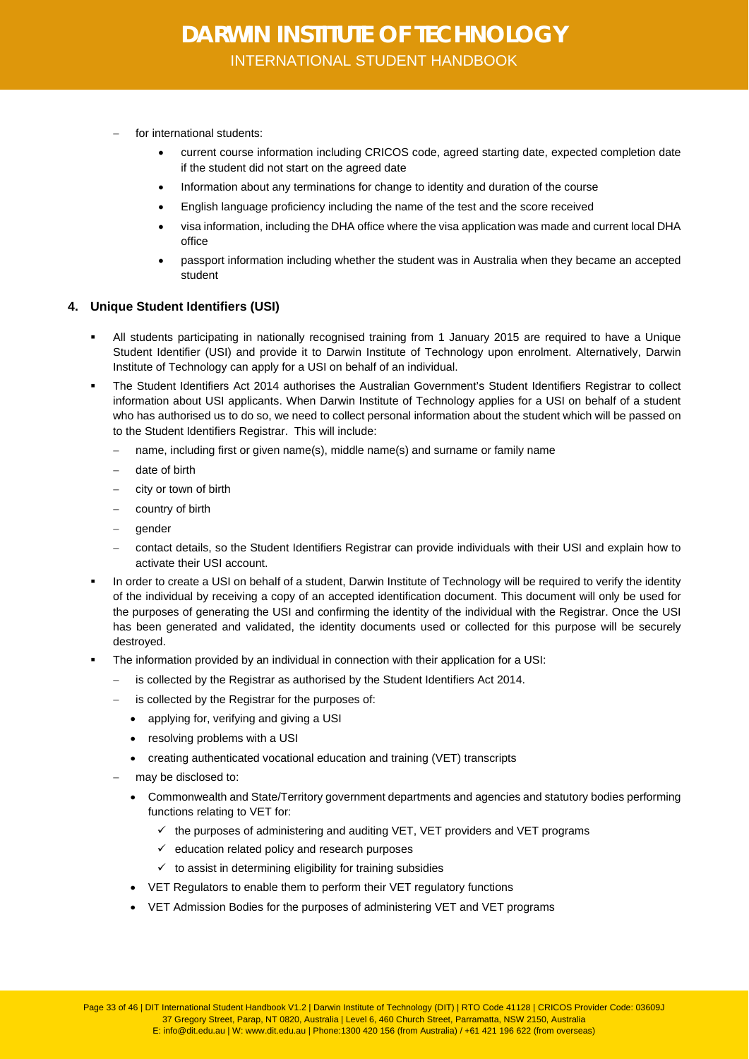- for international students:
    - current course information including CRICOS code, agreed starting date, expected completion date if the student did not start on the agreed date
    - Information about any terminations for change to identity and duration of the course
    - English language proficiency including the name of the test and the score received
    - visa information, including the DHA office where the visa application was made and current local DHA office
    - passport information including whether the student was in Australia when they became an accepted student

## 4. Unique Student Identifiers (USI)

- All students participating in nationally recognised training from 1 January 2015 are required to have a Unique Student Identifier (USI) and provide it to Darwin Institute of Technology upon enrolment. Alternatively, Darwin Institute of Technology can apply for a USI on behalf of an individual.
- The Student Identifiers Act 2014 authorises the Australian Government's Student Identifiers Registrar to collect information about USI applicants. When Darwin Institute of Technology applies for a USI on behalf of a student who has authorised us to do so, we need to collect personal information about the student which will be passed on to the Student Identifiers Registrar. This will include:
    - name, including first or given name(s), middle name(s) and surname or family name
    - date of birth
    - city or town of birth
    - country of birth
    - gender
    - contact details, so the Student Identifiers Registrar can provide individuals with their USI and explain how to activate their USI account.
- In order to create a USI on behalf of a student, Darwin Institute of Technology will be required to verify the identity of the individual by receiving a copy of an accepted identification document. This document will only be used for the purposes of generating the USI and confirming the identity of the individual with the Registrar. Once the USI has been generated and validated, the identity documents used or collected for this purpose will be securely destroyed.
- The information provided by an individual in connection with their application for a USI:
    - is collected by the Registrar as authorised by the Student Identifiers Act 2014.
    - is collected by the Registrar for the purposes of:
        - applying for, verifying and giving a USI
        - resolving problems with a USI
        - creating authenticated vocational education and training (VET) transcripts
    - may be disclosed to:
        - Commonwealth and State/Territory government departments and agencies and statutory bodies performing functions relating to VET for:
            - ✓ the purposes of administering and auditing VET, VET providers and VET programs
            - ✓ education related policy and research purposes
            - ✓ to assist in determining eligibility for training subsidies
        - VET Regulators to enable them to perform their VET regulatory functions
        - VET Admission Bodies for the purposes of administering VET and VET programs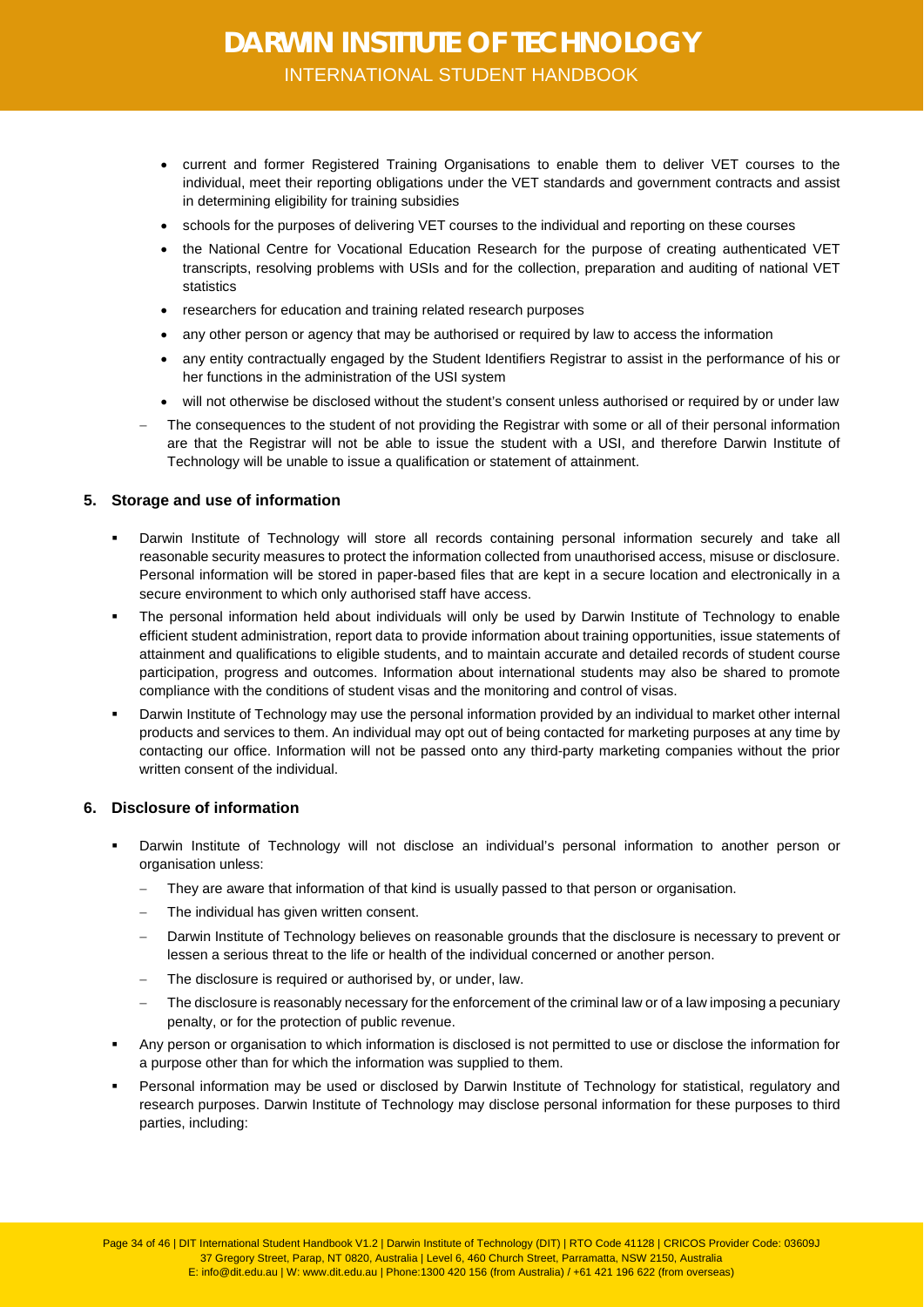- current and former Registered Training Organisations to enable them to deliver VET courses to the individual, meet their reporting obligations under the VET standards and government contracts and assist in determining eligibility for training subsidies
- schools for the purposes of delivering VET courses to the individual and reporting on these courses
- the National Centre for Vocational Education Research for the purpose of creating authenticated VET transcripts, resolving problems with USIs and for the collection, preparation and auditing of national VET statistics
- researchers for education and training related research purposes
- any other person or agency that may be authorised or required by law to access the information
- any entity contractually engaged by the Student Identifiers Registrar to assist in the performance of his or her functions in the administration of the USI system
- will not otherwise be disclosed without the student's consent unless authorised or required by or under law

  - The consequences to the student of not providing the Registrar with some or all of their personal information are that the Registrar will not be able to issue the student with a USI, and therefore Darwin Institute of Technology will be unable to issue a qualification or statement of attainment.

## 5. Storage and use of information

- Darwin Institute of Technology will store all records containing personal information securely and take all reasonable security measures to protect the information collected from unauthorised access, misuse or disclosure. Personal information will be stored in paper-based files that are kept in a secure location and electronically in a secure environment to which only authorised staff have access.
- The personal information held about individuals will only be used by Darwin Institute of Technology to enable efficient student administration, report data to provide information about training opportunities, issue statements of attainment and qualifications to eligible students, and to maintain accurate and detailed records of student course participation, progress and outcomes. Information about international students may also be shared to promote compliance with the conditions of student visas and the monitoring and control of visas.
- Darwin Institute of Technology may use the personal information provided by an individual to market other internal products and services to them. An individual may opt out of being contacted for marketing purposes at any time by contacting our office. Information will not be passed onto any third-party marketing companies without the prior written consent of the individual.

## 6. Disclosure of information

- Darwin Institute of Technology will not disclose an individual's personal information to another person or organisation unless:
  - They are aware that information of that kind is usually passed to that person or organisation.
  - The individual has given written consent.
  - Darwin Institute of Technology believes on reasonable grounds that the disclosure is necessary to prevent or lessen a serious threat to the life or health of the individual concerned or another person.
  - The disclosure is required or authorised by, or under, law.
  - The disclosure is reasonably necessary for the enforcement of the criminal law or of a law imposing a pecuniary penalty, or for the protection of public revenue.
- Any person or organisation to which information is disclosed is not permitted to use or disclose the information for a purpose other than for which the information was supplied to them.
- Personal information may be used or disclosed by Darwin Institute of Technology for statistical, regulatory and research purposes. Darwin Institute of Technology may disclose personal information for these purposes to third parties, including: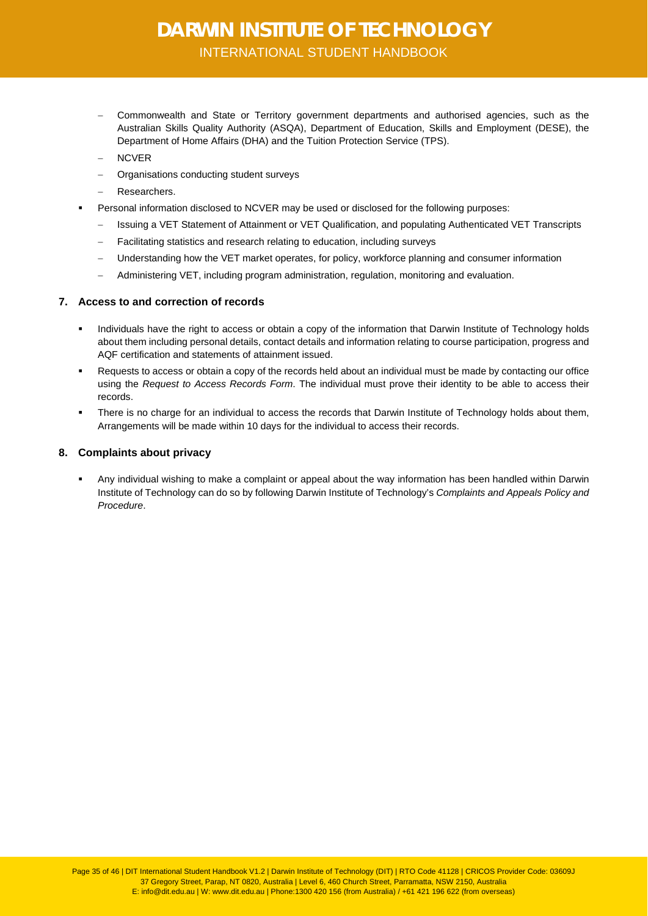- Commonwealth and State or Territory government departments and authorised agencies, such as the Australian Skills Quality Authority (ASQA), Department of Education, Skills and Employment (DESE), the Department of Home Affairs (DHA) and the Tuition Protection Service (TPS).
  - NCVER
  - Organisations conducting student surveys
  - Researchers.
- Personal information disclosed to NCVER may be used or disclosed for the following purposes:
  - Issuing a VET Statement of Attainment or VET Qualification, and populating Authenticated VET Transcripts
  - Facilitating statistics and research relating to education, including surveys
  - Understanding how the VET market operates, for policy, workforce planning and consumer information
  - Administering VET, including program administration, regulation, monitoring and evaluation.

### 7. Access to and correction of records

- Individuals have the right to access or obtain a copy of the information that Darwin Institute of Technology holds about them including personal details, contact details and information relating to course participation, progress and AQF certification and statements of attainment issued.
- Requests to access or obtain a copy of the records held about an individual must be made by contacting our office using the *Request to Access Records Form*. The individual must prove their identity to be able to access their records.
- There is no charge for an individual to access the records that Darwin Institute of Technology holds about them, Arrangements will be made within 10 days for the individual to access their records.

### 8. Complaints about privacy

- Any individual wishing to make a complaint or appeal about the way information has been handled within Darwin Institute of Technology can do so by following Darwin Institute of Technology's *Complaints and Appeals Policy and Procedure*.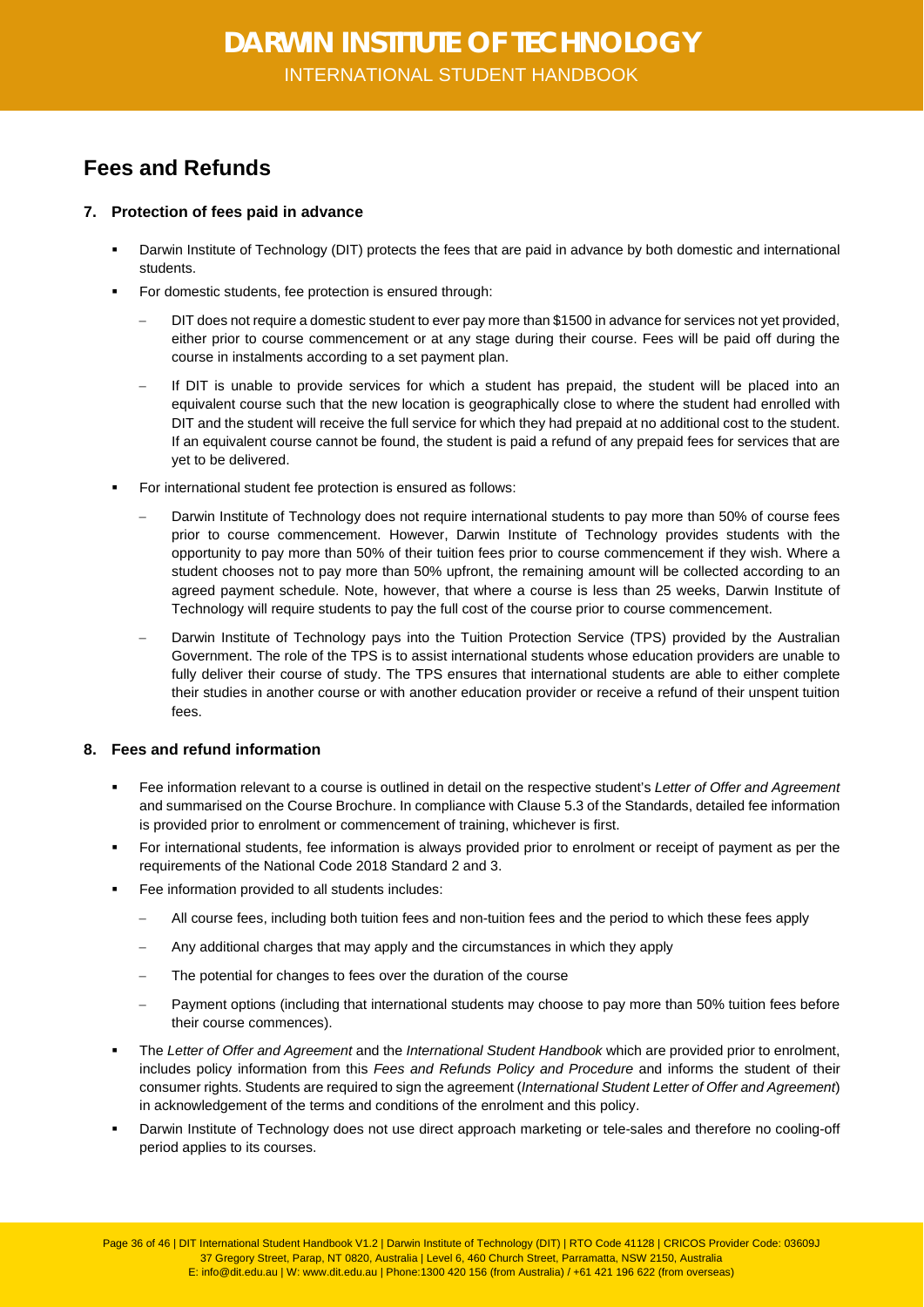## Fees and Refunds

### 7. Protection of fees paid in advance

- Darwin Institute of Technology (DIT) protects the fees that are paid in advance by both domestic and international students.
- For domestic students, fee protection is ensured through:
  - DIT does not require a domestic student to ever pay more than $1500 in advance for services not yet provided, either prior to course commencement or at any stage during their course. Fees will be paid off during the course in instalments according to a set payment plan.
  - If DIT is unable to provide services for which a student has prepaid, the student will be placed into an equivalent course such that the new location is geographically close to where the student had enrolled with DIT and the student will receive the full service for which they had prepaid at no additional cost to the student. If an equivalent course cannot be found, the student is paid a refund of any prepaid fees for services that are yet to be delivered.
- For international student fee protection is ensured as follows:
  - Darwin Institute of Technology does not require international students to pay more than 50% of course fees prior to course commencement. However, Darwin Institute of Technology provides students with the opportunity to pay more than 50% of their tuition fees prior to course commencement if they wish. Where a student chooses not to pay more than 50% upfront, the remaining amount will be collected according to an agreed payment schedule. Note, however, that where a course is less than 25 weeks, Darwin Institute of Technology will require students to pay the full cost of the course prior to course commencement.
  - Darwin Institute of Technology pays into the Tuition Protection Service (TPS) provided by the Australian Government. The role of the TPS is to assist international students whose education providers are unable to fully deliver their course of study. The TPS ensures that international students are able to either complete their studies in another course or with another education provider or receive a refund of their unspent tuition fees.

### 8. Fees and refund information

- Fee information relevant to a course is outlined in detail on the respective student's *Letter of Offer and Agreement* and summarised on the Course Brochure. In compliance with Clause 5.3 of the Standards, detailed fee information is provided prior to enrolment or commencement of training, whichever is first.
- For international students, fee information is always provided prior to enrolment or receipt of payment as per the requirements of the National Code 2018 Standard 2 and 3.
- Fee information provided to all students includes:
  - All course fees, including both tuition fees and non-tuition fees and the period to which these fees apply
  - Any additional charges that may apply and the circumstances in which they apply
  - The potential for changes to fees over the duration of the course
  - Payment options (including that international students may choose to pay more than 50% tuition fees before their course commences).
- The *Letter of Offer and Agreement* and the *International Student Handbook* which are provided prior to enrolment, includes policy information from this *Fees and Refunds Policy and Procedure* and informs the student of their consumer rights. Students are required to sign the agreement (*International Student Letter of Offer and Agreement*) in acknowledgement of the terms and conditions of the enrolment and this policy.
- Darwin Institute of Technology does not use direct approach marketing or tele-sales and therefore no cooling-off period applies to its courses.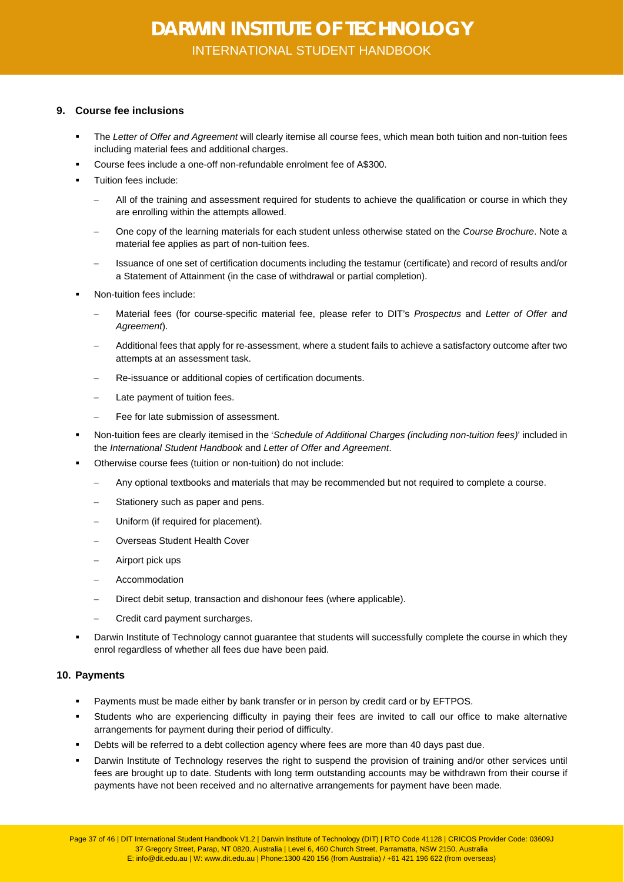## 9. Course fee inclusions

- The *Letter of Offer and Agreement* will clearly itemise all course fees, which mean both tuition and non-tuition fees including material fees and additional charges.
- Course fees include a one-off non-refundable enrolment fee of A$300.
- Tuition fees include:
  - All of the training and assessment required for students to achieve the qualification or course in which they are enrolling within the attempts allowed.
  - One copy of the learning materials for each student unless otherwise stated on the *Course Brochure*. Note a material fee applies as part of non-tuition fees.
  - Issuance of one set of certification documents including the testamur (certificate) and record of results and/or a Statement of Attainment (in the case of withdrawal or partial completion).
- Non-tuition fees include:
  - Material fees (for course-specific material fee, please refer to DIT's *Prospectus* and *Letter of Offer and Agreement*).
  - Additional fees that apply for re-assessment, where a student fails to achieve a satisfactory outcome after two attempts at an assessment task.
  - Re-issuance or additional copies of certification documents.
  - Late payment of tuition fees.
  - Fee for late submission of assessment.
- Non-tuition fees are clearly itemised in the '*Schedule of Additional Charges (including non-tuition fees)*' included in the *International Student Handbook* and *Letter of Offer and Agreement*.
- Otherwise course fees (tuition or non-tuition) do not include:
  - Any optional textbooks and materials that may be recommended but not required to complete a course.
  - Stationery such as paper and pens.
  - Uniform (if required for placement).
  - Overseas Student Health Cover
  - Airport pick ups
  - Accommodation
  - Direct debit setup, transaction and dishonour fees (where applicable).
  - Credit card payment surcharges.
- Darwin Institute of Technology cannot guarantee that students will successfully complete the course in which they enrol regardless of whether all fees due have been paid.

## 10. Payments

- Payments must be made either by bank transfer or in person by credit card or by EFTPOS.
- Students who are experiencing difficulty in paying their fees are invited to call our office to make alternative arrangements for payment during their period of difficulty.
- Debts will be referred to a debt collection agency where fees are more than 40 days past due.
- Darwin Institute of Technology reserves the right to suspend the provision of training and/or other services until fees are brought up to date. Students with long term outstanding accounts may be withdrawn from their course if payments have not been received and no alternative arrangements for payment have been made.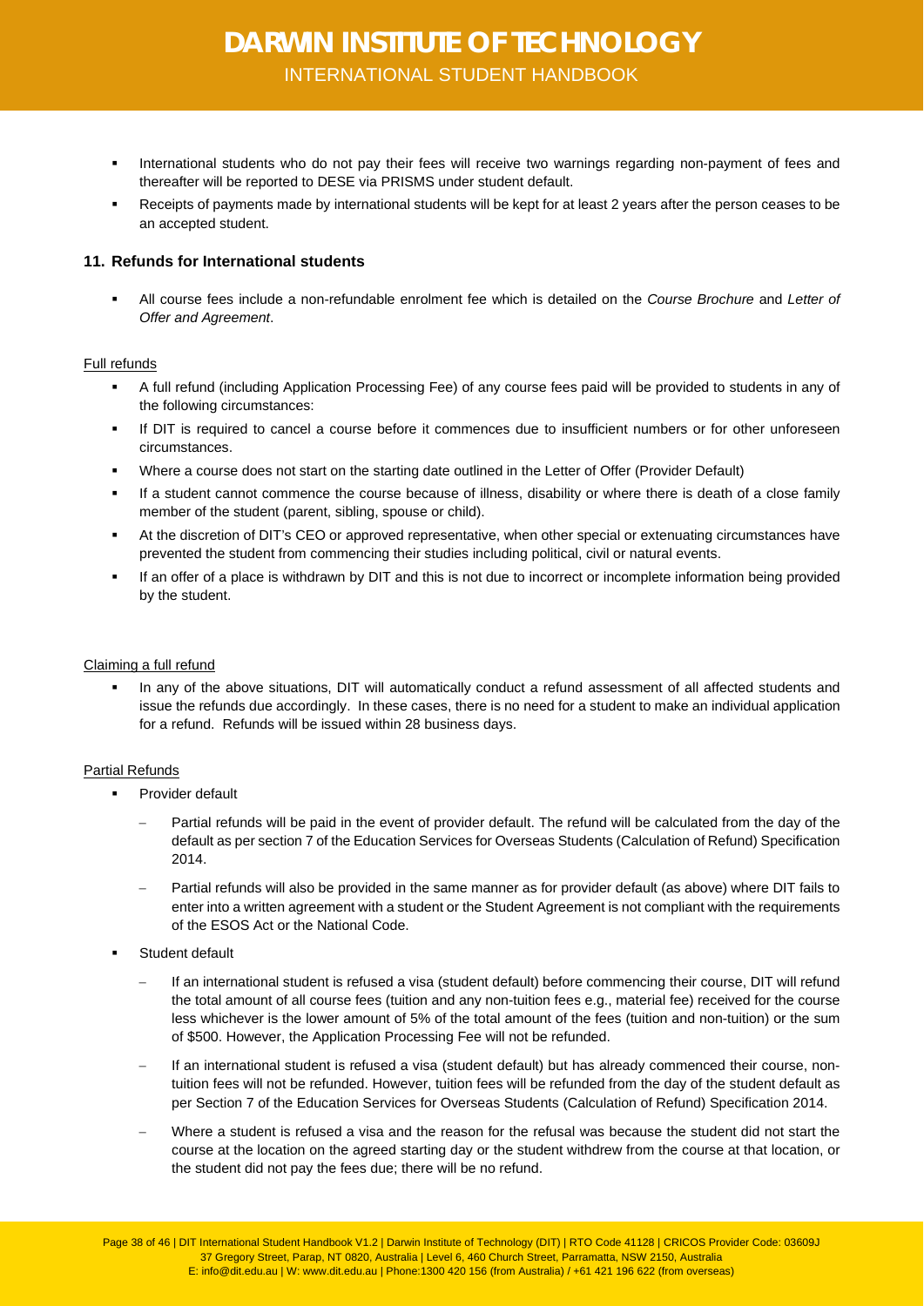- International students who do not pay their fees will receive two warnings regarding non-payment of fees and thereafter will be reported to DESE via PRISMS under student default.
- Receipts of payments made by international students will be kept for at least 2 years after the person ceases to be an accepted student.

## 11. Refunds for International students

- All course fees include a non-refundable enrolment fee which is detailed on the *Course Brochure* and *Letter of Offer and Agreement*.

Full refunds

- A full refund (including Application Processing Fee) of any course fees paid will be provided to students in any of the following circumstances:
- If DIT is required to cancel a course before it commences due to insufficient numbers or for other unforeseen circumstances.
- Where a course does not start on the starting date outlined in the Letter of Offer (Provider Default)
- If a student cannot commence the course because of illness, disability or where there is death of a close family member of the student (parent, sibling, spouse or child).
- At the discretion of DIT's CEO or approved representative, when other special or extenuating circumstances have prevented the student from commencing their studies including political, civil or natural events.
- If an offer of a place is withdrawn by DIT and this is not due to incorrect or incomplete information being provided by the student.

Claiming a full refund

- In any of the above situations, DIT will automatically conduct a refund assessment of all affected students and issue the refunds due accordingly. In these cases, there is no need for a student to make an individual application for a refund. Refunds will be issued within 28 business days.

Partial Refunds

- Provider default
  - Partial refunds will be paid in the event of provider default. The refund will be calculated from the day of the default as per section 7 of the Education Services for Overseas Students (Calculation of Refund) Specification 2014.
  - Partial refunds will also be provided in the same manner as for provider default (as above) where DIT fails to enter into a written agreement with a student or the Student Agreement is not compliant with the requirements of the ESOS Act or the National Code.
- Student default
  - If an international student is refused a visa (student default) before commencing their course, DIT will refund the total amount of all course fees (tuition and any non-tuition fees e.g., material fee) received for the course less whichever is the lower amount of 5% of the total amount of the fees (tuition and non-tuition) or the sum of $500. However, the Application Processing Fee will not be refunded.
  - If an international student is refused a visa (student default) but has already commenced their course, non-tuition fees will not be refunded. However, tuition fees will be refunded from the day of the student default as per Section 7 of the Education Services for Overseas Students (Calculation of Refund) Specification 2014.
  - Where a student is refused a visa and the reason for the refusal was because the student did not start the course at the location on the agreed starting day or the student withdrew from the course at that location, or the student did not pay the fees due; there will be no refund.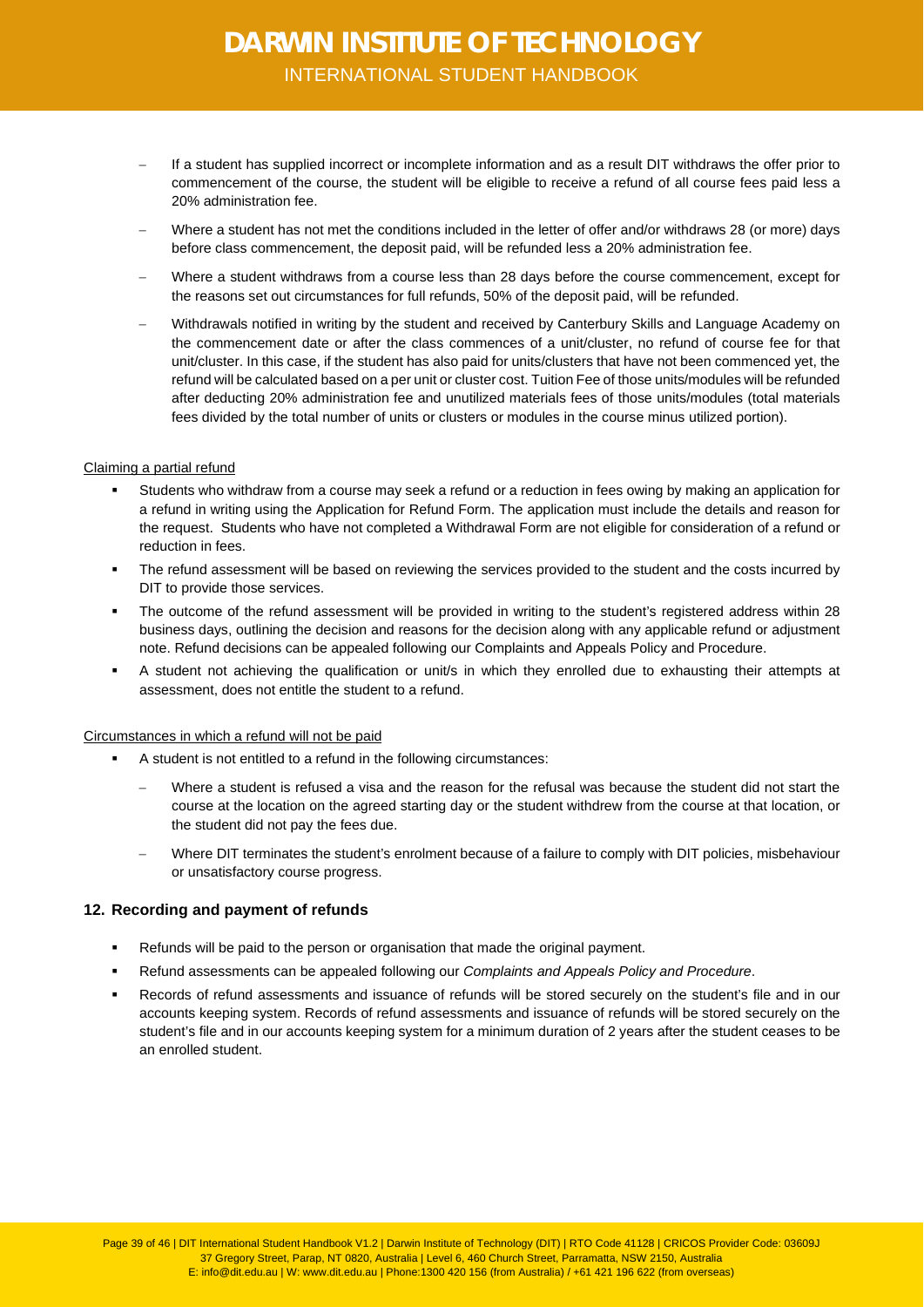- If a student has supplied incorrect or incomplete information and as a result DIT withdraws the offer prior to commencement of the course, the student will be eligible to receive a refund of all course fees paid less a 20% administration fee.
- Where a student has not met the conditions included in the letter of offer and/or withdraws 28 (or more) days before class commencement, the deposit paid, will be refunded less a 20% administration fee.
- Where a student withdraws from a course less than 28 days before the course commencement, except for the reasons set out circumstances for full refunds, 50% of the deposit paid, will be refunded.
- Withdrawals notified in writing by the student and received by Canterbury Skills and Language Academy on the commencement date or after the class commences of a unit/cluster, no refund of course fee for that unit/cluster. In this case, if the student has also paid for units/clusters that have not been commenced yet, the refund will be calculated based on a per unit or cluster cost. Tuition Fee of those units/modules will be refunded after deducting 20% administration fee and unutilized materials fees of those units/modules (total materials fees divided by the total number of units or clusters or modules in the course minus utilized portion).

Claiming a partial refund

- Students who withdraw from a course may seek a refund or a reduction in fees owing by making an application for a refund in writing using the Application for Refund Form. The application must include the details and reason for the request. Students who have not completed a Withdrawal Form are not eligible for consideration of a refund or reduction in fees.
- The refund assessment will be based on reviewing the services provided to the student and the costs incurred by DIT to provide those services.
- The outcome of the refund assessment will be provided in writing to the student's registered address within 28 business days, outlining the decision and reasons for the decision along with any applicable refund or adjustment note. Refund decisions can be appealed following our Complaints and Appeals Policy and Procedure.
- A student not achieving the qualification or unit/s in which they enrolled due to exhausting their attempts at assessment, does not entitle the student to a refund.

Circumstances in which a refund will not be paid

- A student is not entitled to a refund in the following circumstances:
  - Where a student is refused a visa and the reason for the refusal was because the student did not start the course at the location on the agreed starting day or the student withdrew from the course at that location, or the student did not pay the fees due.
  - Where DIT terminates the student's enrolment because of a failure to comply with DIT policies, misbehaviour or unsatisfactory course progress.

## 12. Recording and payment of refunds

- Refunds will be paid to the person or organisation that made the original payment.
- Refund assessments can be appealed following our *Complaints and Appeals Policy and Procedure*.
- Records of refund assessments and issuance of refunds will be stored securely on the student's file and in our accounts keeping system. Records of refund assessments and issuance of refunds will be stored securely on the student's file and in our accounts keeping system for a minimum duration of 2 years after the student ceases to be an enrolled student.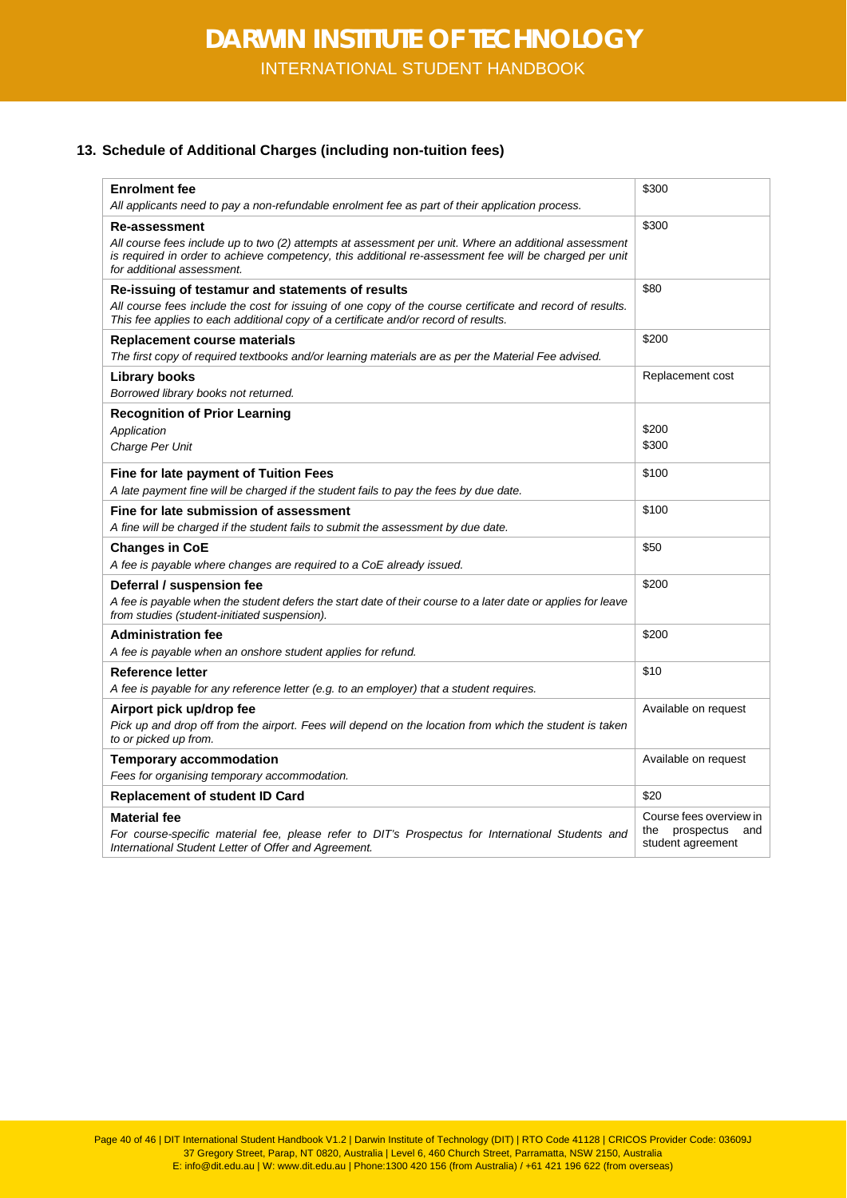## 13. Schedule of Additional Charges (including non-tuition fees)

| Item | Charge |
|---|---|
| **Enrolment fee**<br>*All applicants need to pay a non-refundable enrolment fee as part of their application process.* | $300 |
| **Re-assessment**<br>*All course fees include up to two (2) attempts at assessment per unit. Where an additional assessment is required in order to achieve competency, this additional re-assessment fee will be charged per unit for additional assessment.* | $300 |
| **Re-issuing of testamur and statements of results**<br>*All course fees include the cost for issuing of one copy of the course certificate and record of results. This fee applies to each additional copy of a certificate and/or record of results.* | $80 |
| **Replacement course materials**<br>*The first copy of required textbooks and/or learning materials are as per the Material Fee advised.* | $200 |
| **Library books**<br>*Borrowed library books not returned.* | Replacement cost |
| **Recognition of Prior Learning**<br>*Application*<br>*Charge Per Unit* | <br>$200<br>$300 |
| **Fine for late payment of Tuition Fees**<br>*A late payment fine will be charged if the student fails to pay the fees by due date.* | $100 |
| **Fine for late submission of assessment**<br>*A fine will be charged if the student fails to submit the assessment by due date.* | $100 |
| **Changes in CoE**<br>*A fee is payable where changes are required to a CoE already issued.* | $50 |
| **Deferral / suspension fee**<br>*A fee is payable when the student defers the start date of their course to a later date or applies for leave from studies (student-initiated suspension).* | $200 |
| **Administration fee**<br>*A fee is payable when an onshore student applies for refund.* | $200 |
| **Reference letter**<br>*A fee is payable for any reference letter (e.g. to an employer) that a student requires.* | $10 |
| **Airport pick up/drop fee**<br>*Pick up and drop off from the airport. Fees will depend on the location from which the student is taken to or picked up from.* | Available on request |
| **Temporary accommodation**<br>*Fees for organising temporary accommodation.* | Available on request |
| **Replacement of student ID Card** | $20 |
| **Material fee**<br>*For course-specific material fee, please refer to DIT's Prospectus for International Students and International Student Letter of Offer and Agreement.* | Course fees overview in the prospectus and student agreement |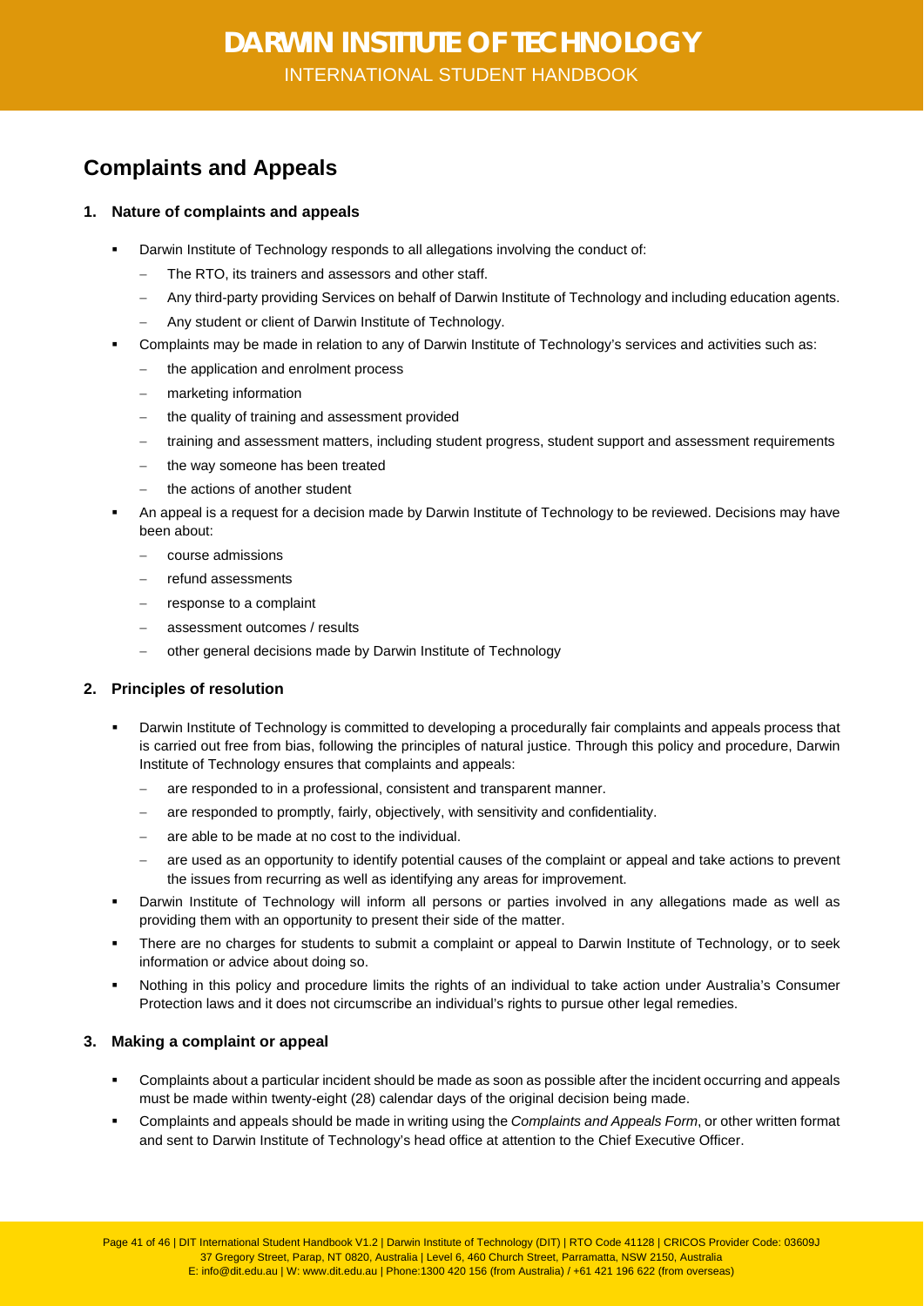## Complaints and Appeals

### 1. Nature of complaints and appeals

- Darwin Institute of Technology responds to all allegations involving the conduct of:
  - The RTO, its trainers and assessors and other staff.
  - Any third-party providing Services on behalf of Darwin Institute of Technology and including education agents.
  - Any student or client of Darwin Institute of Technology.
- Complaints may be made in relation to any of Darwin Institute of Technology's services and activities such as:
  - the application and enrolment process
  - marketing information
  - the quality of training and assessment provided
  - training and assessment matters, including student progress, student support and assessment requirements
  - the way someone has been treated
  - the actions of another student
- An appeal is a request for a decision made by Darwin Institute of Technology to be reviewed. Decisions may have been about:
  - course admissions
  - refund assessments
  - response to a complaint
  - assessment outcomes / results
  - other general decisions made by Darwin Institute of Technology

### 2. Principles of resolution

- Darwin Institute of Technology is committed to developing a procedurally fair complaints and appeals process that is carried out free from bias, following the principles of natural justice. Through this policy and procedure, Darwin Institute of Technology ensures that complaints and appeals:
  - are responded to in a professional, consistent and transparent manner.
  - are responded to promptly, fairly, objectively, with sensitivity and confidentiality.
  - are able to be made at no cost to the individual.
  - are used as an opportunity to identify potential causes of the complaint or appeal and take actions to prevent the issues from recurring as well as identifying any areas for improvement.
- Darwin Institute of Technology will inform all persons or parties involved in any allegations made as well as providing them with an opportunity to present their side of the matter.
- There are no charges for students to submit a complaint or appeal to Darwin Institute of Technology, or to seek information or advice about doing so.
- Nothing in this policy and procedure limits the rights of an individual to take action under Australia's Consumer Protection laws and it does not circumscribe an individual's rights to pursue other legal remedies.

### 3. Making a complaint or appeal

- Complaints about a particular incident should be made as soon as possible after the incident occurring and appeals must be made within twenty-eight (28) calendar days of the original decision being made.
- Complaints and appeals should be made in writing using the *Complaints and Appeals Form*, or other written format and sent to Darwin Institute of Technology's head office at attention to the Chief Executive Officer.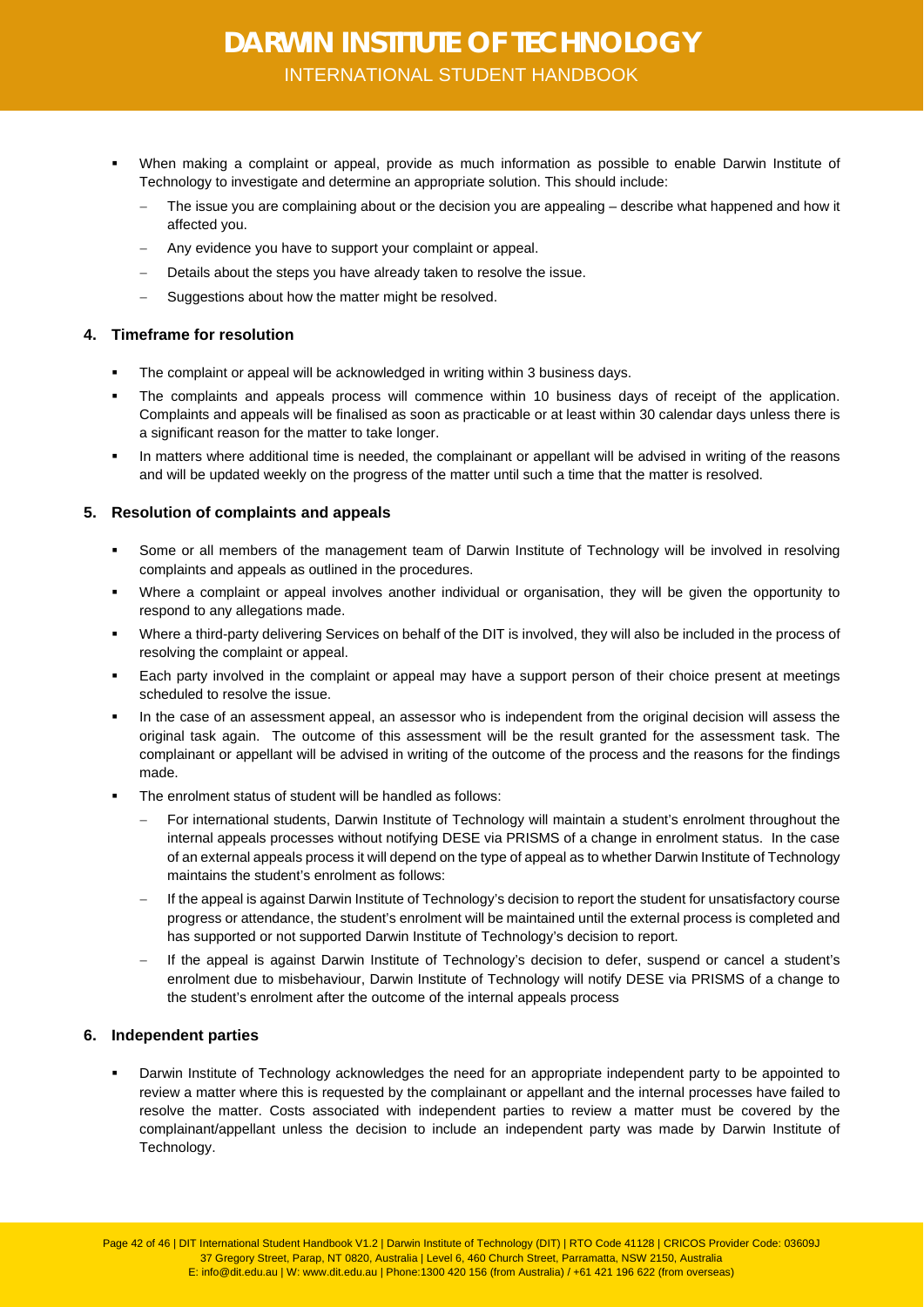- When making a complaint or appeal, provide as much information as possible to enable Darwin Institute of Technology to investigate and determine an appropriate solution. This should include:
  - The issue you are complaining about or the decision you are appealing – describe what happened and how it affected you.
  - Any evidence you have to support your complaint or appeal.
  - Details about the steps you have already taken to resolve the issue.
  - Suggestions about how the matter might be resolved.

## 4. Timeframe for resolution

- The complaint or appeal will be acknowledged in writing within 3 business days.
- The complaints and appeals process will commence within 10 business days of receipt of the application. Complaints and appeals will be finalised as soon as practicable or at least within 30 calendar days unless there is a significant reason for the matter to take longer.
- In matters where additional time is needed, the complainant or appellant will be advised in writing of the reasons and will be updated weekly on the progress of the matter until such a time that the matter is resolved.

## 5. Resolution of complaints and appeals

- Some or all members of the management team of Darwin Institute of Technology will be involved in resolving complaints and appeals as outlined in the procedures.
- Where a complaint or appeal involves another individual or organisation, they will be given the opportunity to respond to any allegations made.
- Where a third-party delivering Services on behalf of the DIT is involved, they will also be included in the process of resolving the complaint or appeal.
- Each party involved in the complaint or appeal may have a support person of their choice present at meetings scheduled to resolve the issue.
- In the case of an assessment appeal, an assessor who is independent from the original decision will assess the original task again. The outcome of this assessment will be the result granted for the assessment task. The complainant or appellant will be advised in writing of the outcome of the process and the reasons for the findings made.
- The enrolment status of student will be handled as follows:
  - For international students, Darwin Institute of Technology will maintain a student's enrolment throughout the internal appeals processes without notifying DESE via PRISMS of a change in enrolment status. In the case of an external appeals process it will depend on the type of appeal as to whether Darwin Institute of Technology maintains the student's enrolment as follows:
  - If the appeal is against Darwin Institute of Technology's decision to report the student for unsatisfactory course progress or attendance, the student's enrolment will be maintained until the external process is completed and has supported or not supported Darwin Institute of Technology's decision to report.
  - If the appeal is against Darwin Institute of Technology's decision to defer, suspend or cancel a student's enrolment due to misbehaviour, Darwin Institute of Technology will notify DESE via PRISMS of a change to the student's enrolment after the outcome of the internal appeals process

## 6. Independent parties

- Darwin Institute of Technology acknowledges the need for an appropriate independent party to be appointed to review a matter where this is requested by the complainant or appellant and the internal processes have failed to resolve the matter. Costs associated with independent parties to review a matter must be covered by the complainant/appellant unless the decision to include an independent party was made by Darwin Institute of Technology.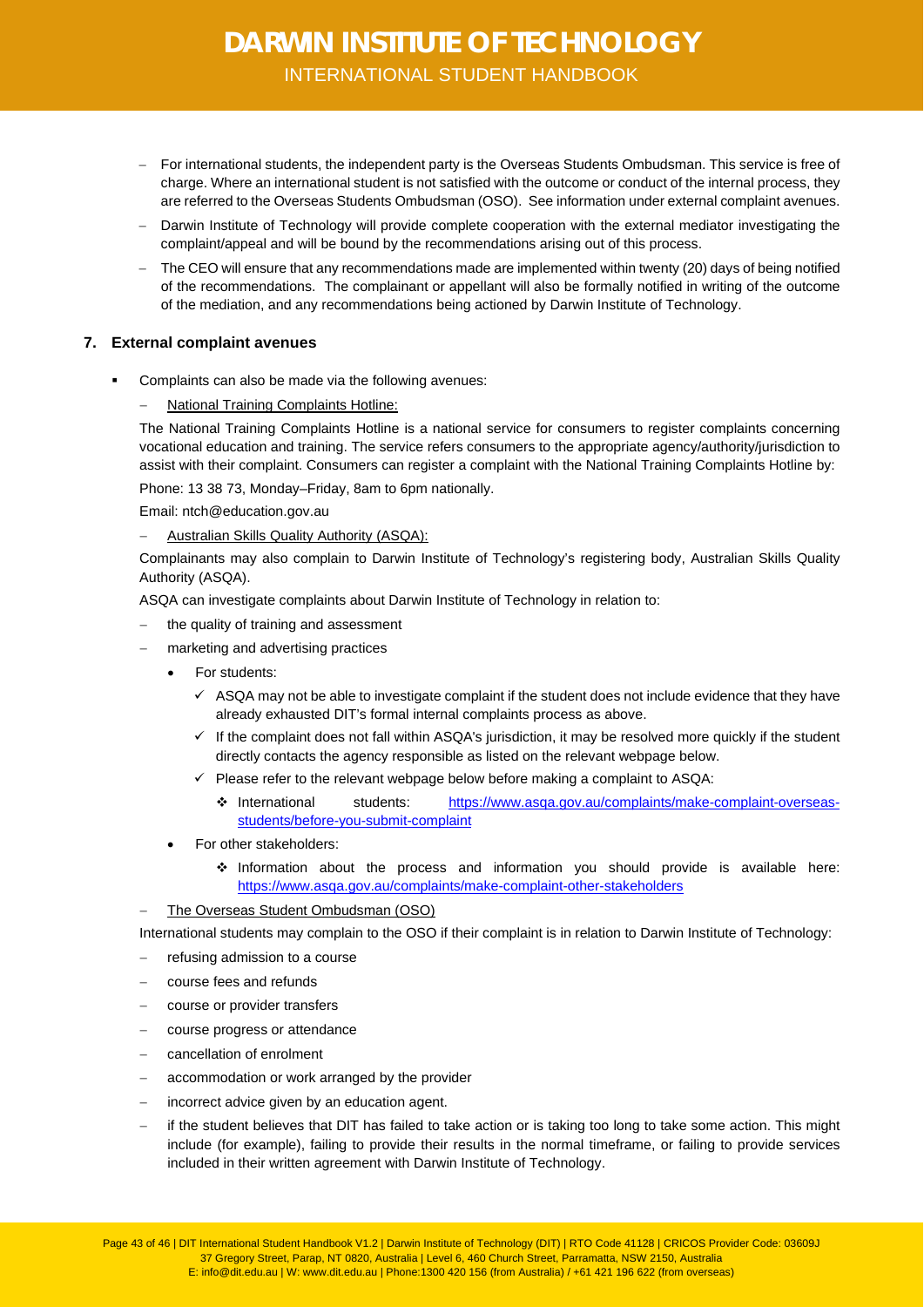- For international students, the independent party is the Overseas Students Ombudsman. This service is free of charge. Where an international student is not satisfied with the outcome or conduct of the internal process, they are referred to the Overseas Students Ombudsman (OSO). See information under external complaint avenues.
- Darwin Institute of Technology will provide complete cooperation with the external mediator investigating the complaint/appeal and will be bound by the recommendations arising out of this process.
- The CEO will ensure that any recommendations made are implemented within twenty (20) days of being notified of the recommendations. The complainant or appellant will also be formally notified in writing of the outcome of the mediation, and any recommendations being actioned by Darwin Institute of Technology.

## 7. External complaint avenues

- Complaints can also be made via the following avenues:
  - National Training Complaints Hotline:

    The National Training Complaints Hotline is a national service for consumers to register complaints concerning vocational education and training. The service refers consumers to the appropriate agency/authority/jurisdiction to assist with their complaint. Consumers can register a complaint with the National Training Complaints Hotline by:

    Phone: 13 38 73, Monday–Friday, 8am to 6pm nationally.

    Email: ntch@education.gov.au

  - Australian Skills Quality Authority (ASQA):

    Complainants may also complain to Darwin Institute of Technology's registering body, Australian Skills Quality Authority (ASQA).

    ASQA can investigate complaints about Darwin Institute of Technology in relation to:

    - the quality of training and assessment
    - marketing and advertising practices
      - For students:
        - ✓ ASQA may not be able to investigate complaint if the student does not include evidence that they have already exhausted DIT's formal internal complaints process as above.
        - ✓ If the complaint does not fall within ASQA's jurisdiction, it may be resolved more quickly if the student directly contacts the agency responsible as listed on the relevant webpage below.
        - ✓ Please refer to the relevant webpage below before making a complaint to ASQA:
          - ❖ International students: https://www.asqa.gov.au/complaints/make-complaint-overseas-students/before-you-submit-complaint
      - For other stakeholders:
        - ❖ Information about the process and information you should provide is available here: https://www.asqa.gov.au/complaints/make-complaint-other-stakeholders

  - The Overseas Student Ombudsman (OSO)

    International students may complain to the OSO if their complaint is in relation to Darwin Institute of Technology:

    - refusing admission to a course
    - course fees and refunds
    - course or provider transfers
    - course progress or attendance
    - cancellation of enrolment
    - accommodation or work arranged by the provider
    - incorrect advice given by an education agent.
    - if the student believes that DIT has failed to take action or is taking too long to take some action. This might include (for example), failing to provide their results in the normal timeframe, or failing to provide services included in their written agreement with Darwin Institute of Technology.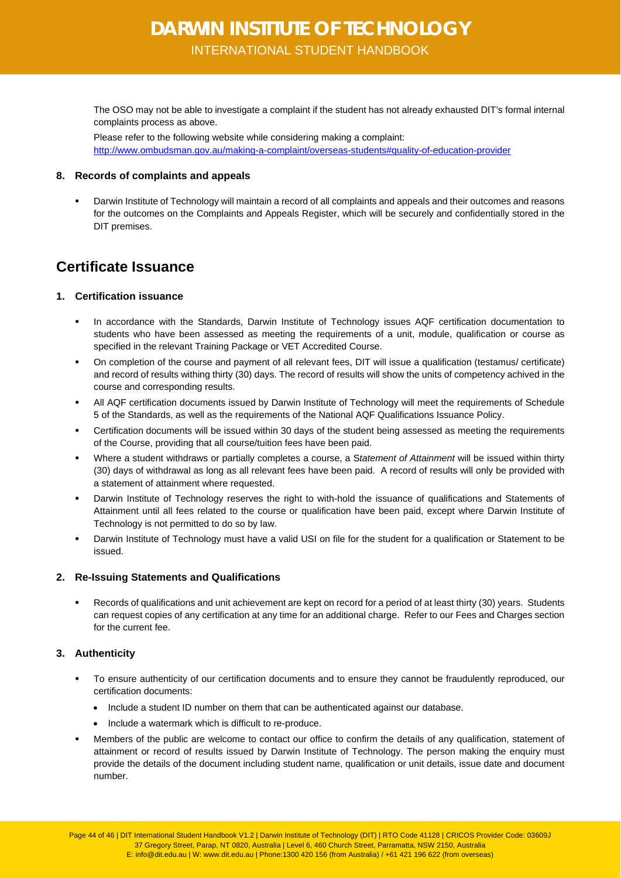The OSO may not be able to investigate a complaint if the student has not already exhausted DIT's formal internal complaints process as above.

Please refer to the following website while considering making a complaint: http://www.ombudsman.gov.au/making-a-complaint/overseas-students#quality-of-education-provider

### 8. Records of complaints and appeals

- Darwin Institute of Technology will maintain a record of all complaints and appeals and their outcomes and reasons for the outcomes on the Complaints and Appeals Register, which will be securely and confidentially stored in the DIT premises.

## Certificate Issuance

### 1. Certification issuance

- In accordance with the Standards, Darwin Institute of Technology issues AQF certification documentation to students who have been assessed as meeting the requirements of a unit, module, qualification or course as specified in the relevant Training Package or VET Accredited Course.
- On completion of the course and payment of all relevant fees, DIT will issue a qualification (testamus/ certificate) and record of results withing thirty (30) days. The record of results will show the units of competency achived in the course and corresponding results.
- All AQF certification documents issued by Darwin Institute of Technology will meet the requirements of Schedule 5 of the Standards, as well as the requirements of the National AQF Qualifications Issuance Policy.
- Certification documents will be issued within 30 days of the student being assessed as meeting the requirements of the Course, providing that all course/tuition fees have been paid.
- Where a student withdraws or partially completes a course, a S*tatement of Attainment* will be issued within thirty (30) days of withdrawal as long as all relevant fees have been paid. A record of results will only be provided with a statement of attainment where requested.
- Darwin Institute of Technology reserves the right to with-hold the issuance of qualifications and Statements of Attainment until all fees related to the course or qualification have been paid, except where Darwin Institute of Technology is not permitted to do so by law.
- Darwin Institute of Technology must have a valid USI on file for the student for a qualification or Statement to be issued.

### 2. Re-Issuing Statements and Qualifications

- Records of qualifications and unit achievement are kept on record for a period of at least thirty (30) years. Students can request copies of any certification at any time for an additional charge. Refer to our Fees and Charges section for the current fee.

### 3. Authenticity

- To ensure authenticity of our certification documents and to ensure they cannot be fraudulently reproduced, our certification documents:
  - Include a student ID number on them that can be authenticated against our database.
  - Include a watermark which is difficult to re-produce.
- Members of the public are welcome to contact our office to confirm the details of any qualification, statement of attainment or record of results issued by Darwin Institute of Technology. The person making the enquiry must provide the details of the document including student name, qualification or unit details, issue date and document number.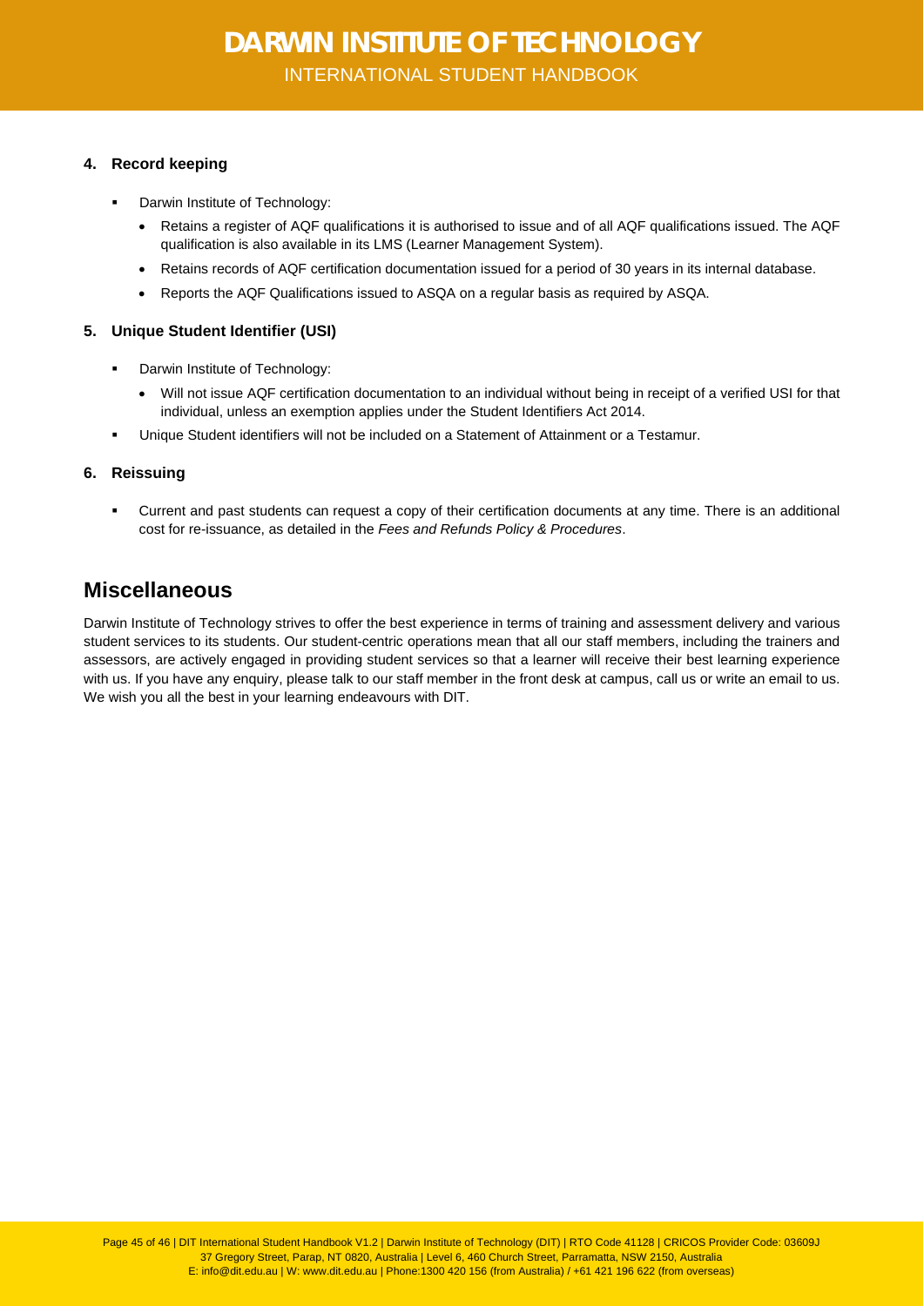### 4. Record keeping

- Darwin Institute of Technology:
  - Retains a register of AQF qualifications it is authorised to issue and of all AQF qualifications issued. The AQF qualification is also available in its LMS (Learner Management System).
  - Retains records of AQF certification documentation issued for a period of 30 years in its internal database.
  - Reports the AQF Qualifications issued to ASQA on a regular basis as required by ASQA.

### 5. Unique Student Identifier (USI)

- Darwin Institute of Technology:
  - Will not issue AQF certification documentation to an individual without being in receipt of a verified USI for that individual, unless an exemption applies under the Student Identifiers Act 2014.
- Unique Student identifiers will not be included on a Statement of Attainment or a Testamur.

### 6. Reissuing

- Current and past students can request a copy of their certification documents at any time. There is an additional cost for re-issuance, as detailed in the *Fees and Refunds Policy & Procedures*.

## Miscellaneous

Darwin Institute of Technology strives to offer the best experience in terms of training and assessment delivery and various student services to its students. Our student-centric operations mean that all our staff members, including the trainers and assessors, are actively engaged in providing student services so that a learner will receive their best learning experience with us. If you have any enquiry, please talk to our staff member in the front desk at campus, call us or write an email to us. We wish you all the best in your learning endeavours with DIT.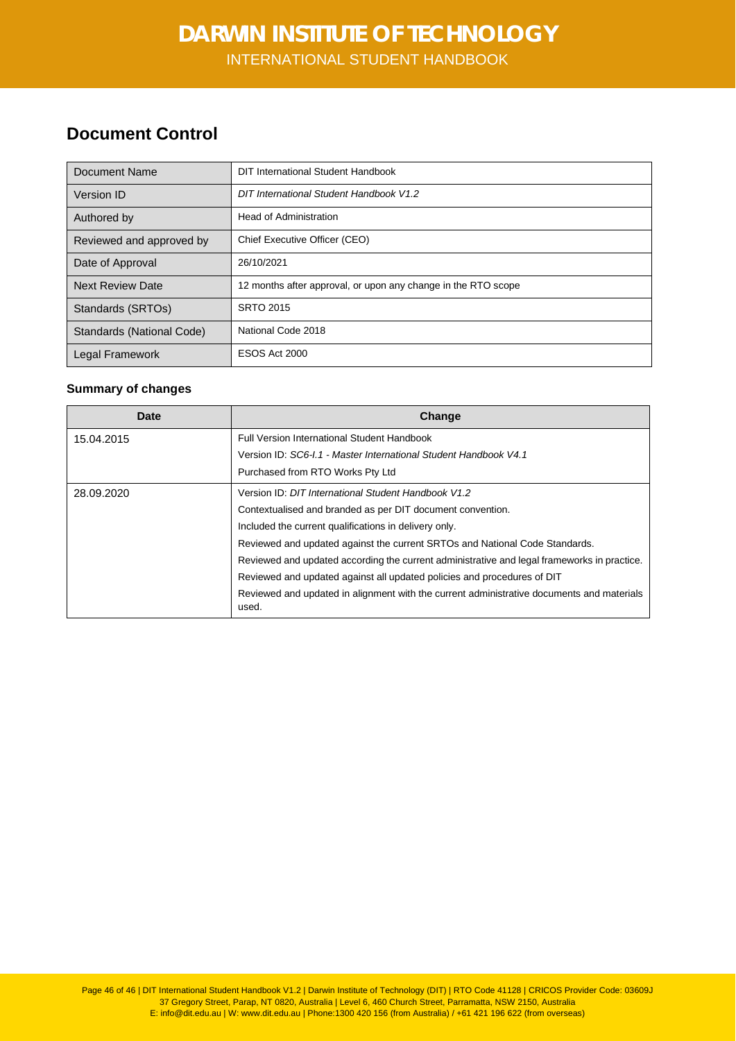## Document Control

| | |
|---|---|
| Document Name | DIT International Student Handbook |
| Version ID | *DIT International Student Handbook V1.2* |
| Authored by | Head of Administration |
| Reviewed and approved by | Chief Executive Officer (CEO) |
| Date of Approval | 26/10/2021 |
| Next Review Date | 12 months after approval, or upon any change in the RTO scope |
| Standards (SRTOs) | SRTO 2015 |
| Standards (National Code) | National Code 2018 |
| Legal Framework | ESOS Act 2000 |

### Summary of changes

| Date | Change |
|---|---|
| 15.04.2015 | Full Version International Student Handbook<br>Version ID: *SC6-I.1 - Master International Student Handbook V4.1*<br>Purchased from RTO Works Pty Ltd |
| 28.09.2020 | Version ID: *DIT International Student Handbook V1.2*<br>Contextualised and branded as per DIT document convention.<br>Included the current qualifications in delivery only.<br>Reviewed and updated against the current SRTOs and National Code Standards.<br>Reviewed and updated according the current administrative and legal frameworks in practice.<br>Reviewed and updated against all updated policies and procedures of DIT<br>Reviewed and updated in alignment with the current administrative documents and materials used. |